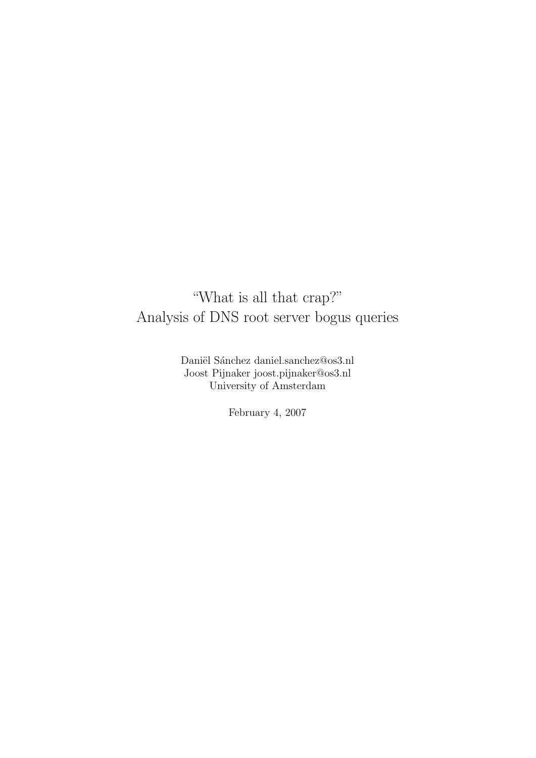# "What is all that crap?"
# Analysis of DNS root server bogus queries

Daniël Sánchez daniel.sanchez@os3.nl
Joost Pijnaker joost.pijnaker@os3.nl
University of Amsterdam

February 4, 2007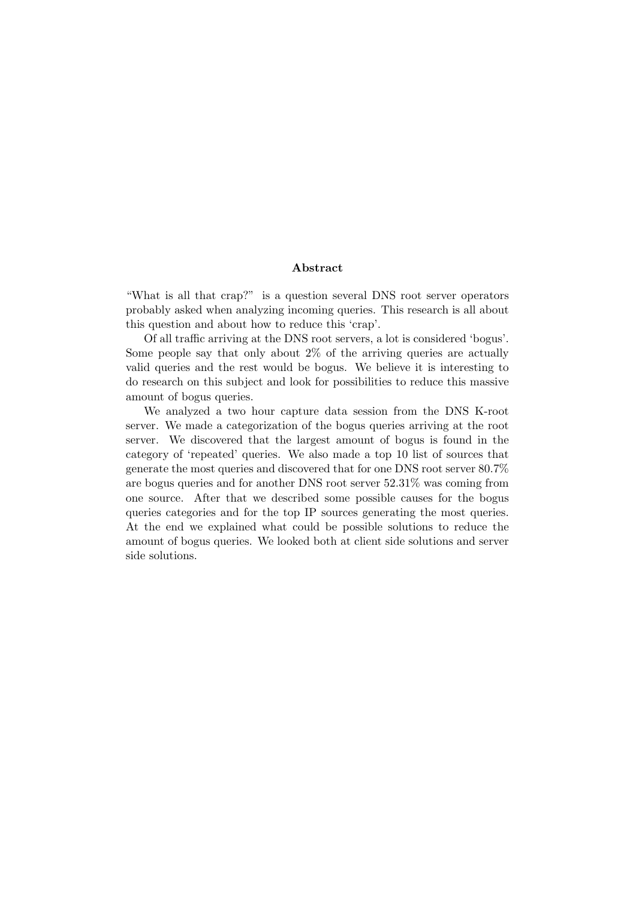## Abstract

"What is all that crap?" is a question several DNS root server operators probably asked when analyzing incoming queries. This research is all about this question and about how to reduce this 'crap'.

Of all traffic arriving at the DNS root servers, a lot is considered 'bogus'. Some people say that only about 2% of the arriving queries are actually valid queries and the rest would be bogus. We believe it is interesting to do research on this subject and look for possibilities to reduce this massive amount of bogus queries.

We analyzed a two hour capture data session from the DNS K-root server. We made a categorization of the bogus queries arriving at the root server. We discovered that the largest amount of bogus is found in the category of 'repeated' queries. We also made a top 10 list of sources that generate the most queries and discovered that for one DNS root server 80.7% are bogus queries and for another DNS root server 52.31% was coming from one source. After that we described some possible causes for the bogus queries categories and for the top IP sources generating the most queries. At the end we explained what could be possible solutions to reduce the amount of bogus queries. We looked both at client side solutions and server side solutions.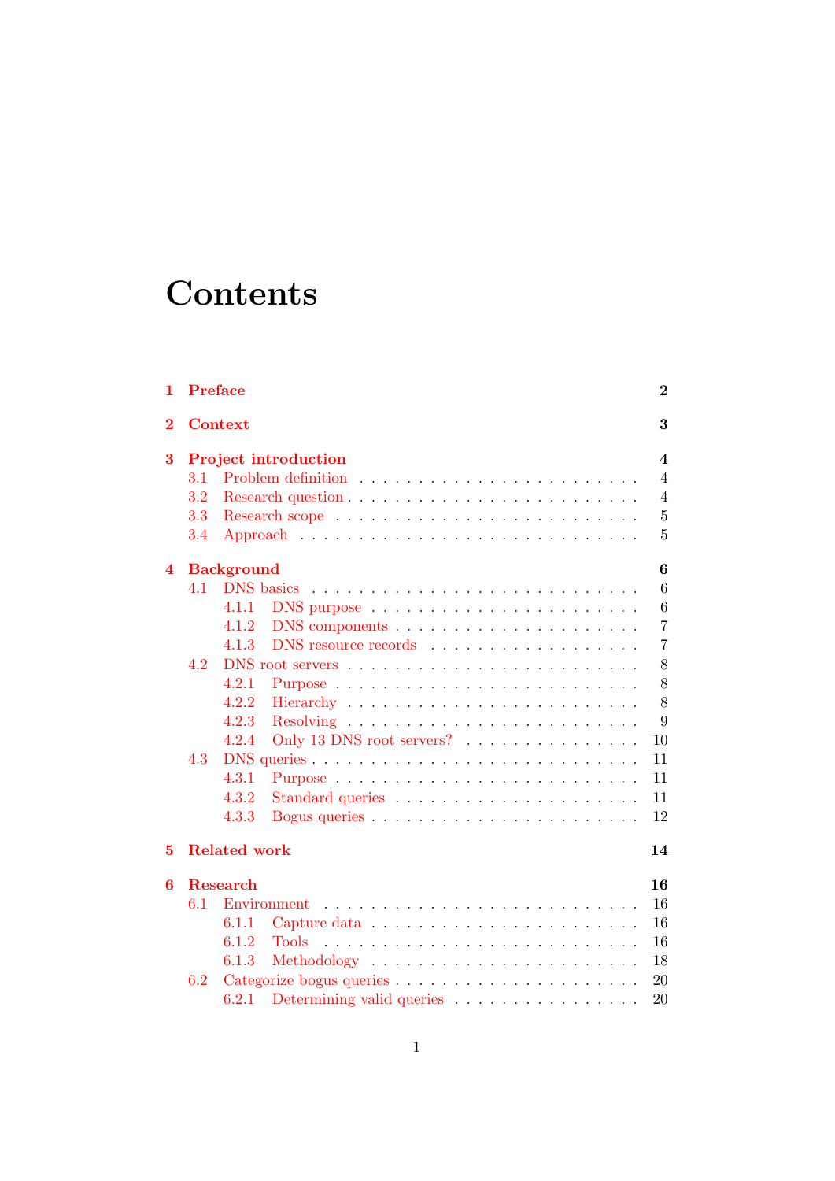# Contents

- **1 Preface** — 2
- **2 Context** — 3
- **3 Project introduction** — 4
  - 3.1 Problem definition — 4
  - 3.2 Research question — 4
  - 3.3 Research scope — 5
  - 3.4 Approach — 5
- **4 Background** — 6
  - 4.1 DNS basics — 6
    - 4.1.1 DNS purpose — 6
    - 4.1.2 DNS components — 7
    - 4.1.3 DNS resource records — 7
  - 4.2 DNS root servers — 8
    - 4.2.1 Purpose — 8
    - 4.2.2 Hierarchy — 8
    - 4.2.3 Resolving — 9
    - 4.2.4 Only 13 DNS root servers? — 10
  - 4.3 DNS queries — 11
    - 4.3.1 Purpose — 11
    - 4.3.2 Standard queries — 11
    - 4.3.3 Bogus queries — 12
- **5 Related work** — 14
- **6 Research** — 16
  - 6.1 Environment — 16
    - 6.1.1 Capture data — 16
    - 6.1.2 Tools — 16
    - 6.1.3 Methodology — 18
  - 6.2 Categorize bogus queries — 20
    - 6.2.1 Determining valid queries — 20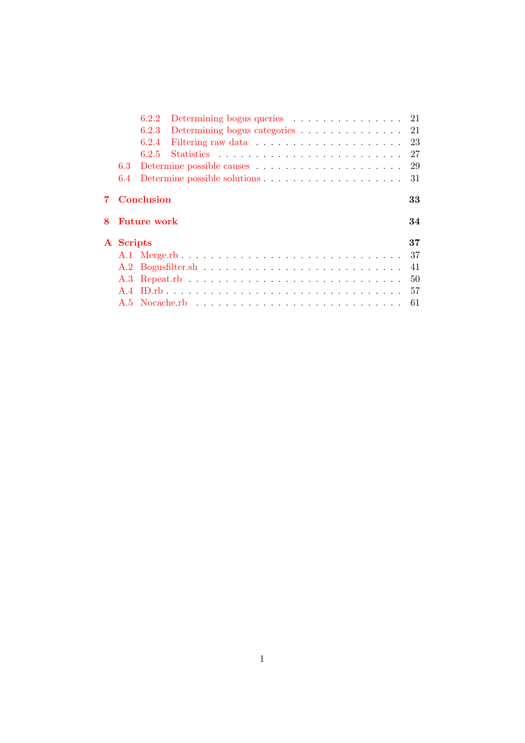- 6.2.2 Determining bogus queries . . . . . . . . . . . . . . . . 21
- 6.2.3 Determining bogus categories . . . . . . . . . . . . . . 21
- 6.2.4 Filtering raw data . . . . . . . . . . . . . . . . . . . 23
- 6.2.5 Statistics . . . . . . . . . . . . . . . . . . . . . . . 27
- 6.3 Determine possible causes . . . . . . . . . . . . . . . . . . . . 29
- 6.4 Determine possible solutions . . . . . . . . . . . . . . . . . . 31

**7 Conclusion** **33**

**8 Future work** **34**

**A Scripts** **37**

- A.1 Merge.rb . . . . . . . . . . . . . . . . . . . . . . . . . . . . 37
- A.2 Bogusfilter.sh . . . . . . . . . . . . . . . . . . . . . . . . . 41
- A.3 Repeat.rb . . . . . . . . . . . . . . . . . . . . . . . . . . . . 50
- A.4 ID.rb . . . . . . . . . . . . . . . . . . . . . . . . . . . . . . 57
- A.5 Nocache.rb . . . . . . . . . . . . . . . . . . . . . . . . . . . 61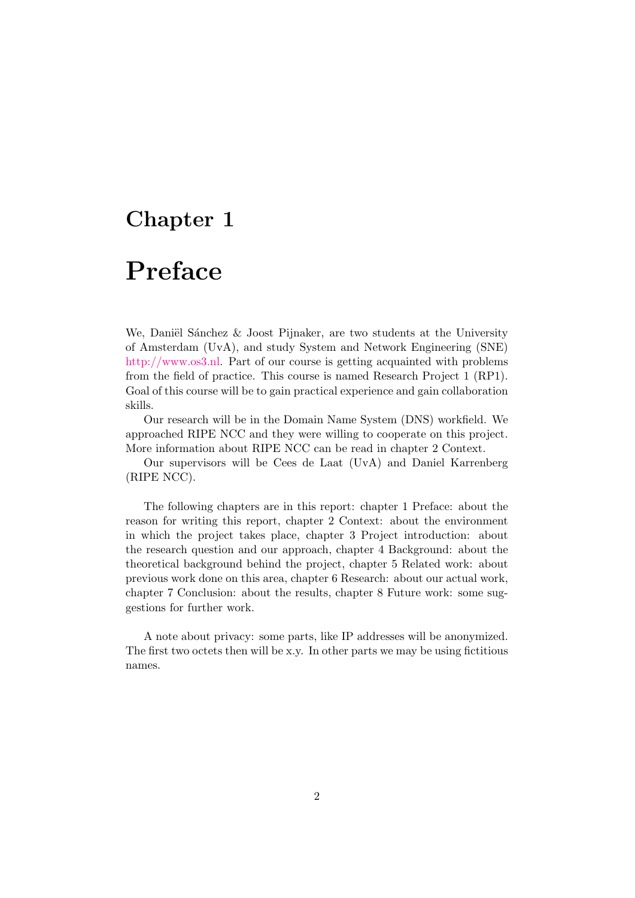# Chapter 1

# Preface

We, Daniël Sánchez & Joost Pijnaker, are two students at the University of Amsterdam (UvA), and study System and Network Engineering (SNE) http://www.os3.nl. Part of our course is getting acquainted with problems from the field of practice. This course is named Research Project 1 (RP1). Goal of this course will be to gain practical experience and gain collaboration skills.

Our research will be in the Domain Name System (DNS) workfield. We approached RIPE NCC and they were willing to cooperate on this project. More information about RIPE NCC can be read in chapter 2 Context.

Our supervisors will be Cees de Laat (UvA) and Daniel Karrenberg (RIPE NCC).

The following chapters are in this report: chapter 1 Preface: about the reason for writing this report, chapter 2 Context: about the environment in which the project takes place, chapter 3 Project introduction: about the research question and our approach, chapter 4 Background: about the theoretical background behind the project, chapter 5 Related work: about previous work done on this area, chapter 6 Research: about our actual work, chapter 7 Conclusion: about the results, chapter 8 Future work: some suggestions for further work.

A note about privacy: some parts, like IP addresses will be anonymized. The first two octets then will be x.y. In other parts we may be using fictitious names.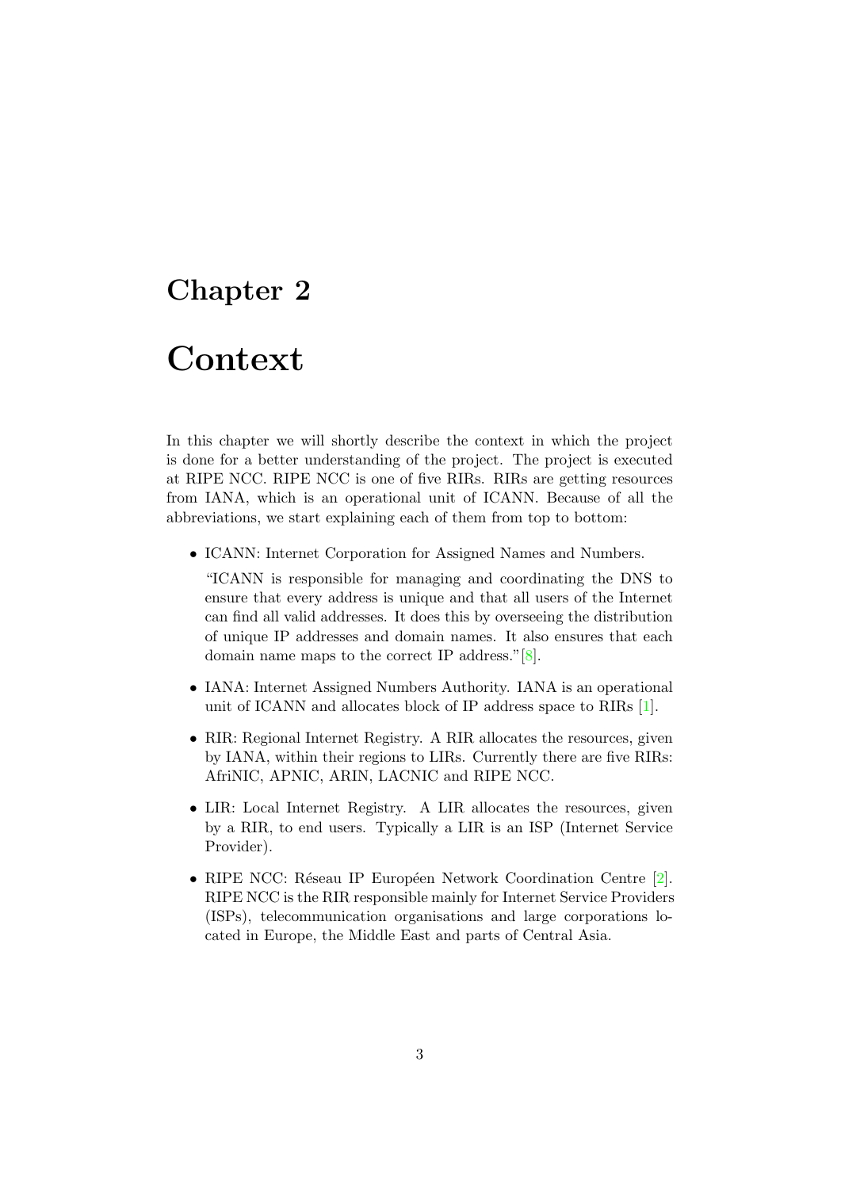# Chapter 2

# Context

In this chapter we will shortly describe the context in which the project is done for a better understanding of the project. The project is executed at RIPE NCC. RIPE NCC is one of five RIRs. RIRs are getting resources from IANA, which is an operational unit of ICANN. Because of all the abbreviations, we start explaining each of them from top to bottom:

- ICANN: Internet Corporation for Assigned Names and Numbers.

  "ICANN is responsible for managing and coordinating the DNS to ensure that every address is unique and that all users of the Internet can find all valid addresses. It does this by overseeing the distribution of unique IP addresses and domain names. It also ensures that each domain name maps to the correct IP address."[8].

- IANA: Internet Assigned Numbers Authority. IANA is an operational unit of ICANN and allocates block of IP address space to RIRs [1].

- RIR: Regional Internet Registry. A RIR allocates the resources, given by IANA, within their regions to LIRs. Currently there are five RIRs: AfriNIC, APNIC, ARIN, LACNIC and RIPE NCC.

- LIR: Local Internet Registry. A LIR allocates the resources, given by a RIR, to end users. Typically a LIR is an ISP (Internet Service Provider).

- RIPE NCC: Réseau IP Européen Network Coordination Centre [2]. RIPE NCC is the RIR responsible mainly for Internet Service Providers (ISPs), telecommunication organisations and large corporations located in Europe, the Middle East and parts of Central Asia.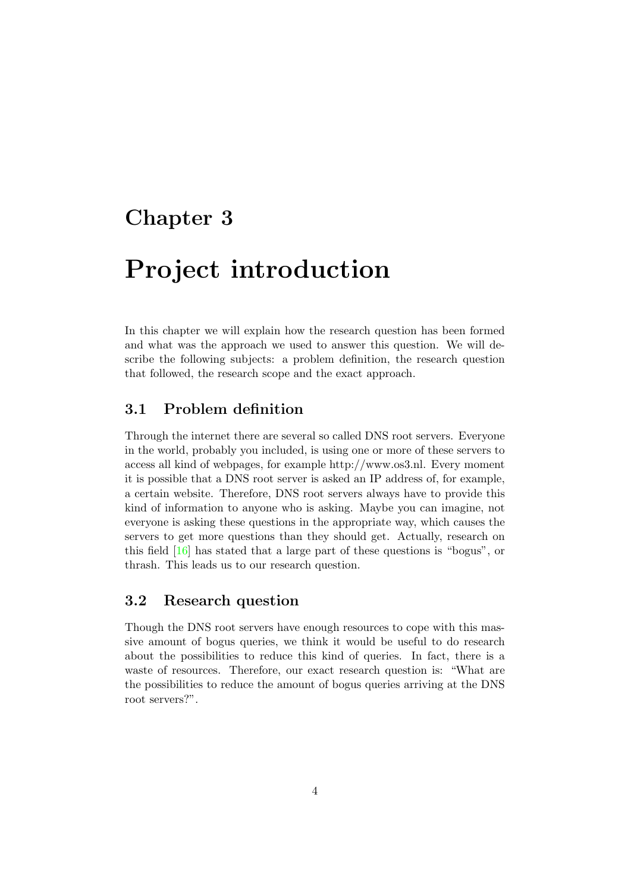# Chapter 3

# Project introduction

In this chapter we will explain how the research question has been formed and what was the approach we used to answer this question. We will describe the following subjects: a problem definition, the research question that followed, the research scope and the exact approach.

## 3.1 Problem definition

Through the internet there are several so called DNS root servers. Everyone in the world, probably you included, is using one or more of these servers to access all kind of webpages, for example http://www.os3.nl. Every moment it is possible that a DNS root server is asked an IP address of, for example, a certain website. Therefore, DNS root servers always have to provide this kind of information to anyone who is asking. Maybe you can imagine, not everyone is asking these questions in the appropriate way, which causes the servers to get more questions than they should get. Actually, research on this field [16] has stated that a large part of these questions is "bogus", or thrash. This leads us to our research question.

## 3.2 Research question

Though the DNS root servers have enough resources to cope with this massive amount of bogus queries, we think it would be useful to do research about the possibilities to reduce this kind of queries. In fact, there is a waste of resources. Therefore, our exact research question is: "What are the possibilities to reduce the amount of bogus queries arriving at the DNS root servers?".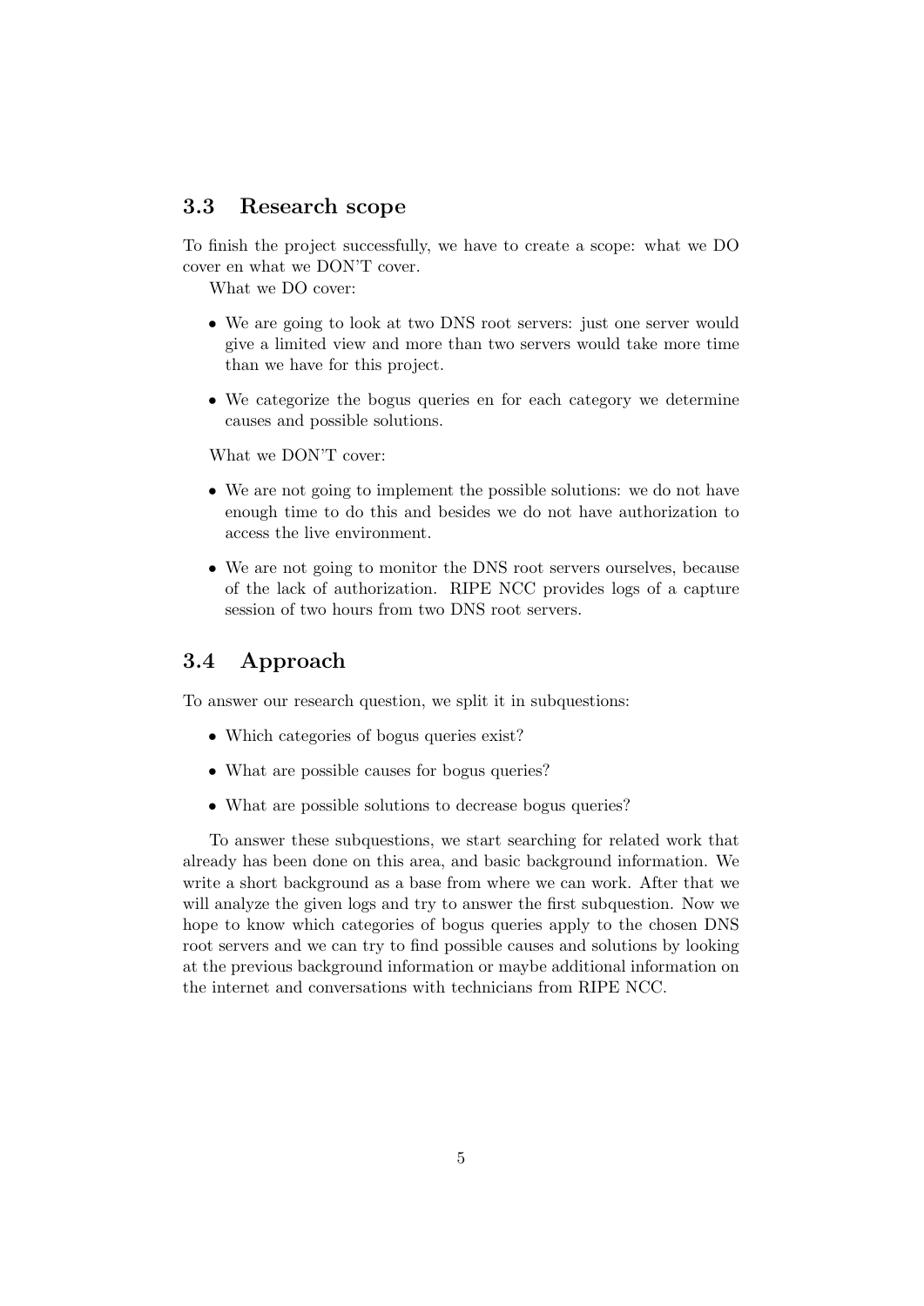## 3.3 Research scope

To finish the project successfully, we have to create a scope: what we DO cover en what we DON'T cover.

What we DO cover:

- We are going to look at two DNS root servers: just one server would give a limited view and more than two servers would take more time than we have for this project.
- We categorize the bogus queries en for each category we determine causes and possible solutions.

What we DON'T cover:

- We are not going to implement the possible solutions: we do not have enough time to do this and besides we do not have authorization to access the live environment.
- We are not going to monitor the DNS root servers ourselves, because of the lack of authorization. RIPE NCC provides logs of a capture session of two hours from two DNS root servers.

## 3.4 Approach

To answer our research question, we split it in subquestions:

- Which categories of bogus queries exist?
- What are possible causes for bogus queries?
- What are possible solutions to decrease bogus queries?

To answer these subquestions, we start searching for related work that already has been done on this area, and basic background information. We write a short background as a base from where we can work. After that we will analyze the given logs and try to answer the first subquestion. Now we hope to know which categories of bogus queries apply to the chosen DNS root servers and we can try to find possible causes and solutions by looking at the previous background information or maybe additional information on the internet and conversations with technicians from RIPE NCC.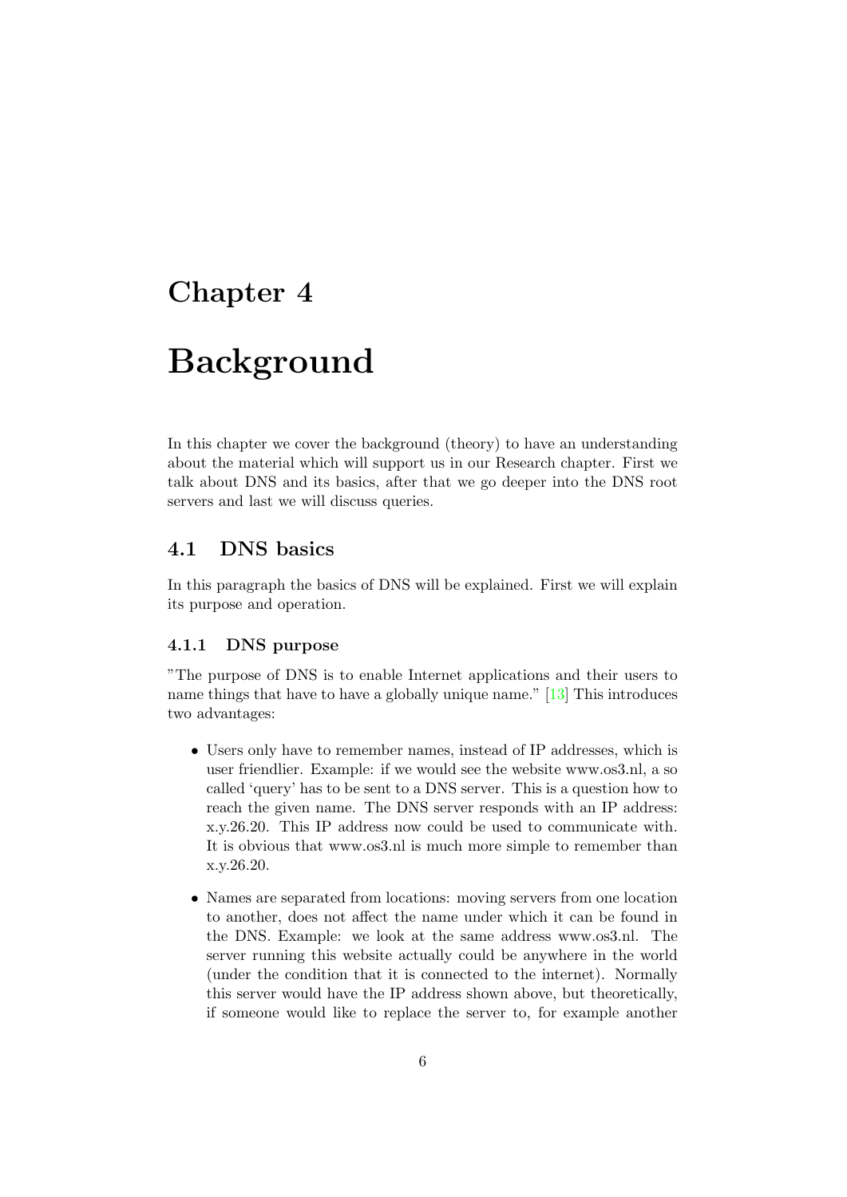# Chapter 4

# Background

In this chapter we cover the background (theory) to have an understanding about the material which will support us in our Research chapter. First we talk about DNS and its basics, after that we go deeper into the DNS root servers and last we will discuss queries.

## 4.1 DNS basics

In this paragraph the basics of DNS will be explained. First we will explain its purpose and operation.

### 4.1.1 DNS purpose

"The purpose of DNS is to enable Internet applications and their users to name things that have to have a globally unique name." [13] This introduces two advantages:

- Users only have to remember names, instead of IP addresses, which is user friendlier. Example: if we would see the website www.os3.nl, a so called 'query' has to be sent to a DNS server. This is a question how to reach the given name. The DNS server responds with an IP address: x.y.26.20. This IP address now could be used to communicate with. It is obvious that www.os3.nl is much more simple to remember than x.y.26.20.
- Names are separated from locations: moving servers from one location to another, does not affect the name under which it can be found in the DNS. Example: we look at the same address www.os3.nl. The server running this website actually could be anywhere in the world (under the condition that it is connected to the internet). Normally this server would have the IP address shown above, but theoretically, if someone would like to replace the server to, for example another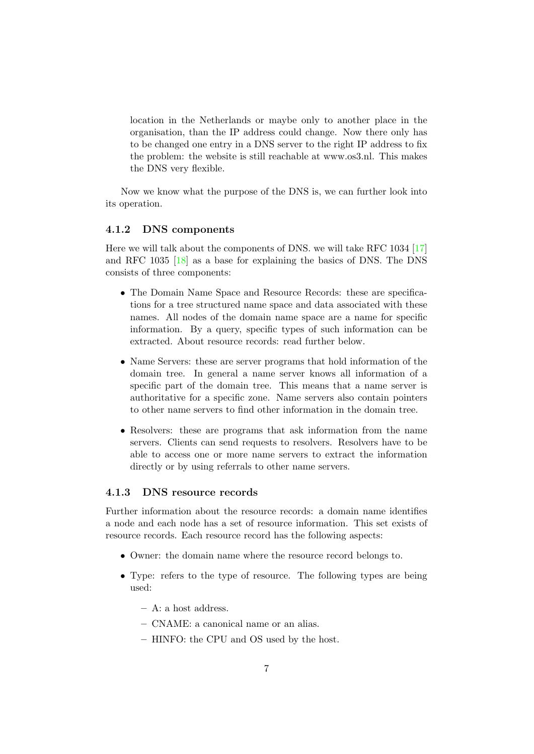location in the Netherlands or maybe only to another place in the organisation, than the IP address could change. Now there only has to be changed one entry in a DNS server to the right IP address to fix the problem: the website is still reachable at www.os3.nl. This makes the DNS very flexible.

Now we know what the purpose of the DNS is, we can further look into its operation.

### 4.1.2 DNS components

Here we will talk about the components of DNS. we will take RFC 1034 [17] and RFC 1035 [18] as a base for explaining the basics of DNS. The DNS consists of three components:

- The Domain Name Space and Resource Records: these are specifications for a tree structured name space and data associated with these names. All nodes of the domain name space are a name for specific information. By a query, specific types of such information can be extracted. About resource records: read further below.
- Name Servers: these are server programs that hold information of the domain tree. In general a name server knows all information of a specific part of the domain tree. This means that a name server is authoritative for a specific zone. Name servers also contain pointers to other name servers to find other information in the domain tree.
- Resolvers: these are programs that ask information from the name servers. Clients can send requests to resolvers. Resolvers have to be able to access one or more name servers to extract the information directly or by using referrals to other name servers.

### 4.1.3 DNS resource records

Further information about the resource records: a domain name identifies a node and each node has a set of resource information. This set exists of resource records. Each resource record has the following aspects:

- Owner: the domain name where the resource record belongs to.
- Type: refers to the type of resource. The following types are being used:
  - A: a host address.
  - CNAME: a canonical name or an alias.
  - HINFO: the CPU and OS used by the host.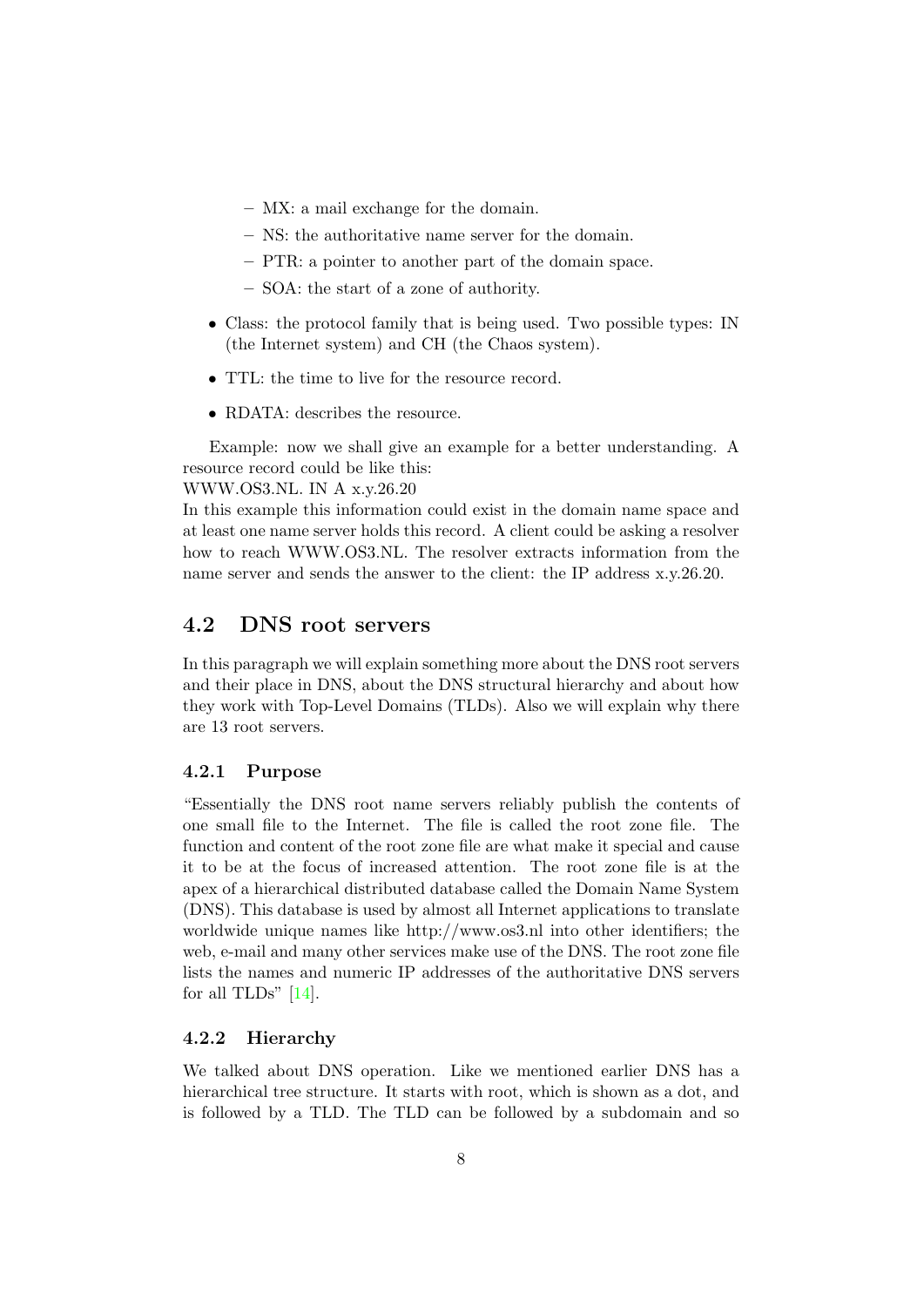- MX: a mail exchange for the domain.
  - NS: the authoritative name server for the domain.
  - PTR: a pointer to another part of the domain space.
  - SOA: the start of a zone of authority.

- Class: the protocol family that is being used. Two possible types: IN (the Internet system) and CH (the Chaos system).
- TTL: the time to live for the resource record.
- RDATA: describes the resource.

Example: now we shall give an example for a better understanding. A resource record could be like this:
WWW.OS3.NL. IN A x.y.26.20
In this example this information could exist in the domain name space and at least one name server holds this record. A client could be asking a resolver how to reach WWW.OS3.NL. The resolver extracts information from the name server and sends the answer to the client: the IP address x.y.26.20.

## 4.2 DNS root servers

In this paragraph we will explain something more about the DNS root servers and their place in DNS, about the DNS structural hierarchy and about how they work with Top-Level Domains (TLDs). Also we will explain why there are 13 root servers.

### 4.2.1 Purpose

"Essentially the DNS root name servers reliably publish the contents of one small file to the Internet. The file is called the root zone file. The function and content of the root zone file are what make it special and cause it to be at the focus of increased attention. The root zone file is at the apex of a hierarchical distributed database called the Domain Name System (DNS). This database is used by almost all Internet applications to translate worldwide unique names like http://www.os3.nl into other identifiers; the web, e-mail and many other services make use of the DNS. The root zone file lists the names and numeric IP addresses of the authoritative DNS servers for all TLDs" [14].

### 4.2.2 Hierarchy

We talked about DNS operation. Like we mentioned earlier DNS has a hierarchical tree structure. It starts with root, which is shown as a dot, and is followed by a TLD. The TLD can be followed by a subdomain and so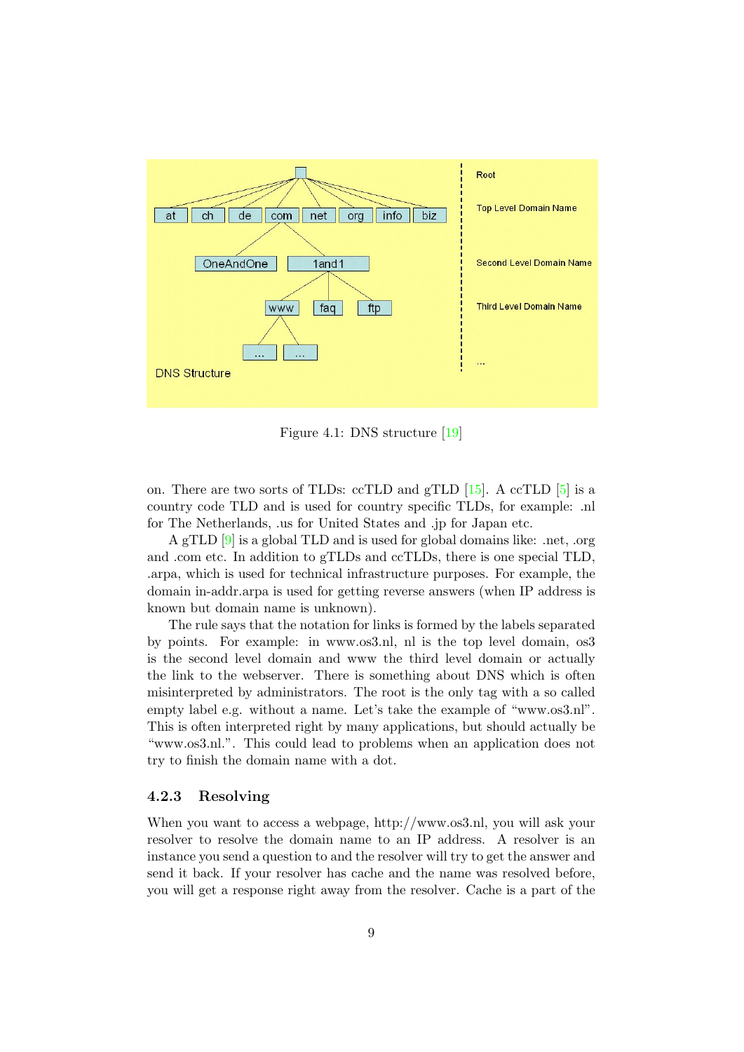Figure 4.1: DNS structure [19]

on. There are two sorts of TLDs: ccTLD and gTLD [15]. A ccTLD [5] is a country code TLD and is used for country specific TLDs, for example: .nl for The Netherlands, .us for United States and .jp for Japan etc.

A gTLD [9] is a global TLD and is used for global domains like: .net, .org and .com etc. In addition to gTLDs and ccTLDs, there is one special TLD, .arpa, which is used for technical infrastructure purposes. For example, the domain in-addr.arpa is used for getting reverse answers (when IP address is known but domain name is unknown).

The rule says that the notation for links is formed by the labels separated by points. For example: in www.os3.nl, nl is the top level domain, os3 is the second level domain and www the third level domain or actually the link to the webserver. There is something about DNS which is often misinterpreted by administrators. The root is the only tag with a so called empty label e.g. without a name. Let's take the example of "www.os3.nl". This is often interpreted right by many applications, but should actually be "www.os3.nl.". This could lead to problems when an application does not try to finish the domain name with a dot.

### 4.2.3 Resolving

When you want to access a webpage, http://www.os3.nl, you will ask your resolver to resolve the domain name to an IP address. A resolver is an instance you send a question to and the resolver will try to get the answer and send it back. If your resolver has cache and the name was resolved before, you will get a response right away from the resolver. Cache is a part of the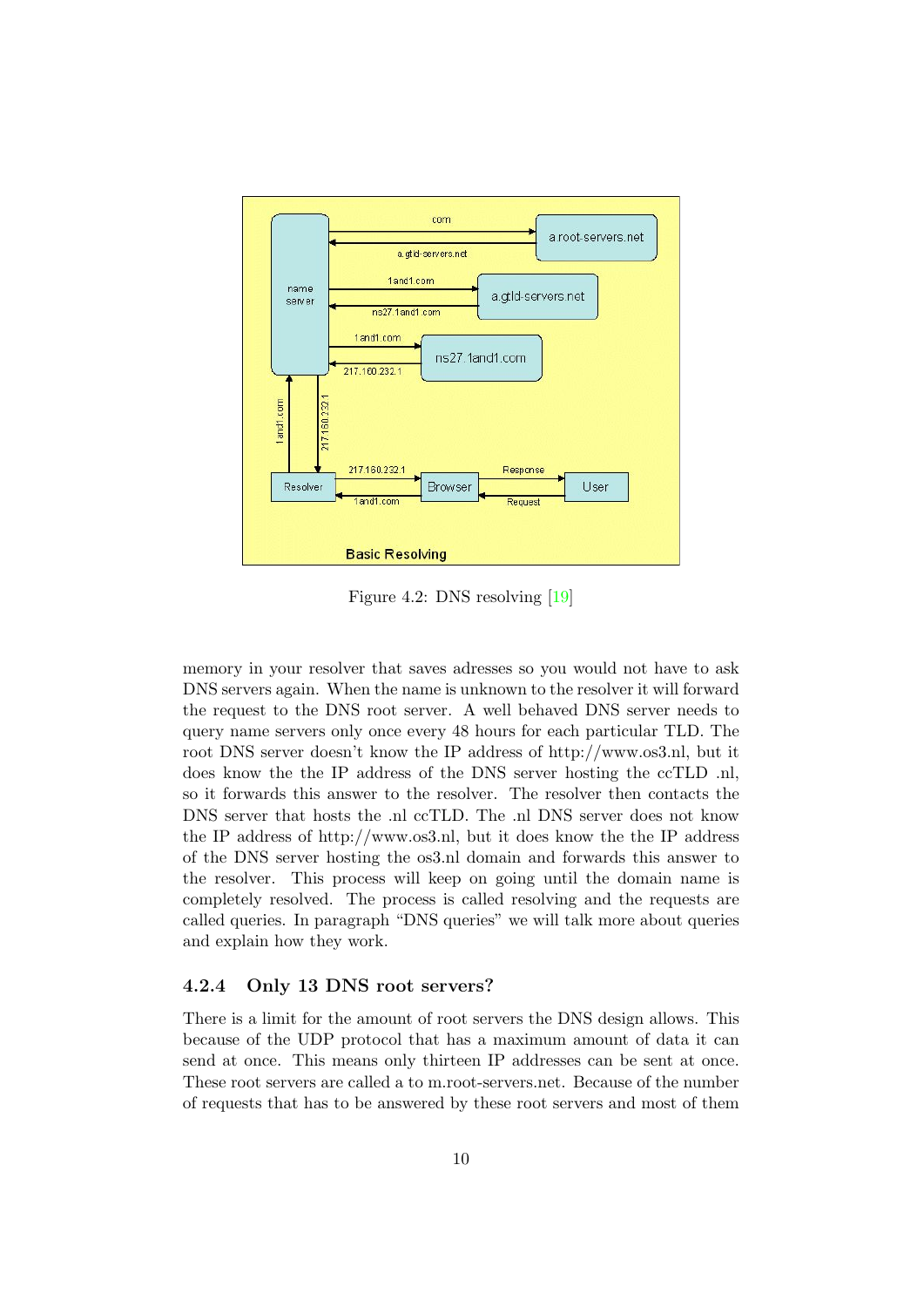Figure 4.2: DNS resolving [19]

memory in your resolver that saves adresses so you would not have to ask DNS servers again. When the name is unknown to the resolver it will forward the request to the DNS root server. A well behaved DNS server needs to query name servers only once every 48 hours for each particular TLD. The root DNS server doesn't know the IP address of http://www.os3.nl, but it does know the the IP address of the DNS server hosting the ccTLD .nl, so it forwards this answer to the resolver. The resolver then contacts the DNS server that hosts the .nl ccTLD. The .nl DNS server does not know the IP address of http://www.os3.nl, but it does know the the IP address of the DNS server hosting the os3.nl domain and forwards this answer to the resolver. This process will keep on going until the domain name is completely resolved. The process is called resolving and the requests are called queries. In paragraph "DNS queries" we will talk more about queries and explain how they work.

### 4.2.4 Only 13 DNS root servers?

There is a limit for the amount of root servers the DNS design allows. This because of the UDP protocol that has a maximum amount of data it can send at once. This means only thirteen IP addresses can be sent at once. These root servers are called a to m.root-servers.net. Because of the number of requests that has to be answered by these root servers and most of them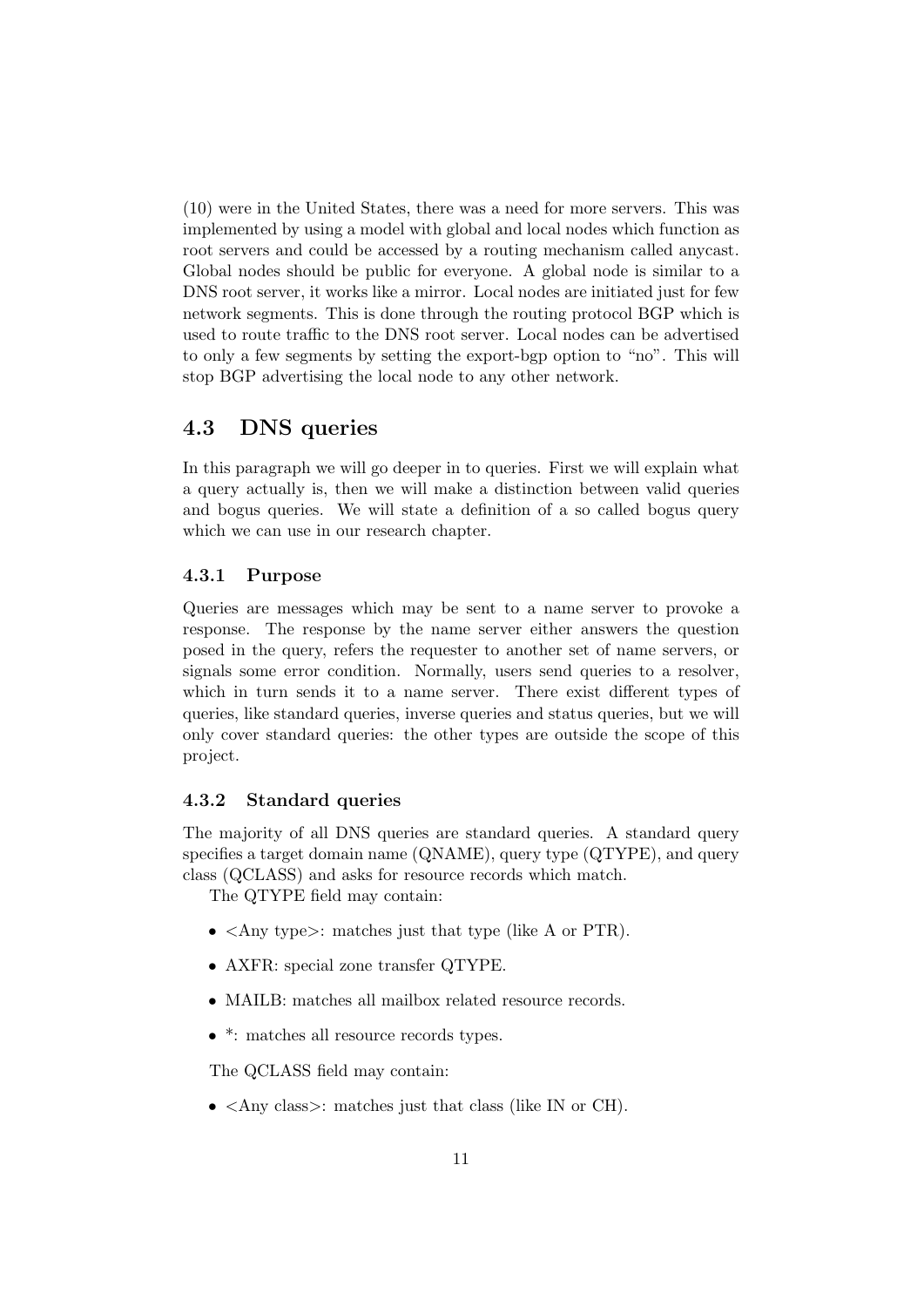(10) were in the United States, there was a need for more servers. This was implemented by using a model with global and local nodes which function as root servers and could be accessed by a routing mechanism called anycast. Global nodes should be public for everyone. A global node is similar to a DNS root server, it works like a mirror. Local nodes are initiated just for few network segments. This is done through the routing protocol BGP which is used to route traffic to the DNS root server. Local nodes can be advertised to only a few segments by setting the export-bgp option to "no". This will stop BGP advertising the local node to any other network.

## 4.3 DNS queries

In this paragraph we will go deeper in to queries. First we will explain what a query actually is, then we will make a distinction between valid queries and bogus queries. We will state a definition of a so called bogus query which we can use in our research chapter.

### 4.3.1 Purpose

Queries are messages which may be sent to a name server to provoke a response. The response by the name server either answers the question posed in the query, refers the requester to another set of name servers, or signals some error condition. Normally, users send queries to a resolver, which in turn sends it to a name server. There exist different types of queries, like standard queries, inverse queries and status queries, but we will only cover standard queries: the other types are outside the scope of this project.

### 4.3.2 Standard queries

The majority of all DNS queries are standard queries. A standard query specifies a target domain name (QNAME), query type (QTYPE), and query class (QCLASS) and asks for resource records which match.

The QTYPE field may contain:

- <Any type>: matches just that type (like A or PTR).
- AXFR: special zone transfer QTYPE.
- MAILB: matches all mailbox related resource records.
- *: matches all resource records types.

The QCLASS field may contain:

- <Any class>: matches just that class (like IN or CH).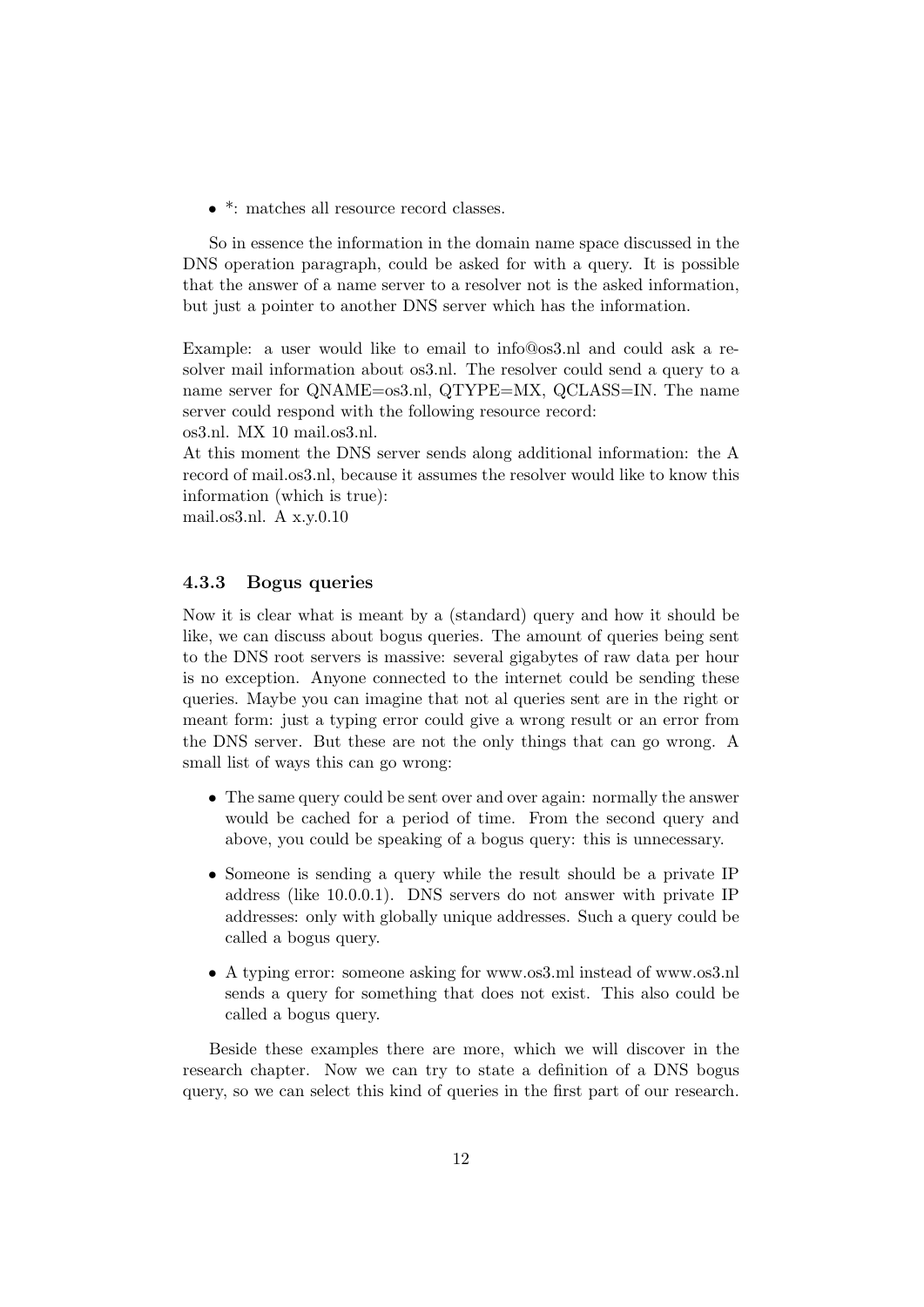- *: matches all resource record classes.

So in essence the information in the domain name space discussed in the DNS operation paragraph, could be asked for with a query. It is possible that the answer of a name server to a resolver not is the asked information, but just a pointer to another DNS server which has the information.

Example: a user would like to email to info@os3.nl and could ask a resolver mail information about os3.nl. The resolver could send a query to a name server for QNAME=os3.nl, QTYPE=MX, QCLASS=IN. The name server could respond with the following resource record:
os3.nl. MX 10 mail.os3.nl.
At this moment the DNS server sends along additional information: the A record of mail.os3.nl, because it assumes the resolver would like to know this information (which is true):
mail.os3.nl. A x.y.0.10

### 4.3.3 Bogus queries

Now it is clear what is meant by a (standard) query and how it should be like, we can discuss about bogus queries. The amount of queries being sent to the DNS root servers is massive: several gigabytes of raw data per hour is no exception. Anyone connected to the internet could be sending these queries. Maybe you can imagine that not al queries sent are in the right or meant form: just a typing error could give a wrong result or an error from the DNS server. But these are not the only things that can go wrong. A small list of ways this can go wrong:

- The same query could be sent over and over again: normally the answer would be cached for a period of time. From the second query and above, you could be speaking of a bogus query: this is unnecessary.
- Someone is sending a query while the result should be a private IP address (like 10.0.0.1). DNS servers do not answer with private IP addresses: only with globally unique addresses. Such a query could be called a bogus query.
- A typing error: someone asking for www.os3.ml instead of www.os3.nl sends a query for something that does not exist. This also could be called a bogus query.

Beside these examples there are more, which we will discover in the research chapter. Now we can try to state a definition of a DNS bogus query, so we can select this kind of queries in the first part of our research.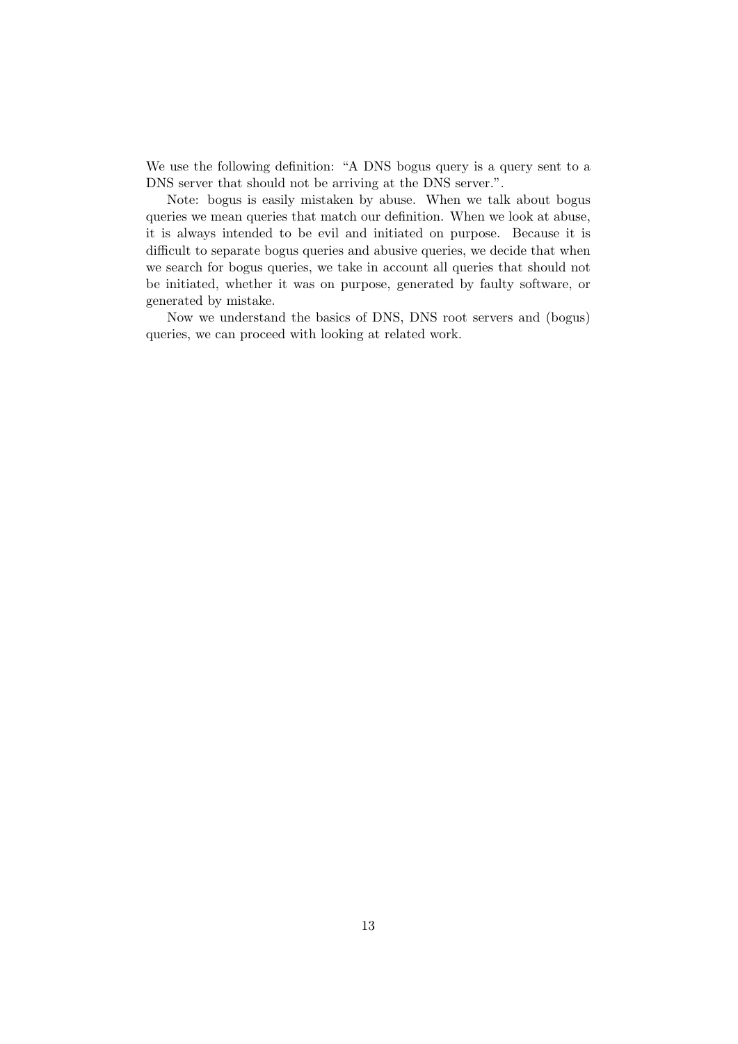We use the following definition: "A DNS bogus query is a query sent to a DNS server that should not be arriving at the DNS server.".

Note: bogus is easily mistaken by abuse. When we talk about bogus queries we mean queries that match our definition. When we look at abuse, it is always intended to be evil and initiated on purpose. Because it is difficult to separate bogus queries and abusive queries, we decide that when we search for bogus queries, we take in account all queries that should not be initiated, whether it was on purpose, generated by faulty software, or generated by mistake.

Now we understand the basics of DNS, DNS root servers and (bogus) queries, we can proceed with looking at related work.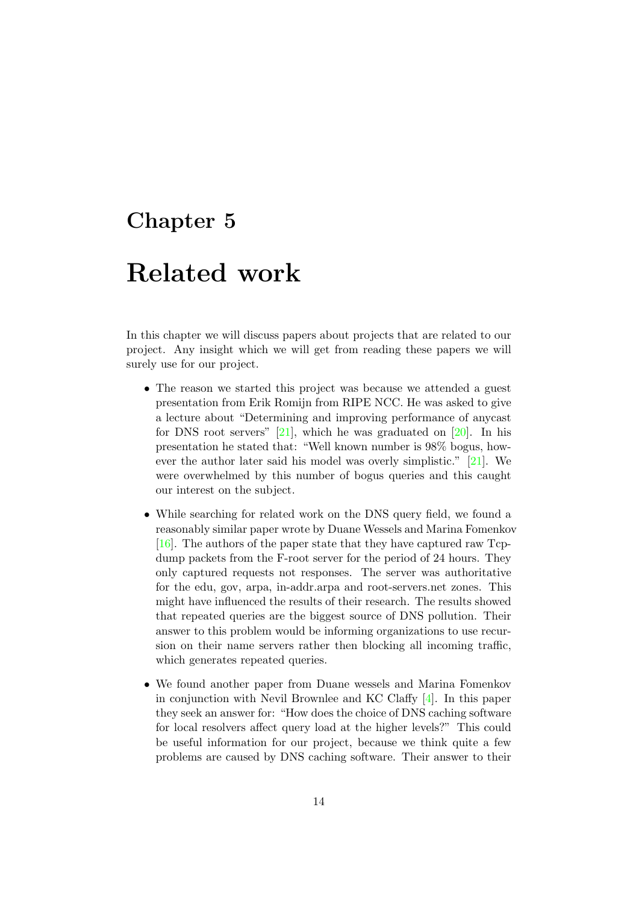# Chapter 5

# Related work

In this chapter we will discuss papers about projects that are related to our project. Any insight which we will get from reading these papers we will surely use for our project.

- The reason we started this project was because we attended a guest presentation from Erik Romijn from RIPE NCC. He was asked to give a lecture about "Determining and improving performance of anycast for DNS root servers" [21], which he was graduated on [20]. In his presentation he stated that: "Well known number is 98% bogus, however the author later said his model was overly simplistic." [21]. We were overwhelmed by this number of bogus queries and this caught our interest on the subject.

- While searching for related work on the DNS query field, we found a reasonably similar paper wrote by Duane Wessels and Marina Fomenkov [16]. The authors of the paper state that they have captured raw Tcpdump packets from the F-root server for the period of 24 hours. They only captured requests not responses. The server was authoritative for the edu, gov, arpa, in-addr.arpa and root-servers.net zones. This might have influenced the results of their research. The results showed that repeated queries are the biggest source of DNS pollution. Their answer to this problem would be informing organizations to use recursion on their name servers rather then blocking all incoming traffic, which generates repeated queries.

- We found another paper from Duane wessels and Marina Fomenkov in conjunction with Nevil Brownlee and KC Claffy [4]. In this paper they seek an answer for: "How does the choice of DNS caching software for local resolvers affect query load at the higher levels?" This could be useful information for our project, because we think quite a few problems are caused by DNS caching software. Their answer to their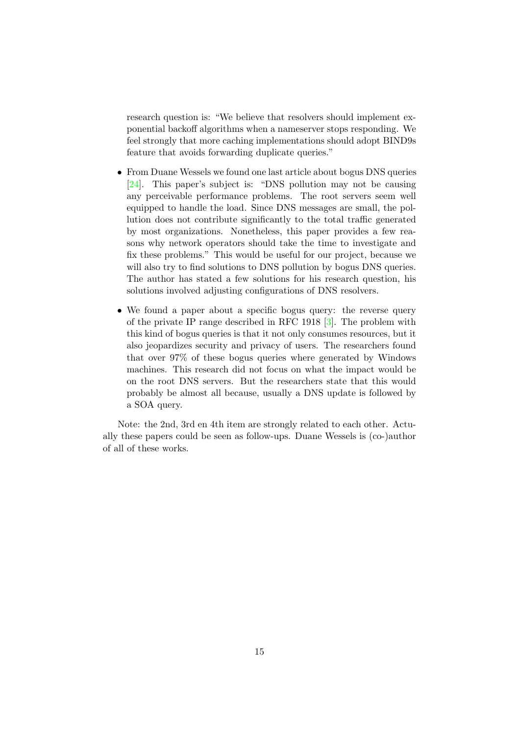research question is: "We believe that resolvers should implement exponential backoff algorithms when a nameserver stops responding. We feel strongly that more caching implementations should adopt BIND9s feature that avoids forwarding duplicate queries."

- From Duane Wessels we found one last article about bogus DNS queries [24]. This paper's subject is: "DNS pollution may not be causing any perceivable performance problems. The root servers seem well equipped to handle the load. Since DNS messages are small, the pollution does not contribute significantly to the total traffic generated by most organizations. Nonetheless, this paper provides a few reasons why network operators should take the time to investigate and fix these problems." This would be useful for our project, because we will also try to find solutions to DNS pollution by bogus DNS queries. The author has stated a few solutions for his research question, his solutions involved adjusting configurations of DNS resolvers.
- We found a paper about a specific bogus query: the reverse query of the private IP range described in RFC 1918 [3]. The problem with this kind of bogus queries is that it not only consumes resources, but it also jeopardizes security and privacy of users. The researchers found that over 97% of these bogus queries where generated by Windows machines. This research did not focus on what the impact would be on the root DNS servers. But the researchers state that this would probably be almost all because, usually a DNS update is followed by a SOA query.

Note: the 2nd, 3rd en 4th item are strongly related to each other. Actually these papers could be seen as follow-ups. Duane Wessels is (co-)author of all of these works.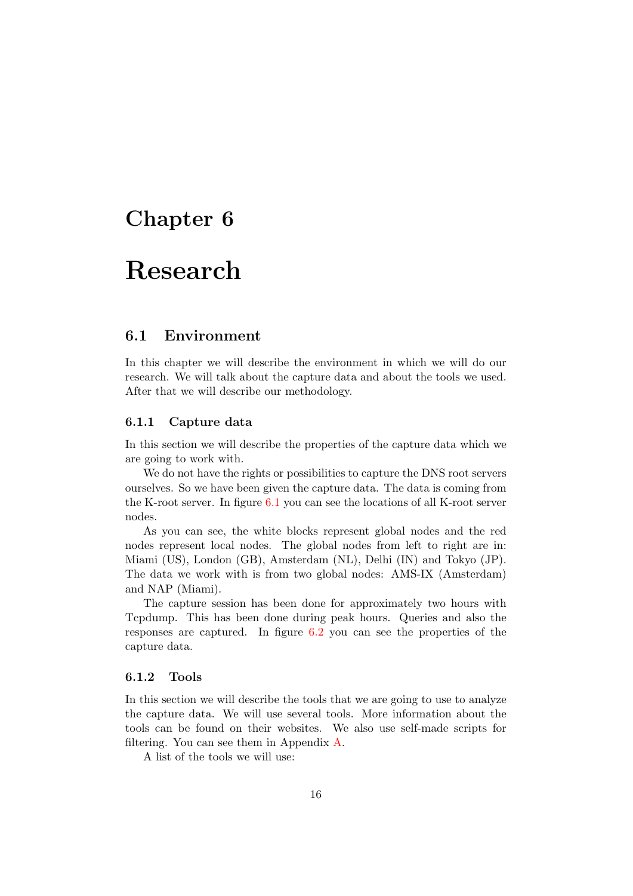# Chapter 6

# Research

## 6.1 Environment

In this chapter we will describe the environment in which we will do our research. We will talk about the capture data and about the tools we used. After that we will describe our methodology.

### 6.1.1 Capture data

In this section we will describe the properties of the capture data which we are going to work with.

We do not have the rights or possibilities to capture the DNS root servers ourselves. So we have been given the capture data. The data is coming from the K-root server. In figure 6.1 you can see the locations of all K-root server nodes.

As you can see, the white blocks represent global nodes and the red nodes represent local nodes. The global nodes from left to right are in: Miami (US), London (GB), Amsterdam (NL), Delhi (IN) and Tokyo (JP). The data we work with is from two global nodes: AMS-IX (Amsterdam) and NAP (Miami).

The capture session has been done for approximately two hours with Tcpdump. This has been done during peak hours. Queries and also the responses are captured. In figure 6.2 you can see the properties of the capture data.

### 6.1.2 Tools

In this section we will describe the tools that we are going to use to analyze the capture data. We will use several tools. More information about the tools can be found on their websites. We also use self-made scripts for filtering. You can see them in Appendix A.

A list of the tools we will use: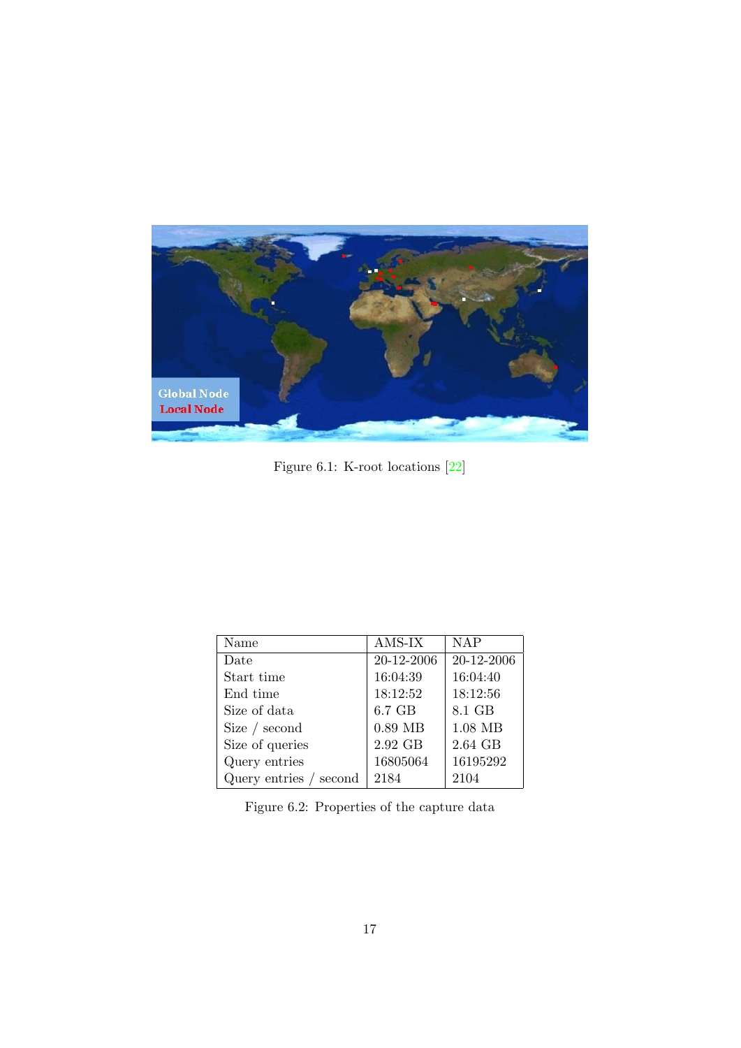Figure 6.1: K-root locations [22]

| Name | AMS-IX | NAP |
|---|---|---|
| Date | 20-12-2006 | 20-12-2006 |
| Start time | 16:04:39 | 16:04:40 |
| End time | 18:12:52 | 18:12:56 |
| Size of data | 6.7 GB | 8.1 GB |
| Size / second | 0.89 MB | 1.08 MB |
| Size of queries | 2.92 GB | 2.64 GB |
| Query entries | 16805064 | 16195292 |
| Query entries / second | 2184 | 2104 |

Figure 6.2: Properties of the capture data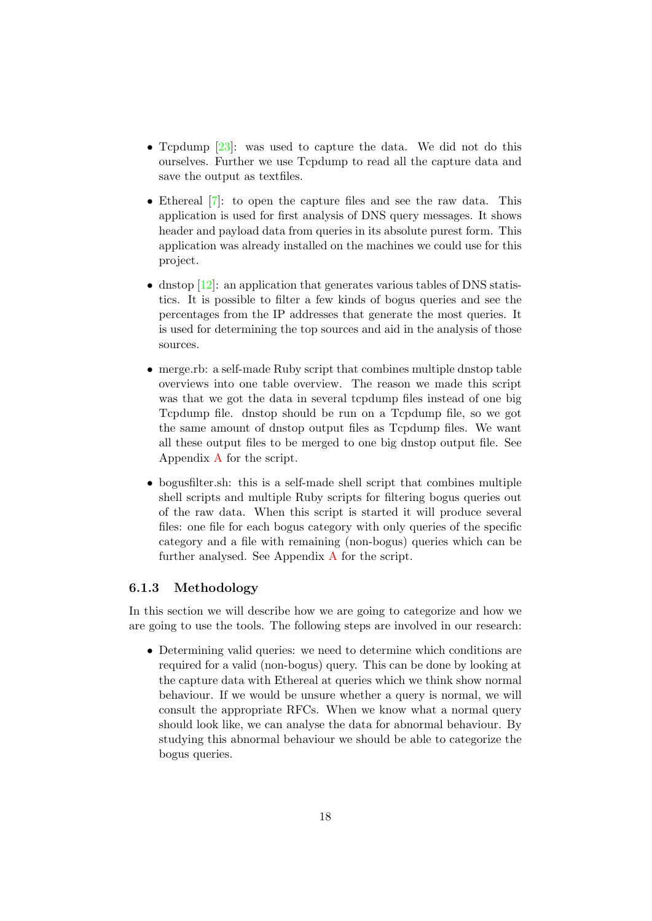- Tcpdump [23]: was used to capture the data. We did not do this ourselves. Further we use Tcpdump to read all the capture data and save the output as textfiles.

- Ethereal [7]: to open the capture files and see the raw data. This application is used for first analysis of DNS query messages. It shows header and payload data from queries in its absolute purest form. This application was already installed on the machines we could use for this project.

- dnstop [12]: an application that generates various tables of DNS statistics. It is possible to filter a few kinds of bogus queries and see the percentages from the IP addresses that generate the most queries. It is used for determining the top sources and aid in the analysis of those sources.

- merge.rb: a self-made Ruby script that combines multiple dnstop table overviews into one table overview. The reason we made this script was that we got the data in several tcpdump files instead of one big Tcpdump file. dnstop should be run on a Tcpdump file, so we got the same amount of dnstop output files as Tcpdump files. We want all these output files to be merged to one big dnstop output file. See Appendix A for the script.

- bogusfilter.sh: this is a self-made shell script that combines multiple shell scripts and multiple Ruby scripts for filtering bogus queries out of the raw data. When this script is started it will produce several files: one file for each bogus category with only queries of the specific category and a file with remaining (non-bogus) queries which can be further analysed. See Appendix A for the script.

### 6.1.3 Methodology

In this section we will describe how we are going to categorize and how we are going to use the tools. The following steps are involved in our research:

- Determining valid queries: we need to determine which conditions are required for a valid (non-bogus) query. This can be done by looking at the capture data with Ethereal at queries which we think show normal behaviour. If we would be unsure whether a query is normal, we will consult the appropriate RFCs. When we know what a normal query should look like, we can analyse the data for abnormal behaviour. By studying this abnormal behaviour we should be able to categorize the bogus queries.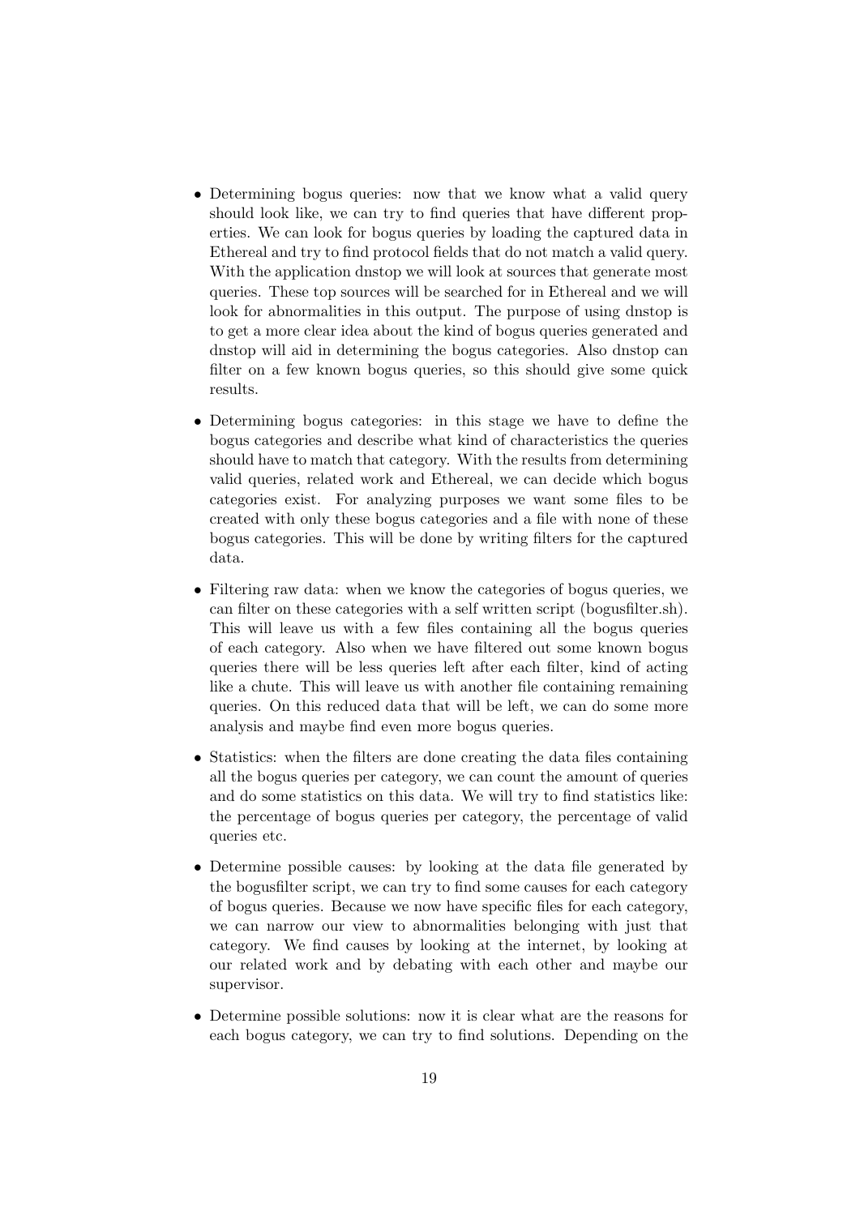- Determining bogus queries: now that we know what a valid query should look like, we can try to find queries that have different properties. We can look for bogus queries by loading the captured data in Ethereal and try to find protocol fields that do not match a valid query. With the application dnstop we will look at sources that generate most queries. These top sources will be searched for in Ethereal and we will look for abnormalities in this output. The purpose of using dnstop is to get a more clear idea about the kind of bogus queries generated and dnstop will aid in determining the bogus categories. Also dnstop can filter on a few known bogus queries, so this should give some quick results.

- Determining bogus categories: in this stage we have to define the bogus categories and describe what kind of characteristics the queries should have to match that category. With the results from determining valid queries, related work and Ethereal, we can decide which bogus categories exist. For analyzing purposes we want some files to be created with only these bogus categories and a file with none of these bogus categories. This will be done by writing filters for the captured data.

- Filtering raw data: when we know the categories of bogus queries, we can filter on these categories with a self written script (bogusfilter.sh). This will leave us with a few files containing all the bogus queries of each category. Also when we have filtered out some known bogus queries there will be less queries left after each filter, kind of acting like a chute. This will leave us with another file containing remaining queries. On this reduced data that will be left, we can do some more analysis and maybe find even more bogus queries.

- Statistics: when the filters are done creating the data files containing all the bogus queries per category, we can count the amount of queries and do some statistics on this data. We will try to find statistics like: the percentage of bogus queries per category, the percentage of valid queries etc.

- Determine possible causes: by looking at the data file generated by the bogusfilter script, we can try to find some causes for each category of bogus queries. Because we now have specific files for each category, we can narrow our view to abnormalities belonging with just that category. We find causes by looking at the internet, by looking at our related work and by debating with each other and maybe our supervisor.

- Determine possible solutions: now it is clear what are the reasons for each bogus category, we can try to find solutions. Depending on the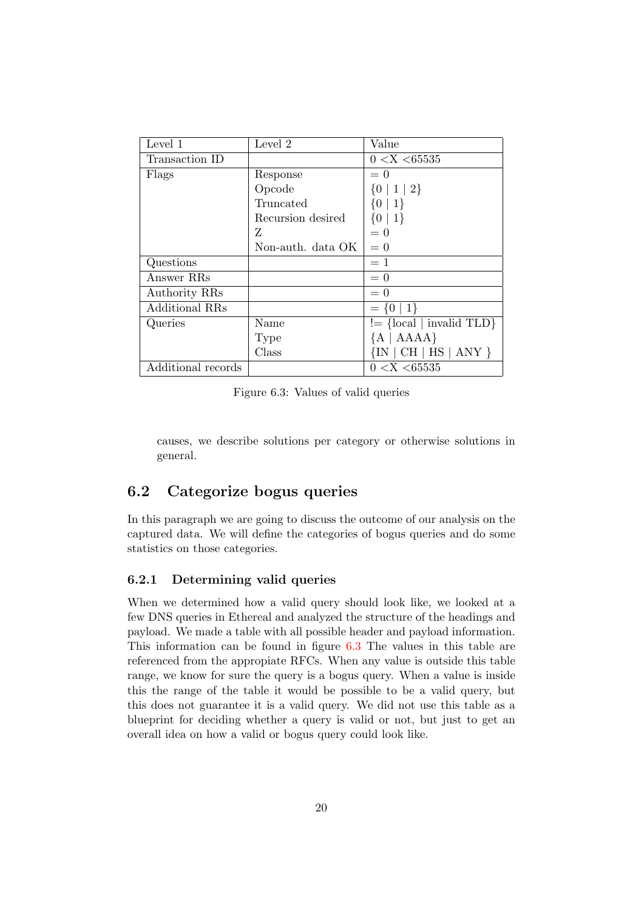| Level 1 | Level 2 | Value |
|---|---|---|
| Transaction ID | | $0 < X < 65535$ |
| Flags | Response | $= 0$ |
| | Opcode | $\{0 \mid 1 \mid 2\}$ |
| | Truncated | $\{0 \mid 1\}$ |
| | Recursion desired | $\{0 \mid 1\}$ |
| | Z | $= 0$ |
| | Non-auth. data OK | $= 0$ |
| Questions | | $= 1$ |
| Answer RRs | | $= 0$ |
| Authority RRs | | $= 0$ |
| Additional RRs | | $= \{0 \mid 1\}$ |
| Queries | Name | != {local \| invalid TLD} |
| | Type | {A \| AAAA} |
| | Class | {IN \| CH \| HS \| ANY } |
| Additional records | | $0 < X < 65535$ |

Figure 6.3: Values of valid queries

causes, we describe solutions per category or otherwise solutions in general.

## 6.2 Categorize bogus queries

In this paragraph we are going to discuss the outcome of our analysis on the captured data. We will define the categories of bogus queries and do some statistics on those categories.

### 6.2.1 Determining valid queries

When we determined how a valid query should look like, we looked at a few DNS queries in Ethereal and analyzed the structure of the headings and payload. We made a table with all possible header and payload information. This information can be found in figure 6.3 The values in this table are referenced from the appropiate RFCs. When any value is outside this table range, we know for sure the query is a bogus query. When a value is inside this the range of the table it would be possible to be a valid query, but this does not guarantee it is a valid query. We did not use this table as a blueprint for deciding whether a query is valid or not, but just to get an overall idea on how a valid or bogus query could look like.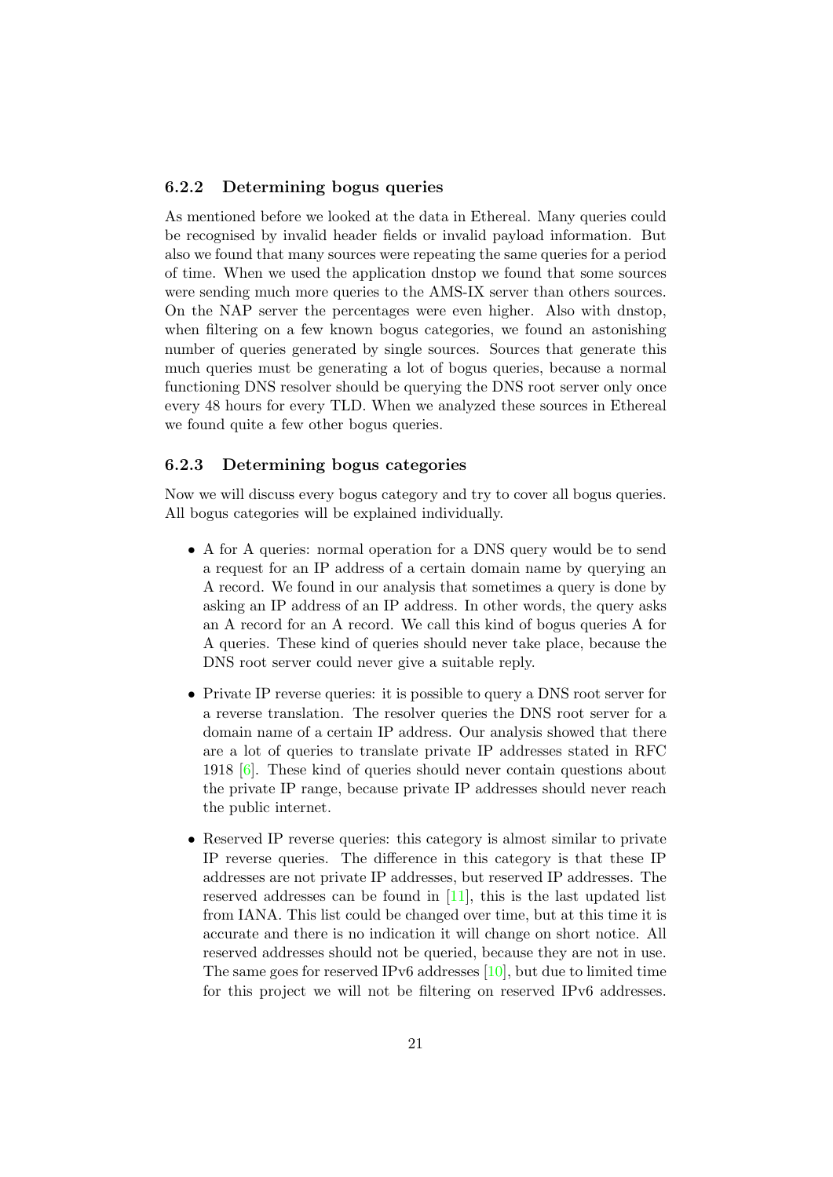### 6.2.2 Determining bogus queries

As mentioned before we looked at the data in Ethereal. Many queries could be recognised by invalid header fields or invalid payload information. But also we found that many sources were repeating the same queries for a period of time. When we used the application dnstop we found that some sources were sending much more queries to the AMS-IX server than others sources. On the NAP server the percentages were even higher. Also with dnstop, when filtering on a few known bogus categories, we found an astonishing number of queries generated by single sources. Sources that generate this much queries must be generating a lot of bogus queries, because a normal functioning DNS resolver should be querying the DNS root server only once every 48 hours for every TLD. When we analyzed these sources in Ethereal we found quite a few other bogus queries.

### 6.2.3 Determining bogus categories

Now we will discuss every bogus category and try to cover all bogus queries. All bogus categories will be explained individually.

- A for A queries: normal operation for a DNS query would be to send a request for an IP address of a certain domain name by querying an A record. We found in our analysis that sometimes a query is done by asking an IP address of an IP address. In other words, the query asks an A record for an A record. We call this kind of bogus queries A for A queries. These kind of queries should never take place, because the DNS root server could never give a suitable reply.
- Private IP reverse queries: it is possible to query a DNS root server for a reverse translation. The resolver queries the DNS root server for a domain name of a certain IP address. Our analysis showed that there are a lot of queries to translate private IP addresses stated in RFC 1918 [6]. These kind of queries should never contain questions about the private IP range, because private IP addresses should never reach the public internet.
- Reserved IP reverse queries: this category is almost similar to private IP reverse queries. The difference in this category is that these IP addresses are not private IP addresses, but reserved IP addresses. The reserved addresses can be found in [11], this is the last updated list from IANA. This list could be changed over time, but at this time it is accurate and there is no indication it will change on short notice. All reserved addresses should not be queried, because they are not in use. The same goes for reserved IPv6 addresses [10], but due to limited time for this project we will not be filtering on reserved IPv6 addresses.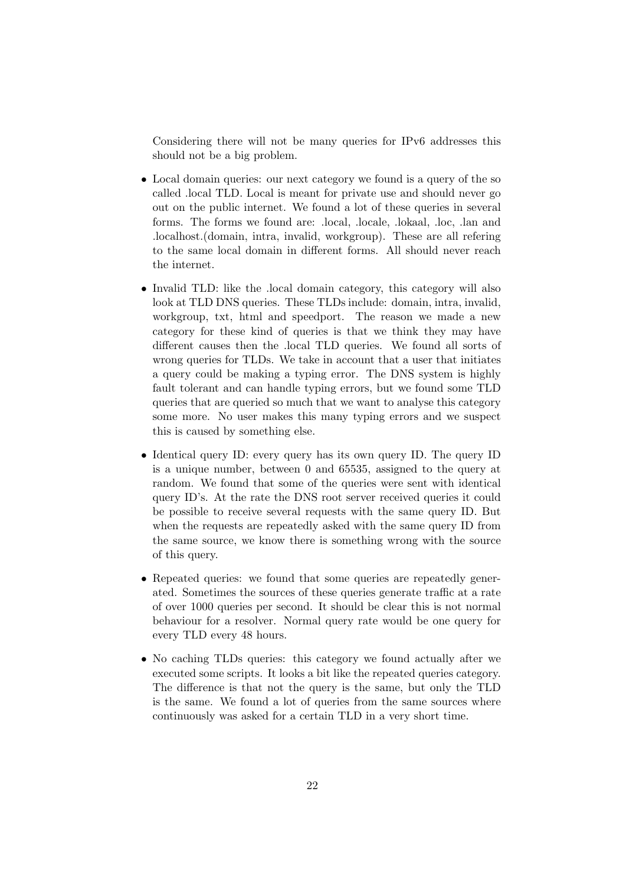Considering there will not be many queries for IPv6 addresses this should not be a big problem.

- Local domain queries: our next category we found is a query of the so called .local TLD. Local is meant for private use and should never go out on the public internet. We found a lot of these queries in several forms. The forms we found are: .local, .locale, .lokaal, .loc, .lan and .localhost.(domain, intra, invalid, workgroup). These are all refering to the same local domain in different forms. All should never reach the internet.

- Invalid TLD: like the .local domain category, this category will also look at TLD DNS queries. These TLDs include: domain, intra, invalid, workgroup, txt, html and speedport. The reason we made a new category for these kind of queries is that we think they may have different causes then the .local TLD queries. We found all sorts of wrong queries for TLDs. We take in account that a user that initiates a query could be making a typing error. The DNS system is highly fault tolerant and can handle typing errors, but we found some TLD queries that are queried so much that we want to analyse this category some more. No user makes this many typing errors and we suspect this is caused by something else.

- Identical query ID: every query has its own query ID. The query ID is a unique number, between 0 and 65535, assigned to the query at random. We found that some of the queries were sent with identical query ID's. At the rate the DNS root server received queries it could be possible to receive several requests with the same query ID. But when the requests are repeatedly asked with the same query ID from the same source, we know there is something wrong with the source of this query.

- Repeated queries: we found that some queries are repeatedly generated. Sometimes the sources of these queries generate traffic at a rate of over 1000 queries per second. It should be clear this is not normal behaviour for a resolver. Normal query rate would be one query for every TLD every 48 hours.

- No caching TLDs queries: this category we found actually after we executed some scripts. It looks a bit like the repeated queries category. The difference is that not the query is the same, but only the TLD is the same. We found a lot of queries from the same sources where continuously was asked for a certain TLD in a very short time.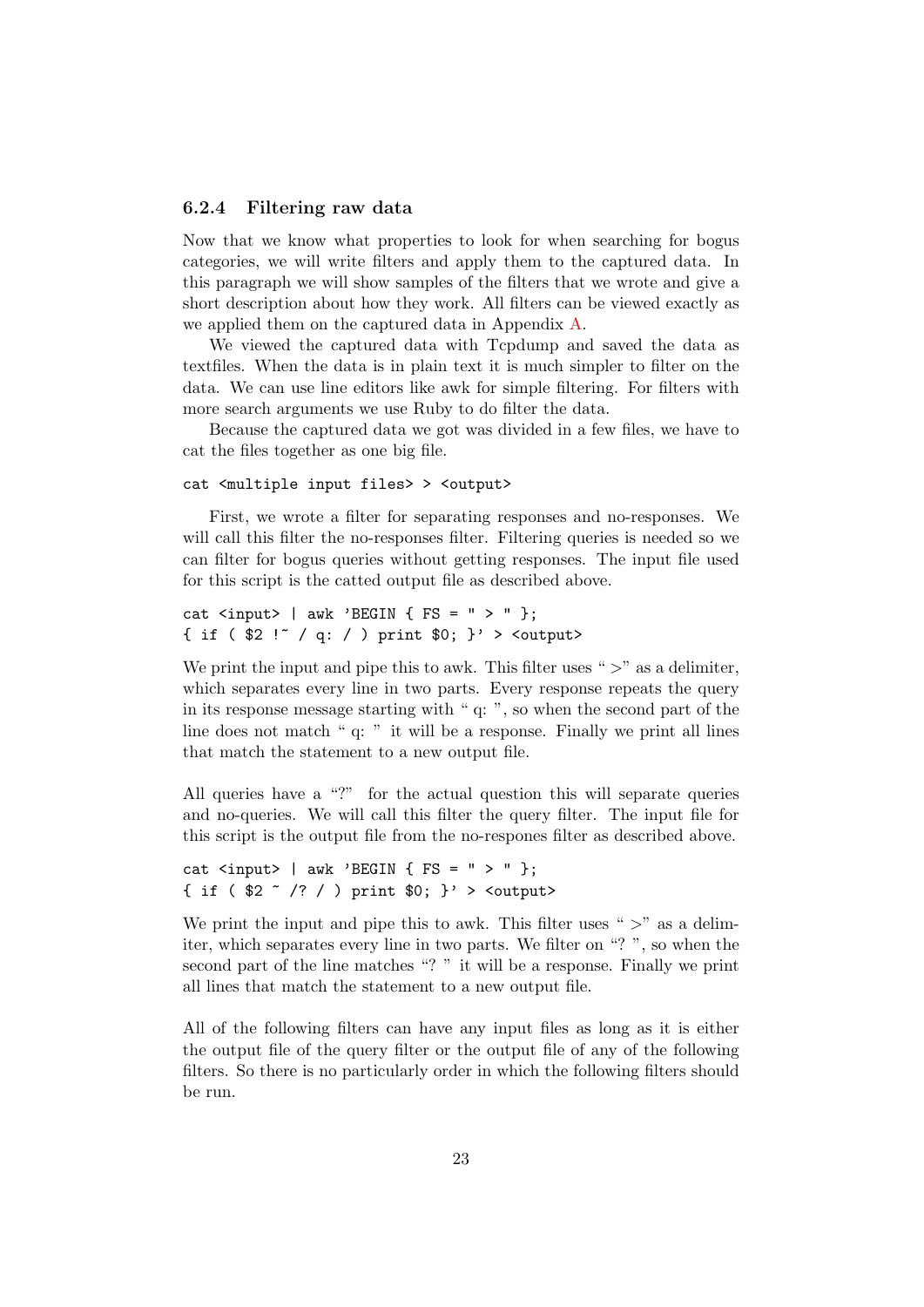### 6.2.4 Filtering raw data

Now that we know what properties to look for when searching for bogus categories, we will write filters and apply them to the captured data. In this paragraph we will show samples of the filters that we wrote and give a short description about how they work. All filters can be viewed exactly as we applied them on the captured data in Appendix A.

We viewed the captured data with Tcpdump and saved the data as textfiles. When the data is in plain text it is much simpler to filter on the data. We can use line editors like awk for simple filtering. For filters with more search arguments we use Ruby to do filter the data.

Because the captured data we got was divided in a few files, we have to cat the files together as one big file.

```
cat <multiple input files> > <output>
```

First, we wrote a filter for separating responses and no-responses. We will call this filter the no-responses filter. Filtering queries is needed so we can filter for bogus queries without getting responses. The input file used for this script is the catted output file as described above.

```
cat <input> | awk 'BEGIN { FS = " > " };
{ if ( $2 !~ / q: / ) print $0; }' > <output>
```

We print the input and pipe this to awk. This filter uses " >" as a delimiter, which separates every line in two parts. Every response repeats the query in its response message starting with " q: ", so when the second part of the line does not match " q: " it will be a response. Finally we print all lines that match the statement to a new output file.

All queries have a "?" for the actual question this will separate queries and no-queries. We will call this filter the query filter. The input file for this script is the output file from the no-respones filter as described above.

```
cat <input> | awk 'BEGIN { FS = " > " };
{ if ( $2 ~ /? / ) print $0; }' > <output>
```

We print the input and pipe this to awk. This filter uses " >" as a delimiter, which separates every line in two parts. We filter on "? ", so when the second part of the line matches "? " it will be a response. Finally we print all lines that match the statement to a new output file.

All of the following filters can have any input files as long as it is either the output file of the query filter or the output file of any of the following filters. So there is no particularly order in which the following filters should be run.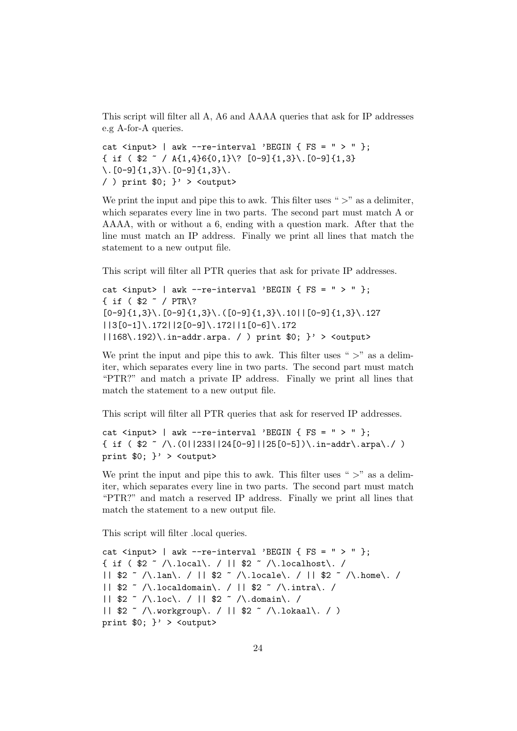This script will filter all A, A6 and AAAA queries that ask for IP addresses e.g A-for-A queries.

```
cat <input> | awk --re-interval 'BEGIN { FS = " > " };
{ if ( $2 ~ / A{1,4}6{0,1}\? [0-9]{1,3}\.[0-9]{1,3}
\.[0-9]{1,3}\.[0-9]{1,3}\.
/ ) print $0; }' > <output>
```

We print the input and pipe this to awk. This filter uses " >" as a delimiter, which separates every line in two parts. The second part must match A or AAAA, with or without a 6, ending with a question mark. After that the line must match an IP address. Finally we print all lines that match the statement to a new output file.

This script will filter all PTR queries that ask for private IP addresses.

```
cat <input> | awk --re-interval 'BEGIN { FS = " > " };
{ if ( $2 ~ / PTR\?
[0-9]{1,3}\.[0-9]{1,3}\.([0-9]{1,3}\.10||[0-9]{1,3}\.127
||3[0-1]\.172||2[0-9]\.172||1[0-6]\.172
||168\.192)\.in-addr.arpa. / ) print $0; }' > <output>
```

We print the input and pipe this to awk. This filter uses " >" as a delimiter, which separates every line in two parts. The second part must match "PTR?" and match a private IP address. Finally we print all lines that match the statement to a new output file.

This script will filter all PTR queries that ask for reserved IP addresses.

```
cat <input> | awk --re-interval 'BEGIN { FS = " > " };
{ if ( $2 ~ /\.(0||233||24[0-9]||25[0-5])\.in-addr\.arpa\./ )
print $0; }' > <output>
```

We print the input and pipe this to awk. This filter uses " >" as a delimiter, which separates every line in two parts. The second part must match "PTR?" and match a reserved IP address. Finally we print all lines that match the statement to a new output file.

This script will filter .local queries.

```
cat <input> | awk --re-interval 'BEGIN { FS = " > " };
{ if ( $2 ~ /\.local\. / || $2 ~ /\.localhost\. /
|| $2 ~ /\.lan\. / || $2 ~ /\.locale\. / || $2 ~ /\.home\. /
|| $2 ~ /\.localdomain\. / || $2 ~ /\.intra\. /
|| $2 ~ /\.loc\. / || $2 ~ /\.domain\. /
|| $2 ~ /\.workgroup\. / || $2 ~ /\.lokaal\. / )
print $0; }' > <output>
```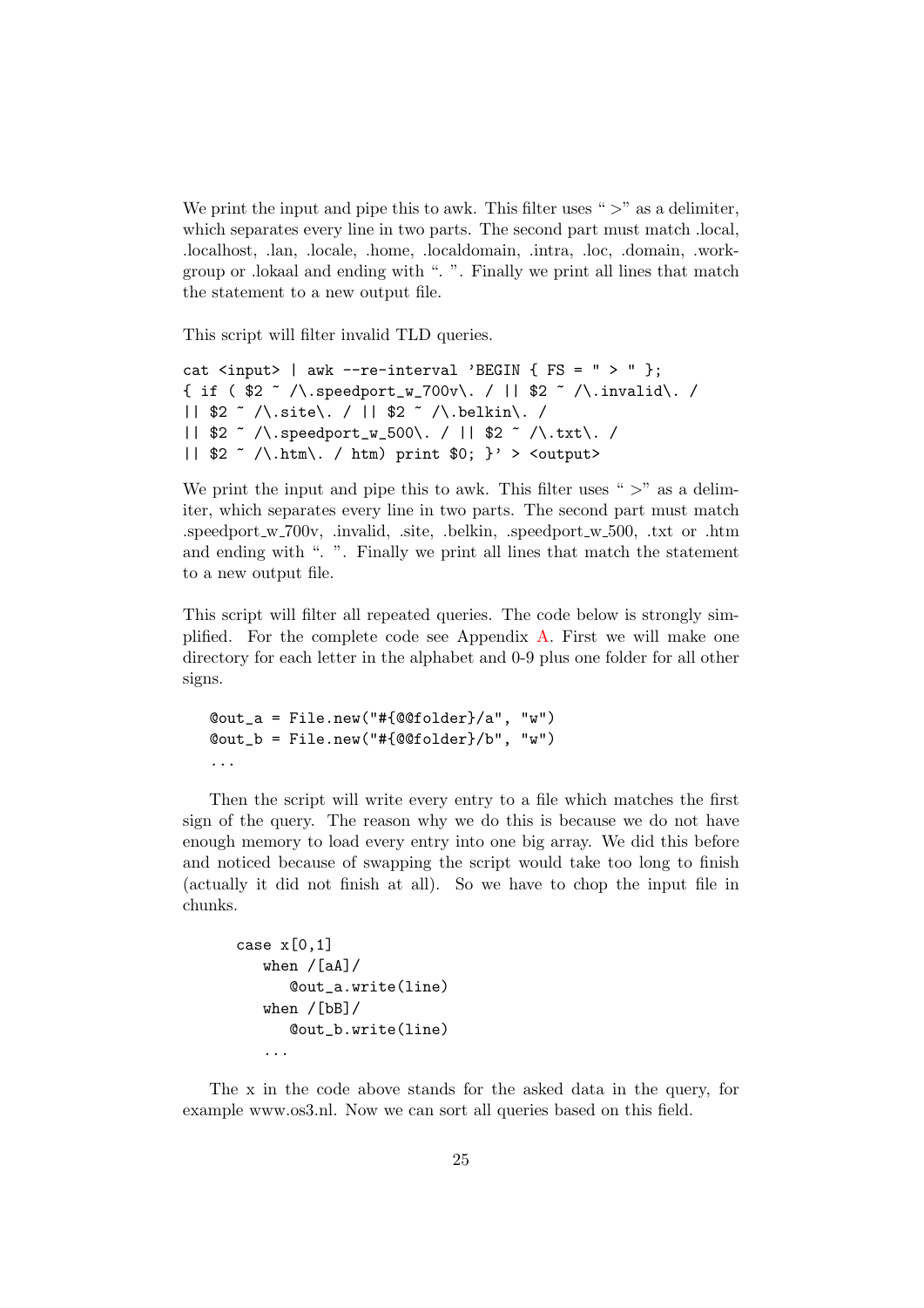We print the input and pipe this to awk. This filter uses " >" as a delimiter, which separates every line in two parts. The second part must match .local, .localhost, .lan, .locale, .home, .localdomain, .intra, .loc, .domain, .workgroup or .lokaal and ending with ". ". Finally we print all lines that match the statement to a new output file.

This script will filter invalid TLD queries.

```
cat <input> | awk --re-interval 'BEGIN { FS = " > " };
{ if ( $2 ~ /\.speedport_w_700v\. / || $2 ~ /\.invalid\. /
|| $2 ~ /\.site\. / || $2 ~ /\.belkin\. /
|| $2 ~ /\.speedport_w_500\. / || $2 ~ /\.txt\. /
|| $2 ~ /\.htm\. / htm) print $0; }' > <output>
```

We print the input and pipe this to awk. This filter uses " >" as a delimiter, which separates every line in two parts. The second part must match .speedport_w_700v, .invalid, .site, .belkin, .speedport_w_500, .txt or .htm and ending with ". ". Finally we print all lines that match the statement to a new output file.

This script will filter all repeated queries. The code below is strongly simplified. For the complete code see Appendix A. First we will make one directory for each letter in the alphabet and 0-9 plus one folder for all other signs.

```
@out_a = File.new("#{@@folder}/a", "w")
@out_b = File.new("#{@@folder}/b", "w")
...
```

Then the script will write every entry to a file which matches the first sign of the query. The reason why we do this is because we do not have enough memory to load every entry into one big array. We did this before and noticed because of swapping the script would take too long to finish (actually it did not finish at all). So we have to chop the input file in chunks.

```
case x[0,1]
   when /[aA]/
      @out_a.write(line)
   when /[bB]/
      @out_b.write(line)
   ...
```

The x in the code above stands for the asked data in the query, for example www.os3.nl. Now we can sort all queries based on this field.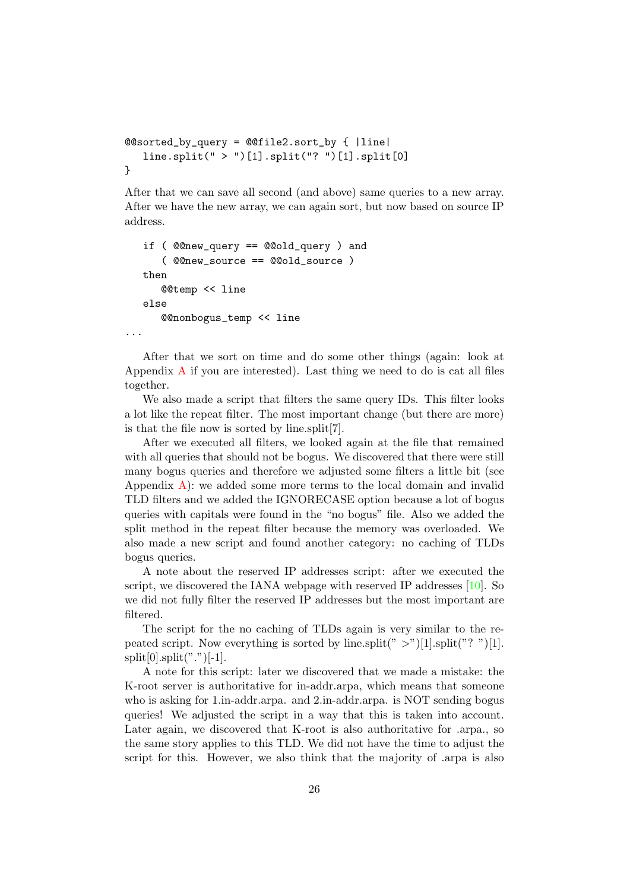```
@@sorted_by_query = @@file2.sort_by { |line|
   line.split(" > ")[1].split("? ")[1].split[0]
}
```

After that we can save all second (and above) same queries to a new array. After we have the new array, we can again sort, but now based on source IP address.

```
   if ( @@new_query == @@old_query ) and
      ( @@new_source == @@old_source )
   then
      @@temp << line
   else
      @@nonbogus_temp << line
...
```

After that we sort on time and do some other things (again: look at Appendix A if you are interested). Last thing we need to do is cat all files together.

We also made a script that filters the same query IDs. This filter looks a lot like the repeat filter. The most important change (but there are more) is that the file now is sorted by line.split[7].

After we executed all filters, we looked again at the file that remained with all queries that should not be bogus. We discovered that there were still many bogus queries and therefore we adjusted some filters a little bit (see Appendix A): we added some more terms to the local domain and invalid TLD filters and we added the IGNORECASE option because a lot of bogus queries with capitals were found in the "no bogus" file. Also we added the split method in the repeat filter because the memory was overloaded. We also made a new script and found another category: no caching of TLDs bogus queries.

A note about the reserved IP addresses script: after we executed the script, we discovered the IANA webpage with reserved IP addresses [10]. So we did not fully filter the reserved IP addresses but the most important are filtered.

The script for the no caching of TLDs again is very similar to the repeated script. Now everything is sorted by line.split(" >")[1].split("? ")[1].split[0].split(".")[-1].

A note for this script: later we discovered that we made a mistake: the K-root server is authoritative for in-addr.arpa, which means that someone who is asking for 1.in-addr.arpa. and 2.in-addr.arpa. is NOT sending bogus queries! We adjusted the script in a way that this is taken into account. Later again, we discovered that K-root is also authoritative for .arpa., so the same story applies to this TLD. We did not have the time to adjust the script for this. However, we also think that the majority of .arpa is also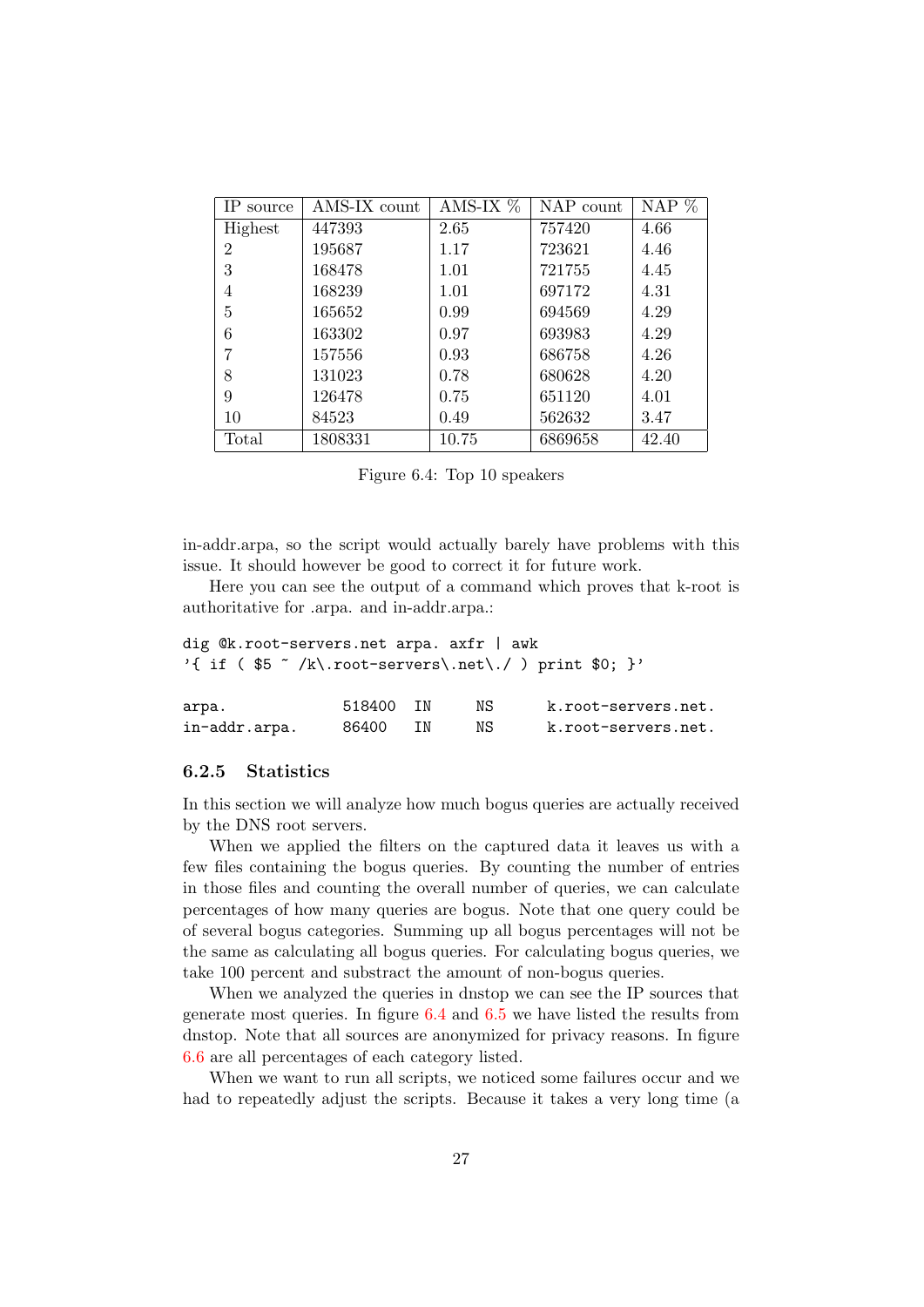| IP source | AMS-IX count | AMS-IX % | NAP count | NAP % |
|---|---|---|---|---|
| Highest | 447393 | 2.65 | 757420 | 4.66 |
| 2 | 195687 | 1.17 | 723621 | 4.46 |
| 3 | 168478 | 1.01 | 721755 | 4.45 |
| 4 | 168239 | 1.01 | 697172 | 4.31 |
| 5 | 165652 | 0.99 | 694569 | 4.29 |
| 6 | 163302 | 0.97 | 693983 | 4.29 |
| 7 | 157556 | 0.93 | 686758 | 4.26 |
| 8 | 131023 | 0.78 | 680628 | 4.20 |
| 9 | 126478 | 0.75 | 651120 | 4.01 |
| 10 | 84523 | 0.49 | 562632 | 3.47 |
| Total | 1808331 | 10.75 | 6869658 | 42.40 |

Figure 6.4: Top 10 speakers

in-addr.arpa, so the script would actually barely have problems with this issue. It should however be good to correct it for future work.

Here you can see the output of a command which proves that k-root is authoritative for .arpa. and in-addr.arpa.:

```
dig @k.root-servers.net arpa. axfr | awk
'{ if ( $5 ~ /k\.root-servers\.net\./ ) print $0; }'

arpa.           518400  IN      NS      k.root-servers.net.
in-addr.arpa.   86400   IN      NS      k.root-servers.net.
```

### 6.2.5 Statistics

In this section we will analyze how much bogus queries are actually received by the DNS root servers.

When we applied the filters on the captured data it leaves us with a few files containing the bogus queries. By counting the number of entries in those files and counting the overall number of queries, we can calculate percentages of how many queries are bogus. Note that one query could be of several bogus categories. Summing up all bogus percentages will not be the same as calculating all bogus queries. For calculating bogus queries, we take 100 percent and substract the amount of non-bogus queries.

When we analyzed the queries in dnstop we can see the IP sources that generate most queries. In figure 6.4 and 6.5 we have listed the results from dnstop. Note that all sources are anonymized for privacy reasons. In figure 6.6 are all percentages of each category listed.

When we want to run all scripts, we noticed some failures occur and we had to repeatedly adjust the scripts. Because it takes a very long time (a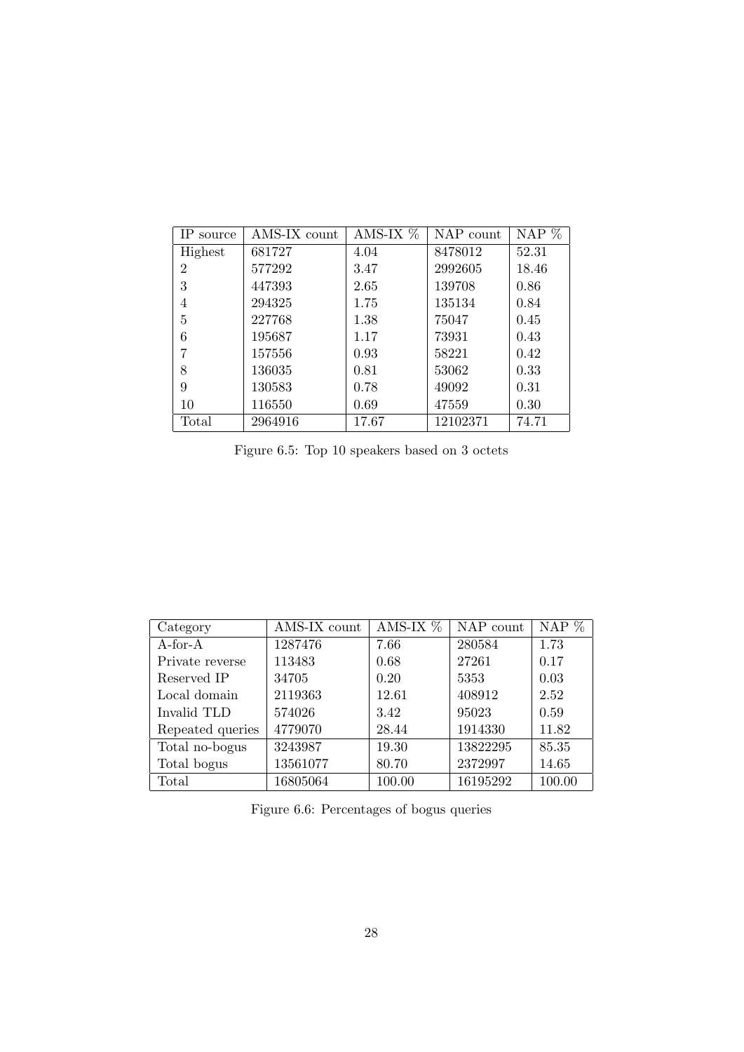| IP source | AMS-IX count | AMS-IX % | NAP count | NAP % |
|---|---|---|---|---|
| Highest | 681727 | 4.04 | 8478012 | 52.31 |
| 2 | 577292 | 3.47 | 2992605 | 18.46 |
| 3 | 447393 | 2.65 | 139708 | 0.86 |
| 4 | 294325 | 1.75 | 135134 | 0.84 |
| 5 | 227768 | 1.38 | 75047 | 0.45 |
| 6 | 195687 | 1.17 | 73931 | 0.43 |
| 7 | 157556 | 0.93 | 58221 | 0.42 |
| 8 | 136035 | 0.81 | 53062 | 0.33 |
| 9 | 130583 | 0.78 | 49092 | 0.31 |
| 10 | 116550 | 0.69 | 47559 | 0.30 |
| Total | 2964916 | 17.67 | 12102371 | 74.71 |

Figure 6.5: Top 10 speakers based on 3 octets

| Category | AMS-IX count | AMS-IX % | NAP count | NAP % |
|---|---|---|---|---|
| A-for-A | 1287476 | 7.66 | 280584 | 1.73 |
| Private reverse | 113483 | 0.68 | 27261 | 0.17 |
| Reserved IP | 34705 | 0.20 | 5353 | 0.03 |
| Local domain | 2119363 | 12.61 | 408912 | 2.52 |
| Invalid TLD | 574026 | 3.42 | 95023 | 0.59 |
| Repeated queries | 4779070 | 28.44 | 1914330 | 11.82 |
| Total no-bogus | 3243987 | 19.30 | 13822295 | 85.35 |
| Total bogus | 13561077 | 80.70 | 2372997 | 14.65 |
| Total | 16805064 | 100.00 | 16195292 | 100.00 |

Figure 6.6: Percentages of bogus queries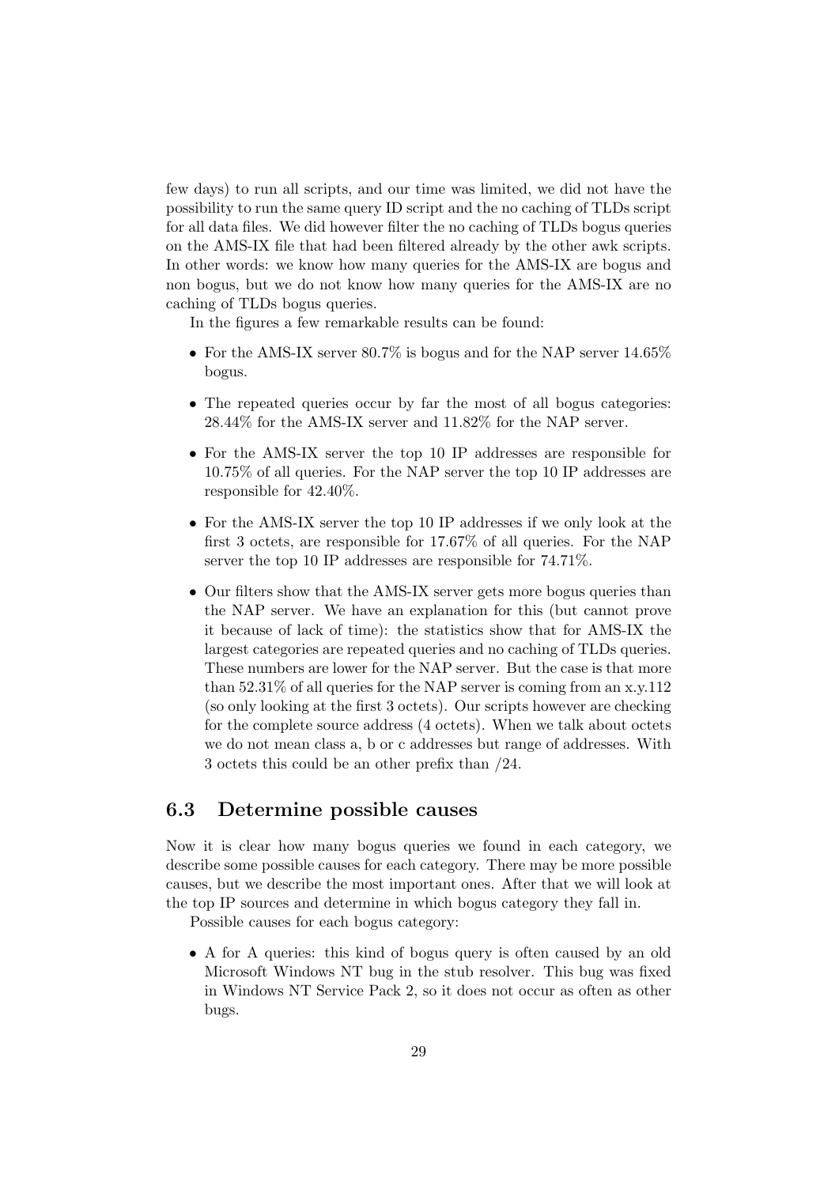few days) to run all scripts, and our time was limited, we did not have the possibility to run the same query ID script and the no caching of TLDs script for all data files. We did however filter the no caching of TLDs bogus queries on the AMS-IX file that had been filtered already by the other awk scripts. In other words: we know how many queries for the AMS-IX are bogus and non bogus, but we do not know how many queries for the AMS-IX are no caching of TLDs bogus queries.

In the figures a few remarkable results can be found:

- For the AMS-IX server 80.7% is bogus and for the NAP server 14.65% bogus.
- The repeated queries occur by far the most of all bogus categories: 28.44% for the AMS-IX server and 11.82% for the NAP server.
- For the AMS-IX server the top 10 IP addresses are responsible for 10.75% of all queries. For the NAP server the top 10 IP addresses are responsible for 42.40%.
- For the AMS-IX server the top 10 IP addresses if we only look at the first 3 octets, are responsible for 17.67% of all queries. For the NAP server the top 10 IP addresses are responsible for 74.71%.
- Our filters show that the AMS-IX server gets more bogus queries than the NAP server. We have an explanation for this (but cannot prove it because of lack of time): the statistics show that for AMS-IX the largest categories are repeated queries and no caching of TLDs queries. These numbers are lower for the NAP server. But the case is that more than 52.31% of all queries for the NAP server is coming from an x.y.112 (so only looking at the first 3 octets). Our scripts however are checking for the complete source address (4 octets). When we talk about octets we do not mean class a, b or c addresses but range of addresses. With 3 octets this could be an other prefix than /24.

## 6.3 Determine possible causes

Now it is clear how many bogus queries we found in each category, we describe some possible causes for each category. There may be more possible causes, but we describe the most important ones. After that we will look at the top IP sources and determine in which bogus category they fall in.

Possible causes for each bogus category:

- A for A queries: this kind of bogus query is often caused by an old Microsoft Windows NT bug in the stub resolver. This bug was fixed in Windows NT Service Pack 2, so it does not occur as often as other bugs.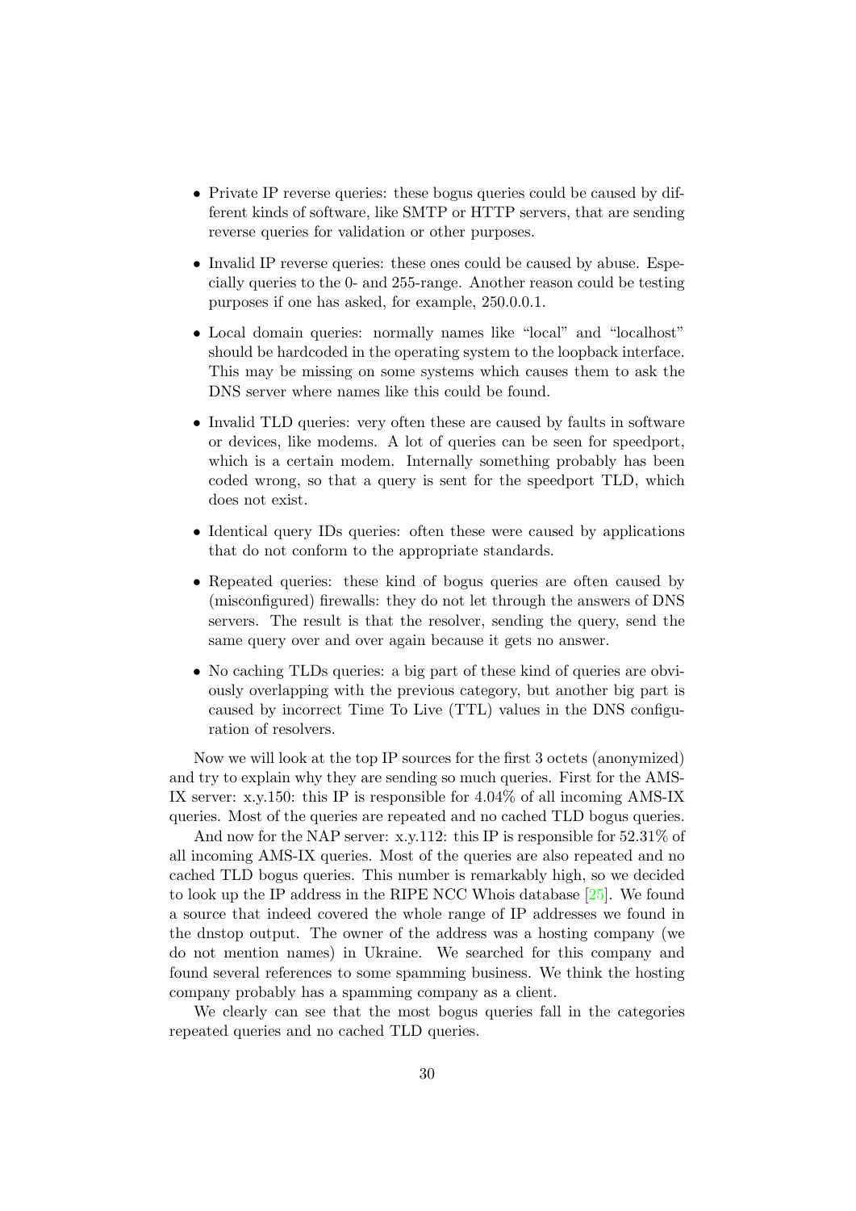- Private IP reverse queries: these bogus queries could be caused by different kinds of software, like SMTP or HTTP servers, that are sending reverse queries for validation or other purposes.

- Invalid IP reverse queries: these ones could be caused by abuse. Especially queries to the 0- and 255-range. Another reason could be testing purposes if one has asked, for example, 250.0.0.1.

- Local domain queries: normally names like "local" and "localhost" should be hardcoded in the operating system to the loopback interface. This may be missing on some systems which causes them to ask the DNS server where names like this could be found.

- Invalid TLD queries: very often these are caused by faults in software or devices, like modems. A lot of queries can be seen for speedport, which is a certain modem. Internally something probably has been coded wrong, so that a query is sent for the speedport TLD, which does not exist.

- Identical query IDs queries: often these were caused by applications that do not conform to the appropriate standards.

- Repeated queries: these kind of bogus queries are often caused by (misconfigured) firewalls: they do not let through the answers of DNS servers. The result is that the resolver, sending the query, send the same query over and over again because it gets no answer.

- No caching TLDs queries: a big part of these kind of queries are obviously overlapping with the previous category, but another big part is caused by incorrect Time To Live (TTL) values in the DNS configuration of resolvers.

Now we will look at the top IP sources for the first 3 octets (anonymized) and try to explain why they are sending so much queries. First for the AMS-IX server: x.y.150: this IP is responsible for 4.04% of all incoming AMS-IX queries. Most of the queries are repeated and no cached TLD bogus queries.

And now for the NAP server: x.y.112: this IP is responsible for 52.31% of all incoming AMS-IX queries. Most of the queries are also repeated and no cached TLD bogus queries. This number is remarkably high, so we decided to look up the IP address in the RIPE NCC Whois database [25]. We found a source that indeed covered the whole range of IP addresses we found in the dnstop output. The owner of the address was a hosting company (we do not mention names) in Ukraine. We searched for this company and found several references to some spamming business. We think the hosting company probably has a spamming company as a client.

We clearly can see that the most bogus queries fall in the categories repeated queries and no cached TLD queries.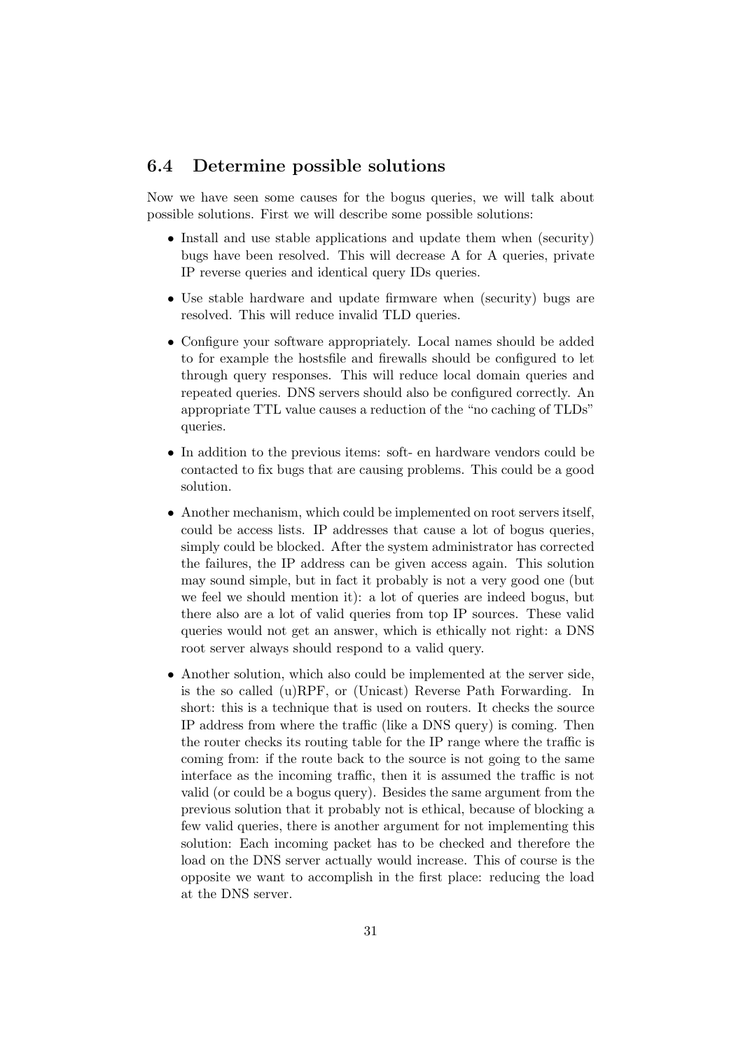## 6.4 Determine possible solutions

Now we have seen some causes for the bogus queries, we will talk about possible solutions. First we will describe some possible solutions:

- Install and use stable applications and update them when (security) bugs have been resolved. This will decrease A for A queries, private IP reverse queries and identical query IDs queries.
- Use stable hardware and update firmware when (security) bugs are resolved. This will reduce invalid TLD queries.
- Configure your software appropriately. Local names should be added to for example the hostsfile and firewalls should be configured to let through query responses. This will reduce local domain queries and repeated queries. DNS servers should also be configured correctly. An appropriate TTL value causes a reduction of the "no caching of TLDs" queries.
- In addition to the previous items: soft- en hardware vendors could be contacted to fix bugs that are causing problems. This could be a good solution.
- Another mechanism, which could be implemented on root servers itself, could be access lists. IP addresses that cause a lot of bogus queries, simply could be blocked. After the system administrator has corrected the failures, the IP address can be given access again. This solution may sound simple, but in fact it probably is not a very good one (but we feel we should mention it): a lot of queries are indeed bogus, but there also are a lot of valid queries from top IP sources. These valid queries would not get an answer, which is ethically not right: a DNS root server always should respond to a valid query.
- Another solution, which also could be implemented at the server side, is the so called (u)RPF, or (Unicast) Reverse Path Forwarding. In short: this is a technique that is used on routers. It checks the source IP address from where the traffic (like a DNS query) is coming. Then the router checks its routing table for the IP range where the traffic is coming from: if the route back to the source is not going to the same interface as the incoming traffic, then it is assumed the traffic is not valid (or could be a bogus query). Besides the same argument from the previous solution that it probably not is ethical, because of blocking a few valid queries, there is another argument for not implementing this solution: Each incoming packet has to be checked and therefore the load on the DNS server actually would increase. This of course is the opposite we want to accomplish in the first place: reducing the load at the DNS server.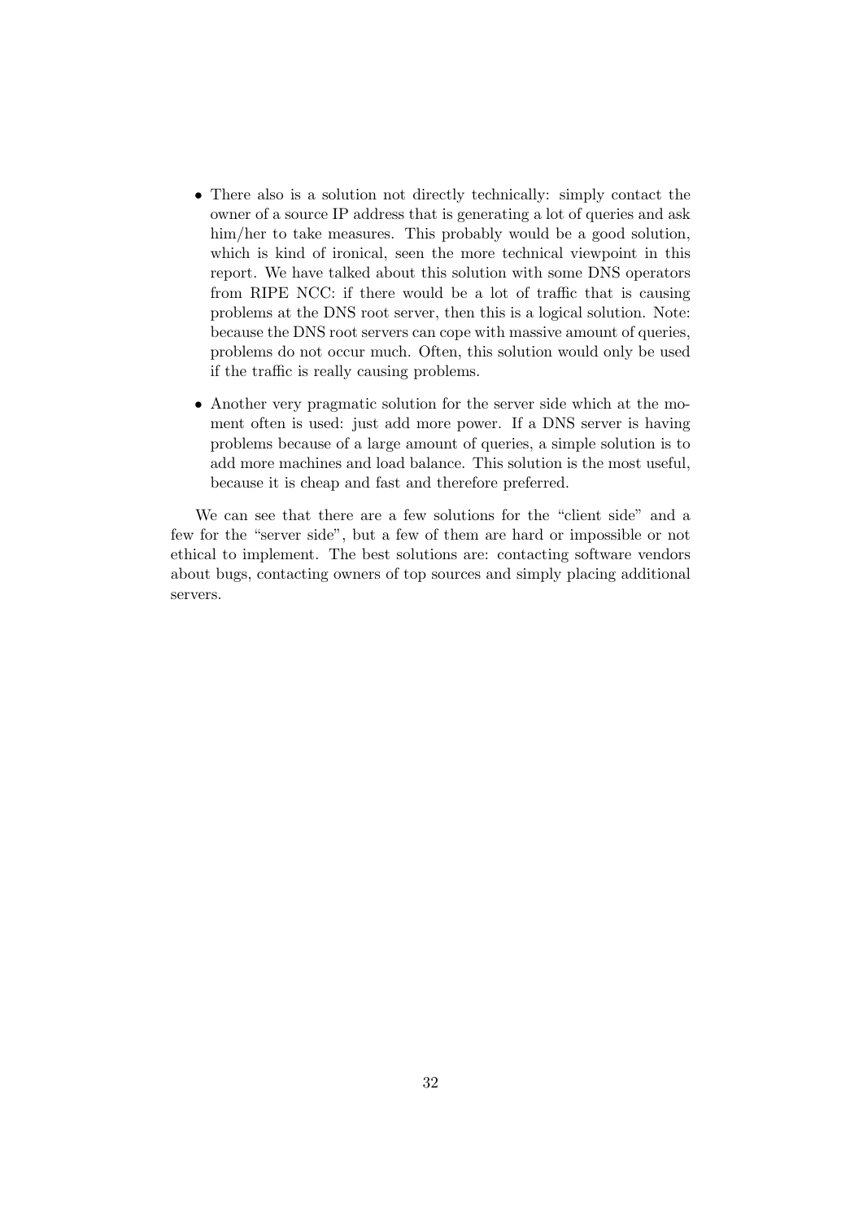- There also is a solution not directly technically: simply contact the owner of a source IP address that is generating a lot of queries and ask him/her to take measures. This probably would be a good solution, which is kind of ironical, seen the more technical viewpoint in this report. We have talked about this solution with some DNS operators from RIPE NCC: if there would be a lot of traffic that is causing problems at the DNS root server, then this is a logical solution. Note: because the DNS root servers can cope with massive amount of queries, problems do not occur much. Often, this solution would only be used if the traffic is really causing problems.

- Another very pragmatic solution for the server side which at the moment often is used: just add more power. If a DNS server is having problems because of a large amount of queries, a simple solution is to add more machines and load balance. This solution is the most useful, because it is cheap and fast and therefore preferred.

We can see that there are a few solutions for the "client side" and a few for the "server side", but a few of them are hard or impossible or not ethical to implement. The best solutions are: contacting software vendors about bugs, contacting owners of top sources and simply placing additional servers.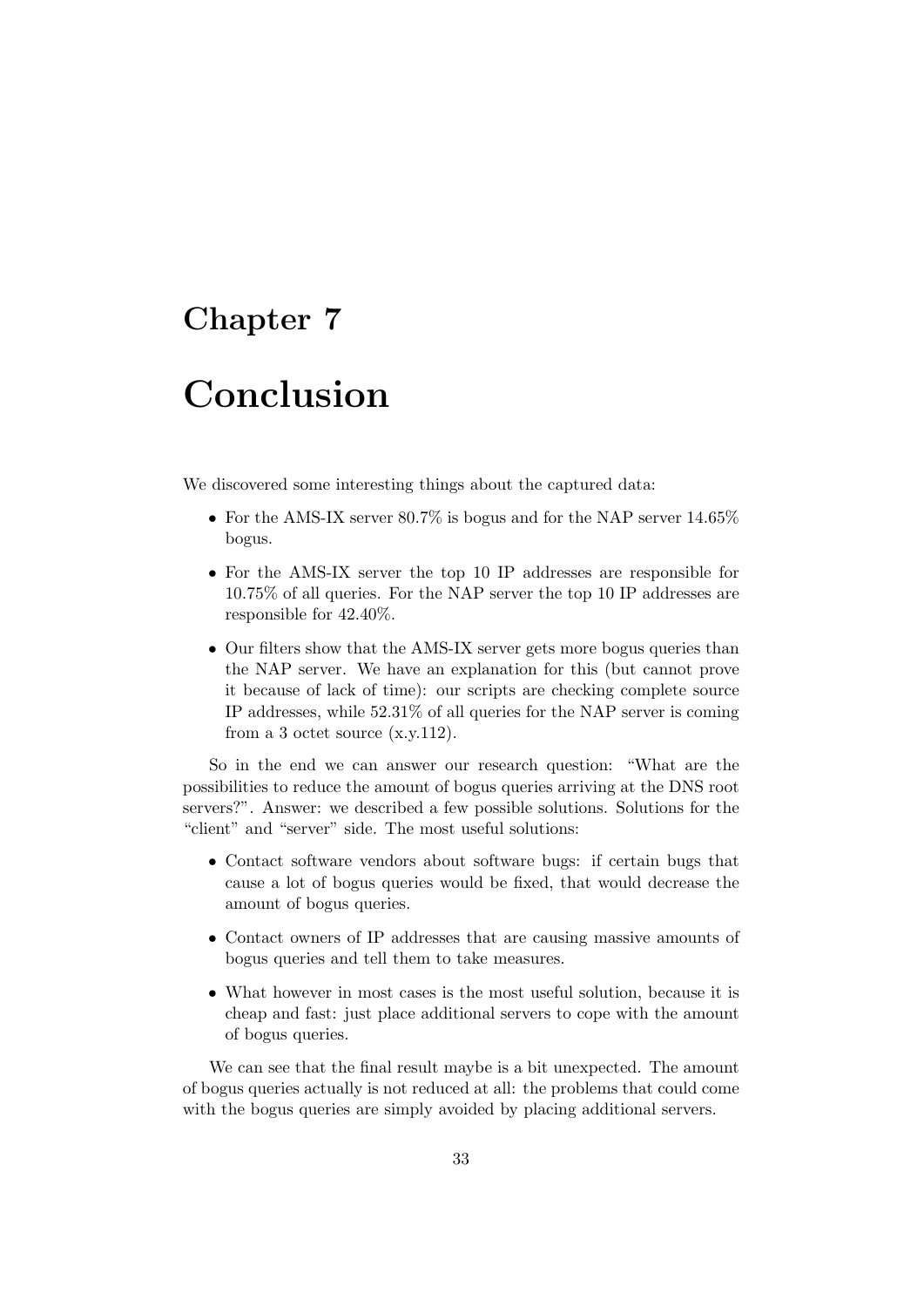# Chapter 7

# Conclusion

We discovered some interesting things about the captured data:

- For the AMS-IX server 80.7% is bogus and for the NAP server 14.65% bogus.
- For the AMS-IX server the top 10 IP addresses are responsible for 10.75% of all queries. For the NAP server the top 10 IP addresses are responsible for 42.40%.
- Our filters show that the AMS-IX server gets more bogus queries than the NAP server. We have an explanation for this (but cannot prove it because of lack of time): our scripts are checking complete source IP addresses, while 52.31% of all queries for the NAP server is coming from a 3 octet source (x.y.112).

So in the end we can answer our research question: "What are the possibilities to reduce the amount of bogus queries arriving at the DNS root servers?". Answer: we described a few possible solutions. Solutions for the "client" and "server" side. The most useful solutions:

- Contact software vendors about software bugs: if certain bugs that cause a lot of bogus queries would be fixed, that would decrease the amount of bogus queries.
- Contact owners of IP addresses that are causing massive amounts of bogus queries and tell them to take measures.
- What however in most cases is the most useful solution, because it is cheap and fast: just place additional servers to cope with the amount of bogus queries.

We can see that the final result maybe is a bit unexpected. The amount of bogus queries actually is not reduced at all: the problems that could come with the bogus queries are simply avoided by placing additional servers.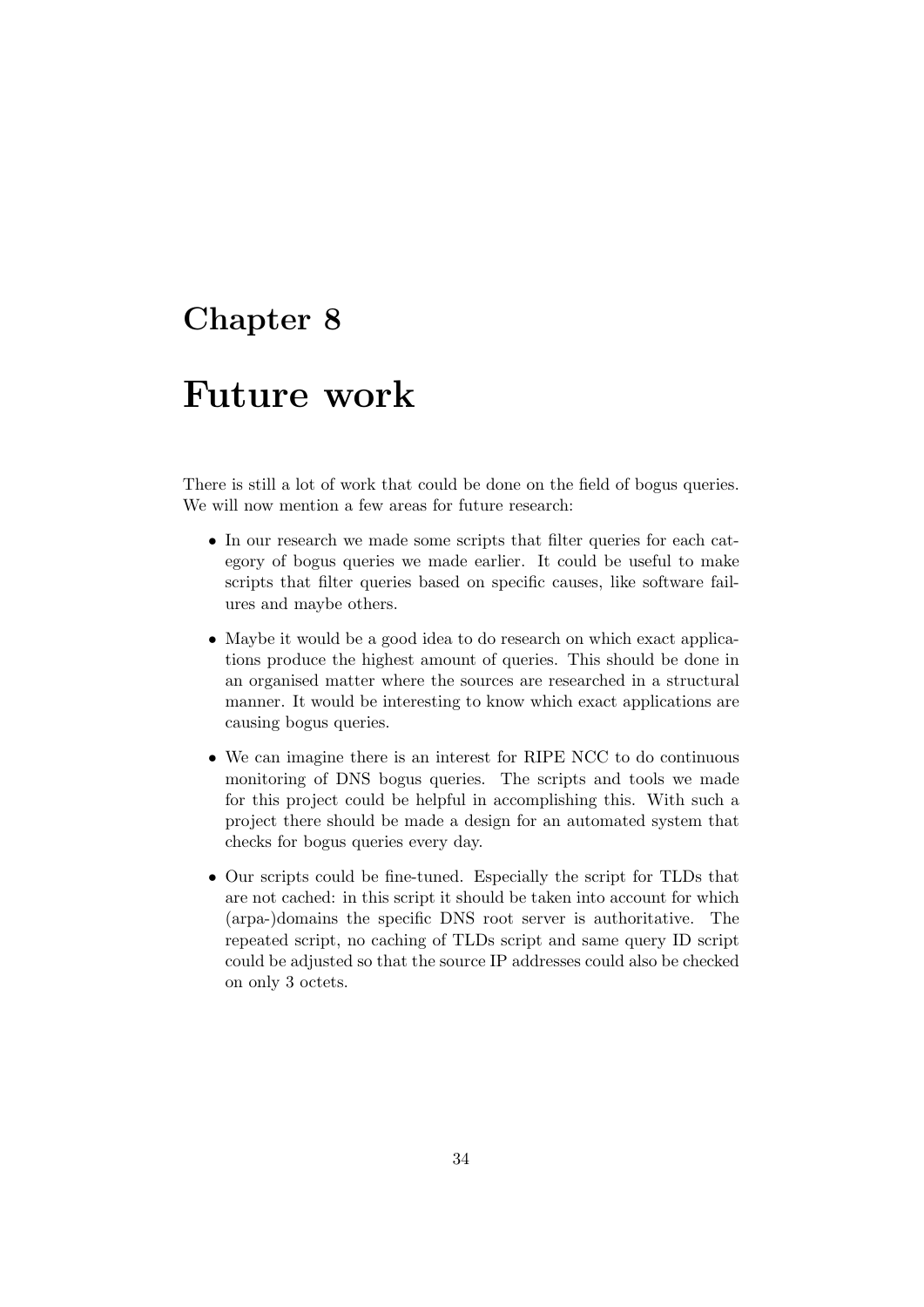# Chapter 8

# Future work

There is still a lot of work that could be done on the field of bogus queries. We will now mention a few areas for future research:

- In our research we made some scripts that filter queries for each category of bogus queries we made earlier. It could be useful to make scripts that filter queries based on specific causes, like software failures and maybe others.
- Maybe it would be a good idea to do research on which exact applications produce the highest amount of queries. This should be done in an organised matter where the sources are researched in a structural manner. It would be interesting to know which exact applications are causing bogus queries.
- We can imagine there is an interest for RIPE NCC to do continuous monitoring of DNS bogus queries. The scripts and tools we made for this project could be helpful in accomplishing this. With such a project there should be made a design for an automated system that checks for bogus queries every day.
- Our scripts could be fine-tuned. Especially the script for TLDs that are not cached: in this script it should be taken into account for which (arpa-)domains the specific DNS root server is authoritative. The repeated script, no caching of TLDs script and same query ID script could be adjusted so that the source IP addresses could also be checked on only 3 octets.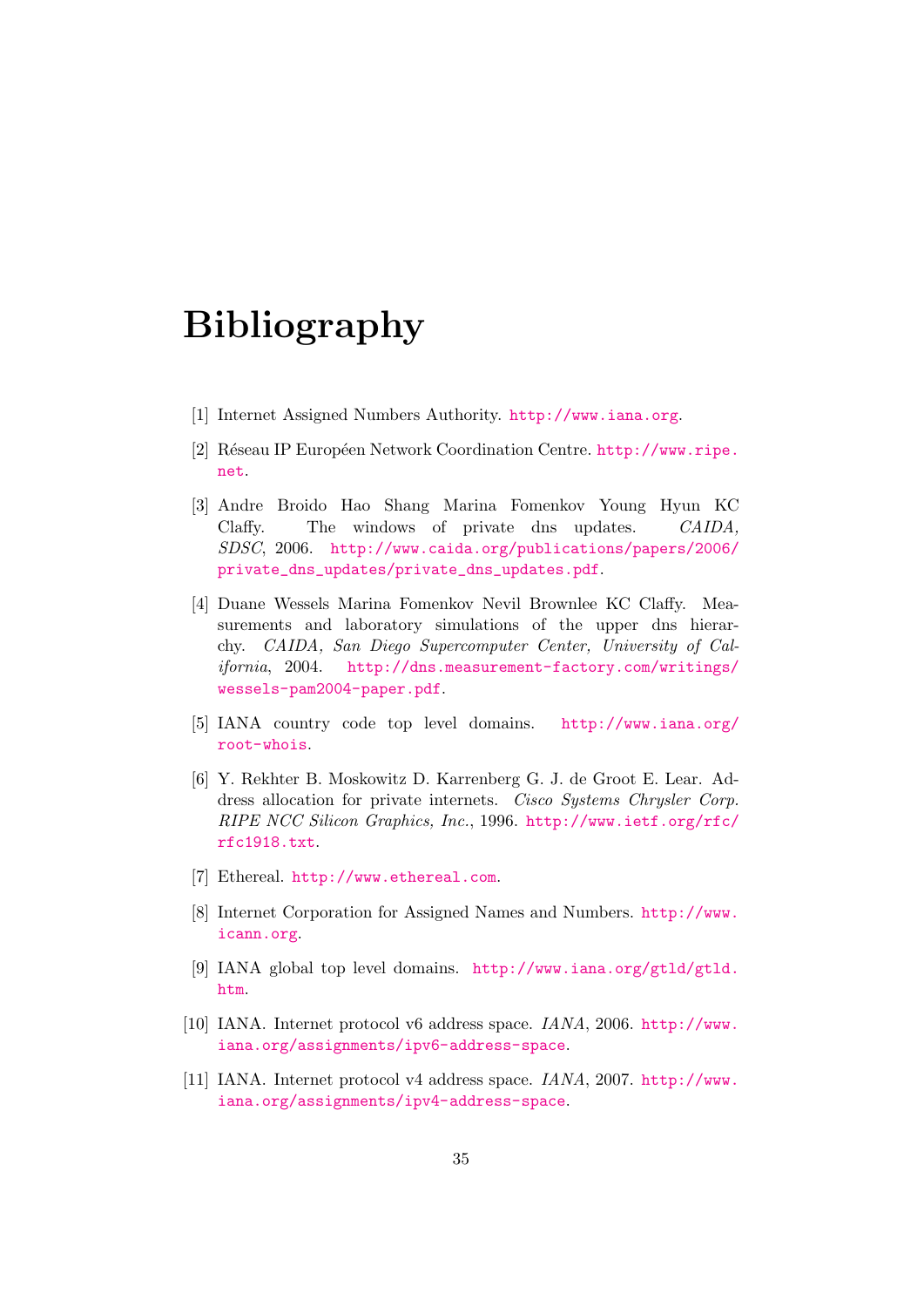# Bibliography

[1] Internet Assigned Numbers Authority. http://www.iana.org.

[2] Réseau IP Européen Network Coordination Centre. http://www.ripe.net.

[3] Andre Broido Hao Shang Marina Fomenkov Young Hyun KC Claffy. The windows of private dns updates. *CAIDA, SDSC*, 2006. http://www.caida.org/publications/papers/2006/private_dns_updates/private_dns_updates.pdf.

[4] Duane Wessels Marina Fomenkov Nevil Brownlee KC Claffy. Measurements and laboratory simulations of the upper dns hierarchy. *CAIDA, San Diego Supercomputer Center, University of California*, 2004. http://dns.measurement-factory.com/writings/wessels-pam2004-paper.pdf.

[5] IANA country code top level domains. http://www.iana.org/root-whois.

[6] Y. Rekhter B. Moskowitz D. Karrenberg G. J. de Groot E. Lear. Address allocation for private internets. *Cisco Systems Chrysler Corp. RIPE NCC Silicon Graphics, Inc.*, 1996. http://www.ietf.org/rfc/rfc1918.txt.

[7] Ethereal. http://www.ethereal.com.

[8] Internet Corporation for Assigned Names and Numbers. http://www.icann.org.

[9] IANA global top level domains. http://www.iana.org/gtld/gtld.htm.

[10] IANA. Internet protocol v6 address space. *IANA*, 2006. http://www.iana.org/assignments/ipv6-address-space.

[11] IANA. Internet protocol v4 address space. *IANA*, 2007. http://www.iana.org/assignments/ipv4-address-space.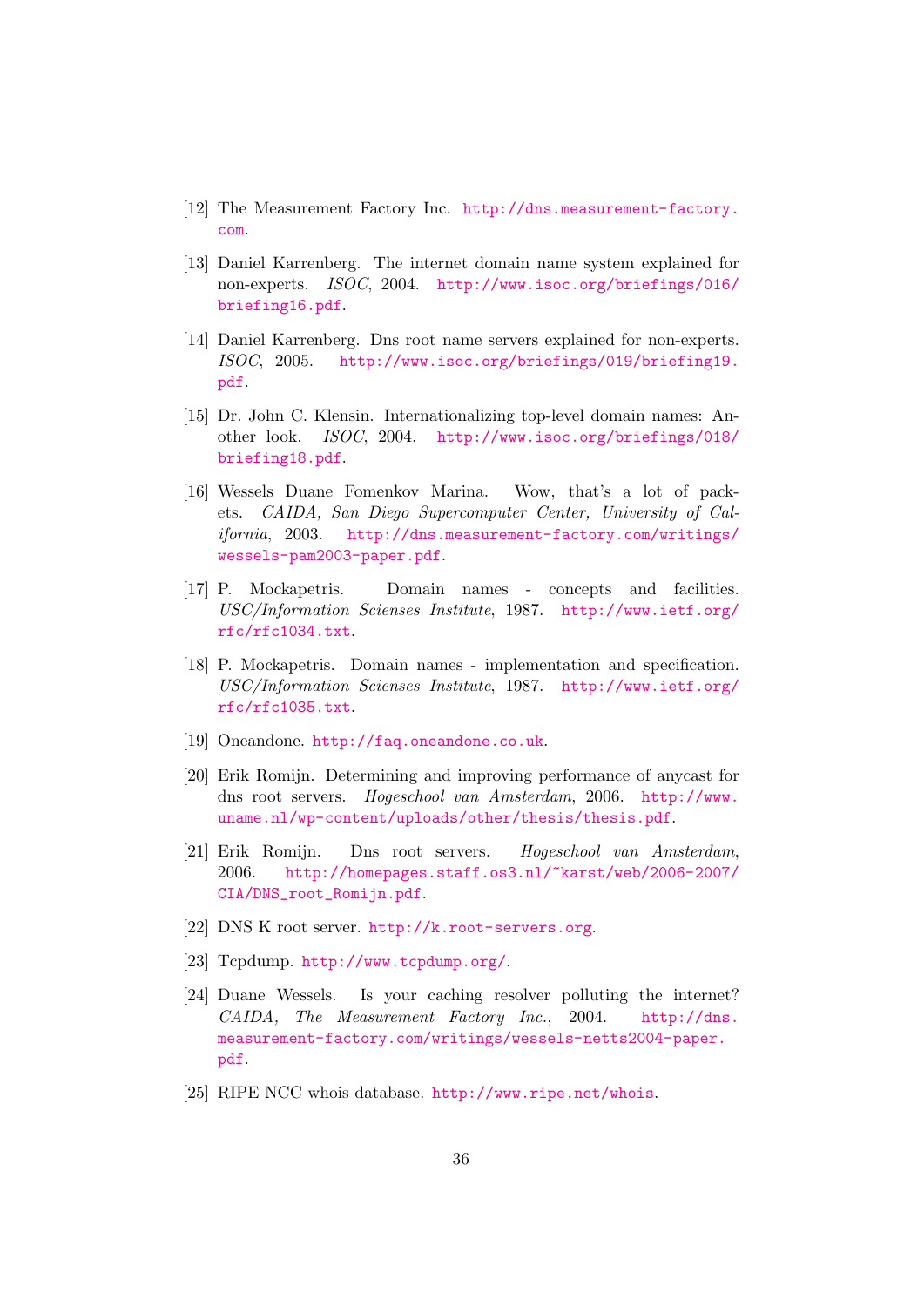[12] The Measurement Factory Inc. http://dns.measurement-factory.com.

[13] Daniel Karrenberg. The internet domain name system explained for non-experts. *ISOC*, 2004. http://www.isoc.org/briefings/016/briefing16.pdf.

[14] Daniel Karrenberg. Dns root name servers explained for non-experts. *ISOC*, 2005. http://www.isoc.org/briefings/019/briefing19.pdf.

[15] Dr. John C. Klensin. Internationalizing top-level domain names: Another look. *ISOC*, 2004. http://www.isoc.org/briefings/018/briefing18.pdf.

[16] Wessels Duane Fomenkov Marina. Wow, that's a lot of packets. *CAIDA, San Diego Supercomputer Center, University of California*, 2003. http://dns.measurement-factory.com/writings/wessels-pam2003-paper.pdf.

[17] P. Mockapetris. Domain names - concepts and facilities. *USC/Information Scienses Institute*, 1987. http://www.ietf.org/rfc/rfc1034.txt.

[18] P. Mockapetris. Domain names - implementation and specification. *USC/Information Scienses Institute*, 1987. http://www.ietf.org/rfc/rfc1035.txt.

[19] Oneandone. http://faq.oneandone.co.uk.

[20] Erik Romijn. Determining and improving performance of anycast for dns root servers. *Hogeschool van Amsterdam*, 2006. http://www.uname.nl/wp-content/uploads/other/thesis/thesis.pdf.

[21] Erik Romijn. Dns root servers. *Hogeschool van Amsterdam*, 2006. http://homepages.staff.os3.nl/~karst/web/2006-2007/CIA/DNS_root_Romijn.pdf.

[22] DNS K root server. http://k.root-servers.org.

[23] Tcpdump. http://www.tcpdump.org/.

[24] Duane Wessels. Is your caching resolver polluting the internet? *CAIDA, The Measurement Factory Inc.*, 2004. http://dns.measurement-factory.com/writings/wessels-netts2004-paper.pdf.

[25] RIPE NCC whois database. http://www.ripe.net/whois.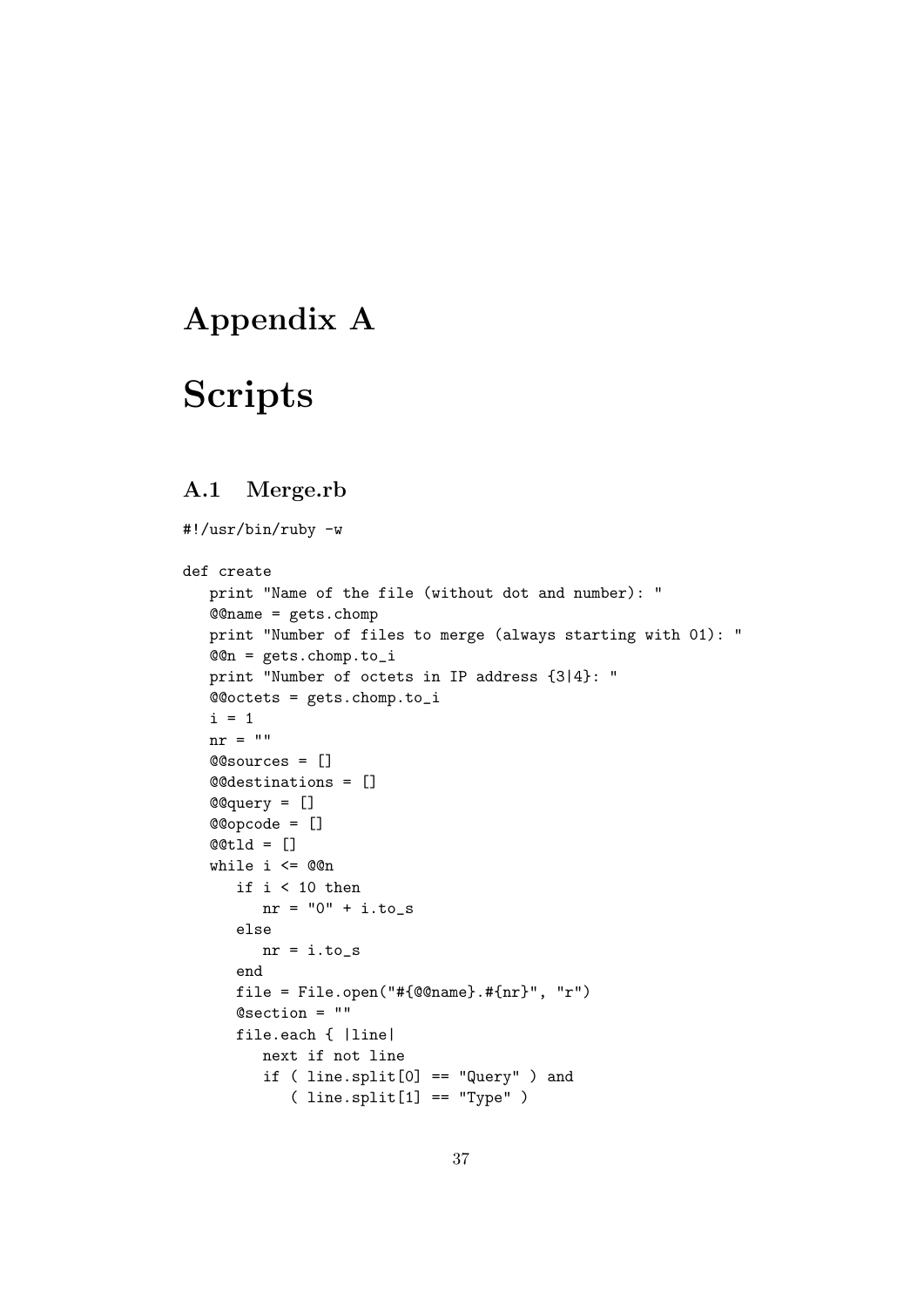# Appendix A

# Scripts

## A.1 Merge.rb

```
#!/usr/bin/ruby -w

def create
   print "Name of the file (without dot and number): "
   @@name = gets.chomp
   print "Number of files to merge (always starting with 01): "
   @@n = gets.chomp.to_i
   print "Number of octets in IP address {3|4}: "
   @@octets = gets.chomp.to_i
   i = 1
   nr = ""
   @@sources = []
   @@destinations = []
   @@query = []
   @@opcode = []
   @@tld = []
   while i <= @@n
      if i < 10 then
         nr = "0" + i.to_s
      else
         nr = i.to_s
      end
      file = File.open("#{@@name}.#{nr}", "r")
      @section = ""
      file.each { |line|
         next if not line
         if ( line.split[0] == "Query" ) and
            ( line.split[1] == "Type" )
```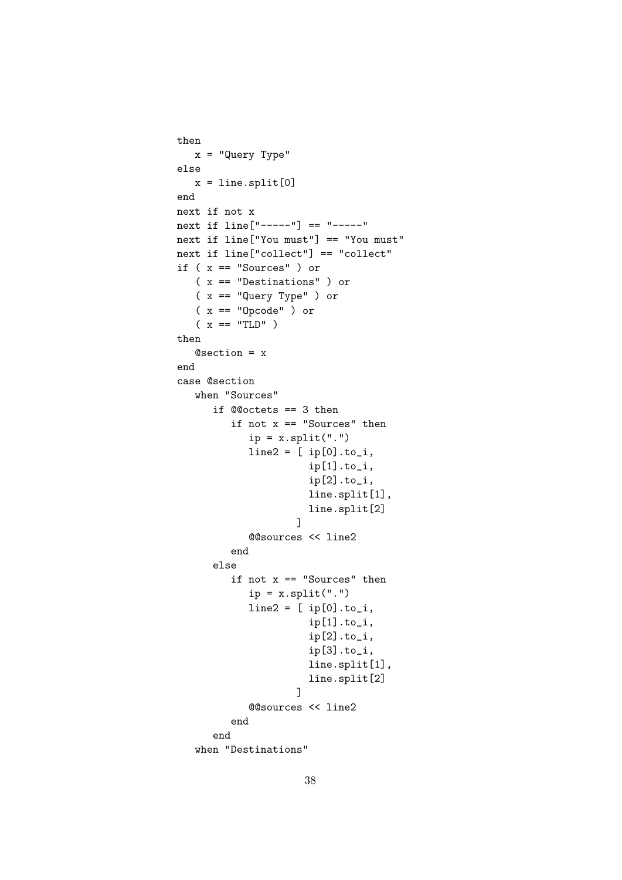```
then
   x = "Query Type"
else
   x = line.split[0]
end
next if not x
next if line["-----"] == "-----"
next if line["You must"] == "You must"
next if line["collect"] == "collect"
if ( x == "Sources" ) or
   ( x == "Destinations" ) or
   ( x == "Query Type" ) or
   ( x == "Opcode" ) or
   ( x == "TLD" )
then
   @section = x
end
case @section
   when "Sources"
      if @@octets == 3 then
         if not x == "Sources" then
            ip = x.split(".")
            line2 = [ ip[0].to_i,
                      ip[1].to_i,
                      ip[2].to_i,
                      line.split[1],
                      line.split[2]
                    ]
            @@sources << line2
         end
      else
         if not x == "Sources" then
            ip = x.split(".")
            line2 = [ ip[0].to_i,
                      ip[1].to_i,
                      ip[2].to_i,
                      ip[3].to_i,
                      line.split[1],
                      line.split[2]
                    ]
            @@sources << line2
         end
      end
   when "Destinations"
```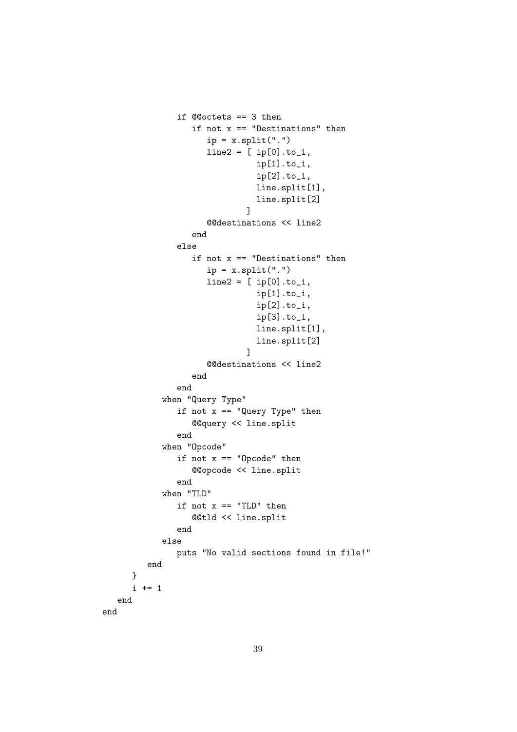```
            if @@octets == 3 then
               if not x == "Destinations" then
                  ip = x.split(".")
                  line2 = [ ip[0].to_i,
                            ip[1].to_i,
                            ip[2].to_i,
                            line.split[1],
                            line.split[2]
                          ]
                  @@destinations << line2
               end
            else
               if not x == "Destinations" then
                  ip = x.split(".")
                  line2 = [ ip[0].to_i,
                            ip[1].to_i,
                            ip[2].to_i,
                            ip[3].to_i,
                            line.split[1],
                            line.split[2]
                          ]
                  @@destinations << line2
               end
            end
         when "Query Type"
            if not x == "Query Type" then
               @@query << line.split
            end
         when "Opcode"
            if not x == "Opcode" then
               @@opcode << line.split
            end
         when "TLD"
            if not x == "TLD" then
               @@tld << line.split
            end
         else
            puts "No valid sections found in file!"
         end
      }
      i += 1
   end
end
```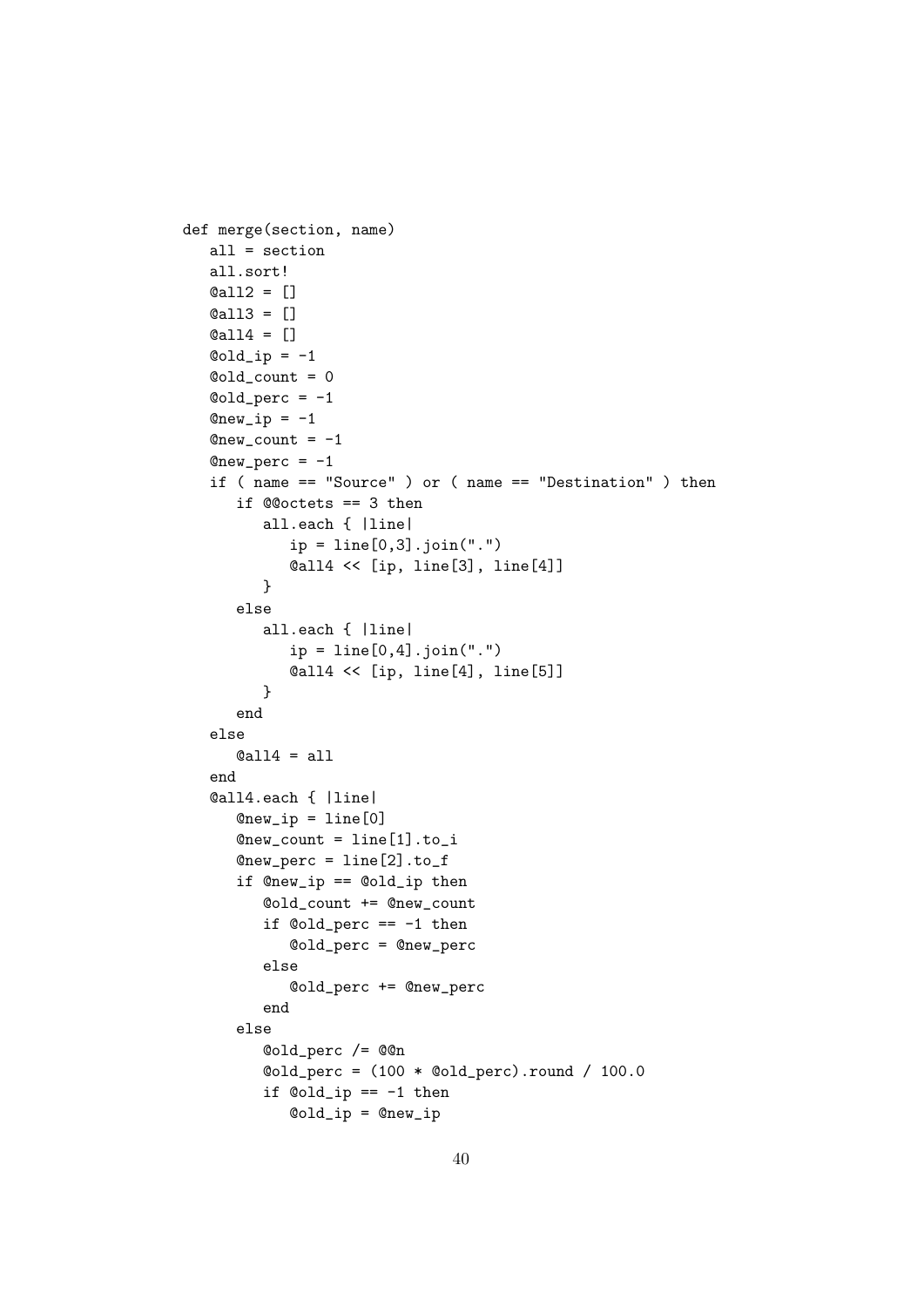```
def merge(section, name)
   all = section
   all.sort!
   @all2 = []
   @all3 = []
   @all4 = []
   @old_ip = -1
   @old_count = 0
   @old_perc = -1
   @new_ip = -1
   @new_count = -1
   @new_perc = -1
   if ( name == "Source" ) or ( name == "Destination" ) then
      if @@octets == 3 then
         all.each { |line|
            ip = line[0,3].join(".")
            @all4 << [ip, line[3], line[4]]
         }
      else
         all.each { |line|
            ip = line[0,4].join(".")
            @all4 << [ip, line[4], line[5]]
         }
      end
   else
      @all4 = all
   end
   @all4.each { |line|
      @new_ip = line[0]
      @new_count = line[1].to_i
      @new_perc = line[2].to_f
      if @new_ip == @old_ip then
         @old_count += @new_count
         if @old_perc == -1 then
            @old_perc = @new_perc
         else
            @old_perc += @new_perc
         end
      else
         @old_perc /= @@n
         @old_perc = (100 * @old_perc).round / 100.0
         if @old_ip == -1 then
            @old_ip = @new_ip
```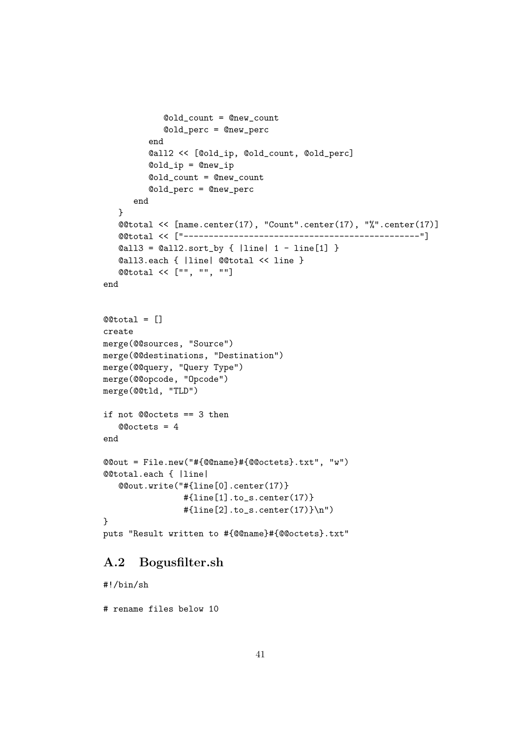```
            @old_count = @new_count
            @old_perc = @new_perc
          end
          @all2 << [@old_ip, @old_count, @old_perc]
          @old_ip = @new_ip
          @old_count = @new_count
          @old_perc = @new_perc
       end
   }
   @@total << [name.center(17), "Count".center(17), "%".center(17)]
   @@total << ["---------------------------------------------------"]
   @all3 = @all2.sort_by { |line| 1 - line[1] }
   @all3.each { |line| @@total << line }
   @@total << ["", "", ""]
end


@@total = []
create
merge(@@sources, "Source")
merge(@@destinations, "Destination")
merge(@@query, "Query Type")
merge(@@opcode, "Opcode")
merge(@@tld, "TLD")

if not @@octets == 3 then
   @@octets = 4
end

@@out = File.new("#{@@name}#{@@octets}.txt", "w")
@@total.each { |line|
   @@out.write("#{line[0].center(17)}
                #{line[1].to_s.center(17)}
                #{line[2].to_s.center(17)}\n")
}
puts "Result written to #{@@name}#{@@octets}.txt"
```

## A.2 Bogusfilter.sh

```
#!/bin/sh

# rename files below 10
```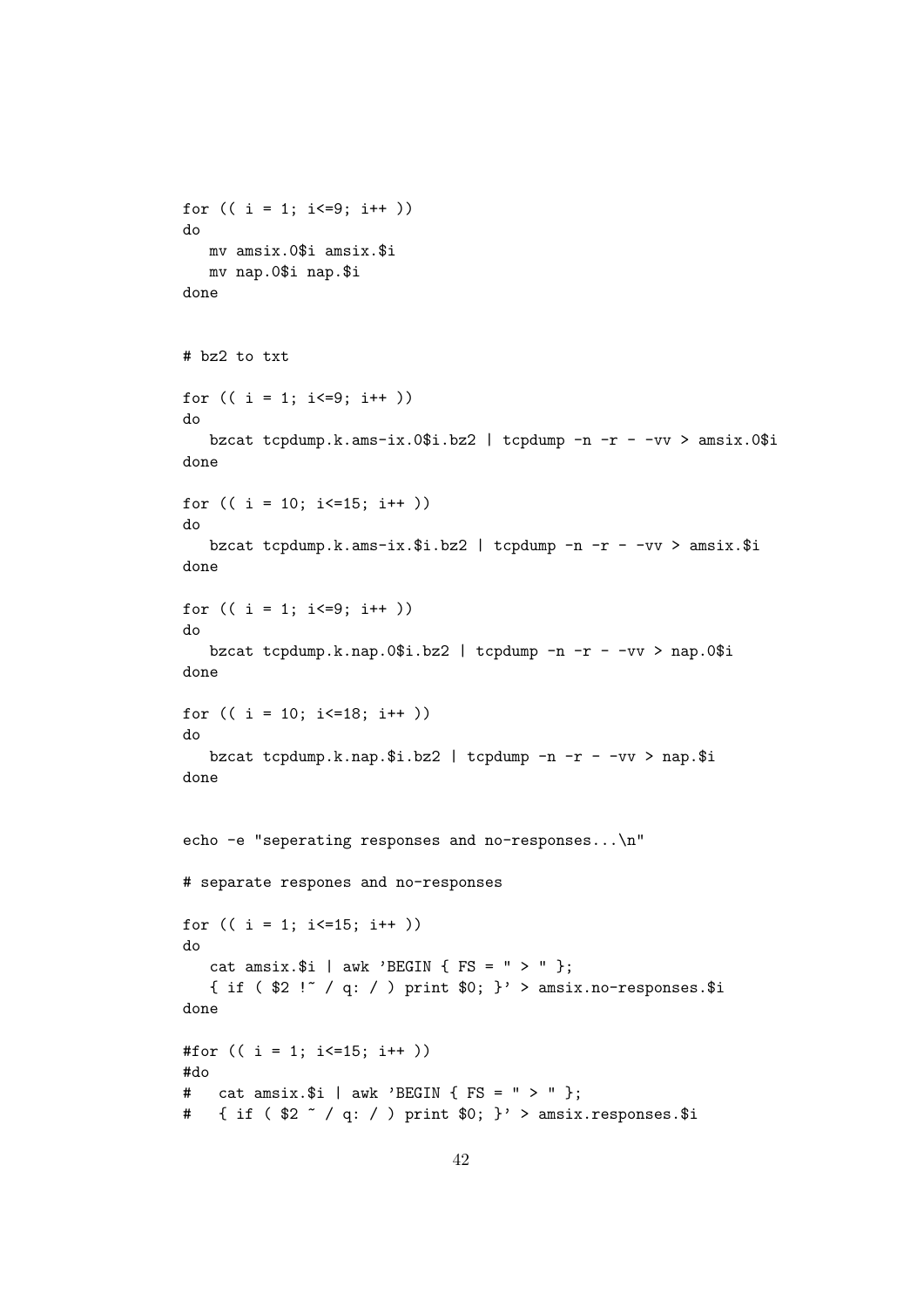```
for (( i = 1; i<=9; i++ ))
do
   mv amsix.0$i amsix.$i
   mv nap.0$i nap.$i
done


# bz2 to txt

for (( i = 1; i<=9; i++ ))
do
   bzcat tcpdump.k.ams-ix.0$i.bz2 | tcpdump -n -r - -vv > amsix.0$i
done

for (( i = 10; i<=15; i++ ))
do
   bzcat tcpdump.k.ams-ix.$i.bz2 | tcpdump -n -r - -vv > amsix.$i
done

for (( i = 1; i<=9; i++ ))
do
   bzcat tcpdump.k.nap.0$i.bz2 | tcpdump -n -r - -vv > nap.0$i
done

for (( i = 10; i<=18; i++ ))
do
   bzcat tcpdump.k.nap.$i.bz2 | tcpdump -n -r - -vv > nap.$i
done


echo -e "seperating responses and no-responses...\n"

# separate respones and no-responses

for (( i = 1; i<=15; i++ ))
do
   cat amsix.$i | awk 'BEGIN { FS = " > " };
   { if ( $2 !~ / q: / ) print $0; }' > amsix.no-responses.$i
done

#for (( i = 1; i<=15; i++ ))
#do
#   cat amsix.$i | awk 'BEGIN { FS = " > " };
#   { if ( $2 ~ / q: / ) print $0; }' > amsix.responses.$i
```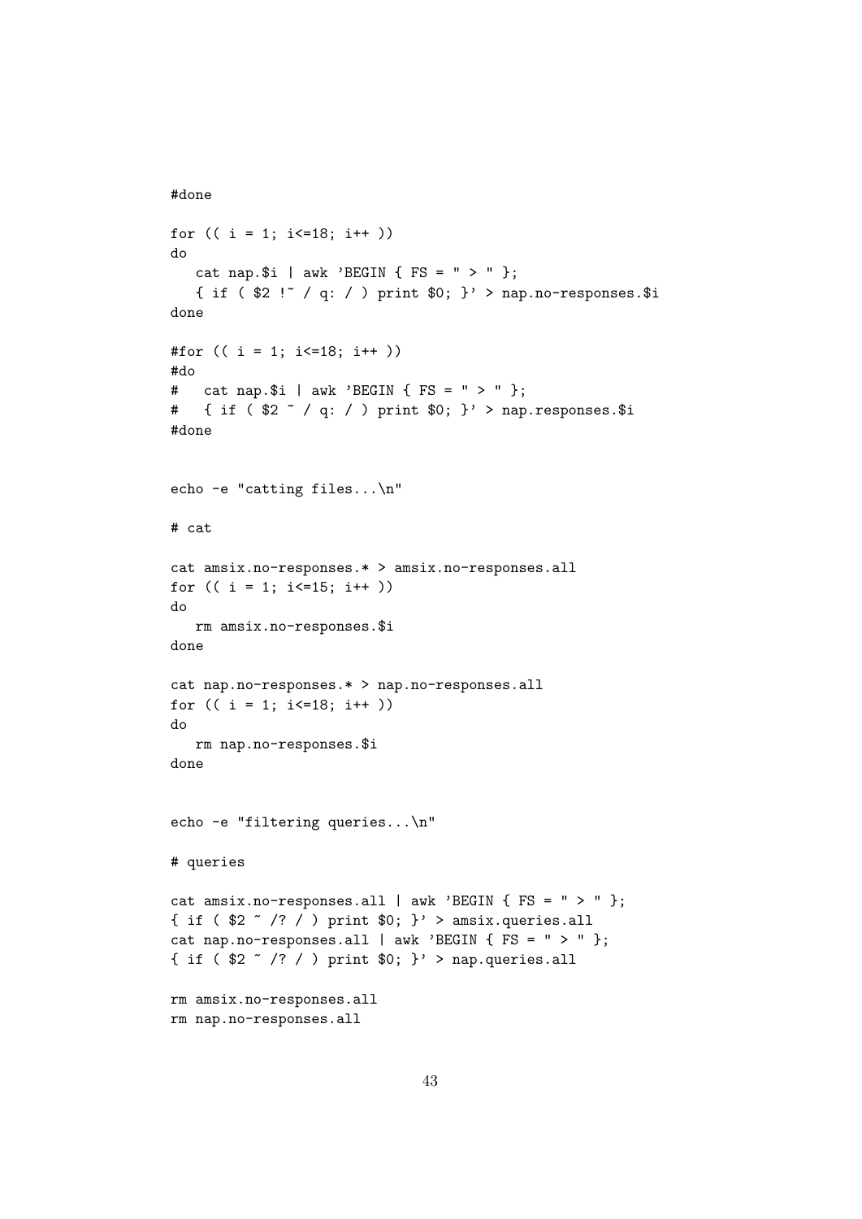```
#done

for (( i = 1; i<=18; i++ ))
do
   cat nap.$i | awk 'BEGIN { FS = " > " };
   { if ( $2 !~ / q: / ) print $0; }' > nap.no-responses.$i
done

#for (( i = 1; i<=18; i++ ))
#do
#   cat nap.$i | awk 'BEGIN { FS = " > " };
#   { if ( $2 ~ / q: / ) print $0; }' > nap.responses.$i
#done


echo -e "catting files...\n"

# cat

cat amsix.no-responses.* > amsix.no-responses.all
for (( i = 1; i<=15; i++ ))
do
   rm amsix.no-responses.$i
done

cat nap.no-responses.* > nap.no-responses.all
for (( i = 1; i<=18; i++ ))
do
   rm nap.no-responses.$i
done


echo -e "filtering queries...\n"

# queries

cat amsix.no-responses.all | awk 'BEGIN { FS = " > " };
{ if ( $2 ~ /? / ) print $0; }' > amsix.queries.all
cat nap.no-responses.all | awk 'BEGIN { FS = " > " };
{ if ( $2 ~ /? / ) print $0; }' > nap.queries.all

rm amsix.no-responses.all
rm nap.no-responses.all
```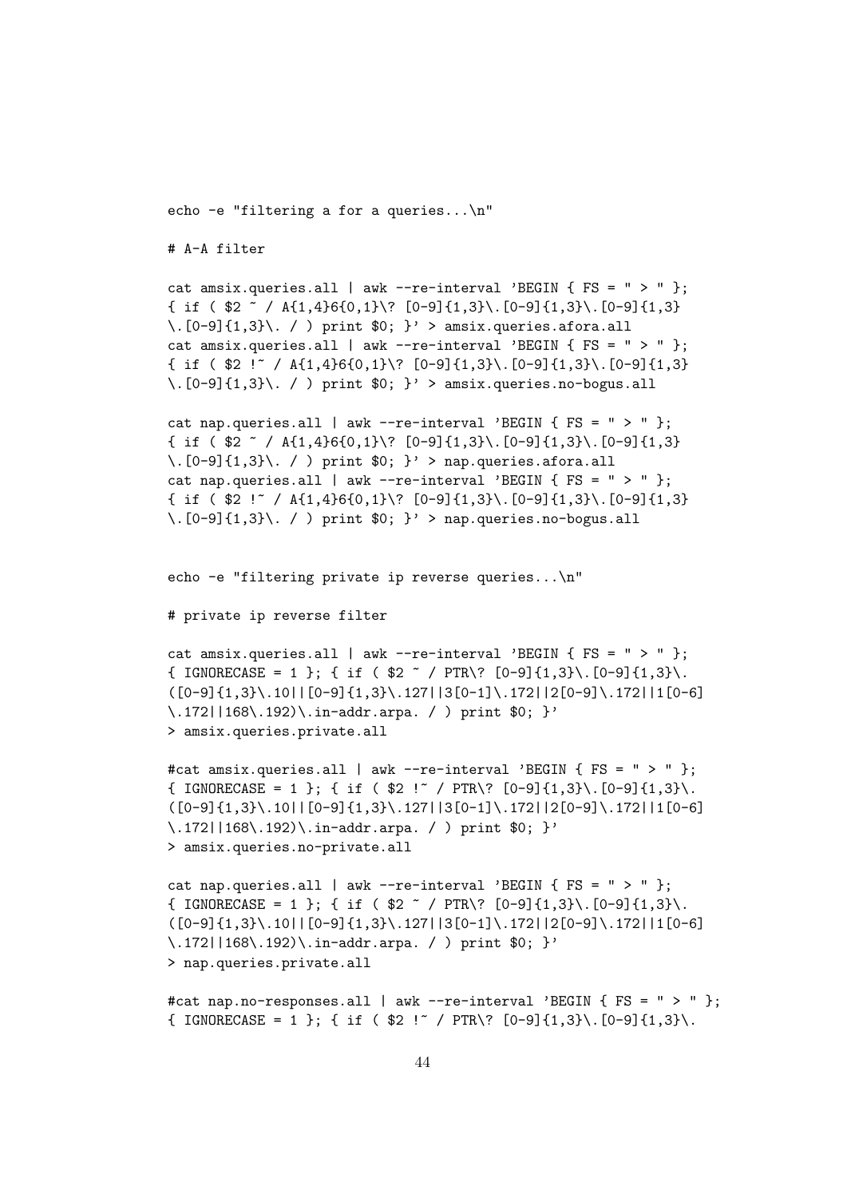```
echo -e "filtering a for a queries...\n"

# A-A filter

cat amsix.queries.all | awk --re-interval 'BEGIN { FS = " > " };
{ if ( $2 ~ / A{1,4}6{0,1}\? [0-9]{1,3}\.[0-9]{1,3}\.[0-9]{1,3}
\.[0-9]{1,3}\. / ) print $0; }' > amsix.queries.afora.all
cat amsix.queries.all | awk --re-interval 'BEGIN { FS = " > " };
{ if ( $2 !~ / A{1,4}6{0,1}\? [0-9]{1,3}\.[0-9]{1,3}\.[0-9]{1,3}
\.[0-9]{1,3}\. / ) print $0; }' > amsix.queries.no-bogus.all

cat nap.queries.all | awk --re-interval 'BEGIN { FS = " > " };
{ if ( $2 ~ / A{1,4}6{0,1}\? [0-9]{1,3}\.[0-9]{1,3}\.[0-9]{1,3}
\.[0-9]{1,3}\. / ) print $0; }' > nap.queries.afora.all
cat nap.queries.all | awk --re-interval 'BEGIN { FS = " > " };
{ if ( $2 !~ / A{1,4}6{0,1}\? [0-9]{1,3}\.[0-9]{1,3}\.[0-9]{1,3}
\.[0-9]{1,3}\. / ) print $0; }' > nap.queries.no-bogus.all


echo -e "filtering private ip reverse queries...\n"

# private ip reverse filter

cat amsix.queries.all | awk --re-interval 'BEGIN { FS = " > " };
{ IGNORECASE = 1 }; { if ( $2 ~ / PTR\? [0-9]{1,3}\.[0-9]{1,3}\.
([0-9]{1,3}\.10||[0-9]{1,3}\.127||3[0-1]\.172||2[0-9]\.172||1[0-6]
\.172||168\.192)\.in-addr.arpa. / ) print $0; }'
> amsix.queries.private.all

#cat amsix.queries.all | awk --re-interval 'BEGIN { FS = " > " };
{ IGNORECASE = 1 }; { if ( $2 !~ / PTR\? [0-9]{1,3}\.[0-9]{1,3}\.
([0-9]{1,3}\.10||[0-9]{1,3}\.127||3[0-1]\.172||2[0-9]\.172||1[0-6]
\.172||168\.192)\.in-addr.arpa. / ) print $0; }'
> amsix.queries.no-private.all

cat nap.queries.all | awk --re-interval 'BEGIN { FS = " > " };
{ IGNORECASE = 1 }; { if ( $2 ~ / PTR\? [0-9]{1,3}\.[0-9]{1,3}\.
([0-9]{1,3}\.10||[0-9]{1,3}\.127||3[0-1]\.172||2[0-9]\.172||1[0-6]
\.172||168\.192)\.in-addr.arpa. / ) print $0; }'
> nap.queries.private.all

#cat nap.no-responses.all | awk --re-interval 'BEGIN { FS = " > " };
{ IGNORECASE = 1 }; { if ( $2 !~ / PTR\? [0-9]{1,3}\.[0-9]{1,3}\.
```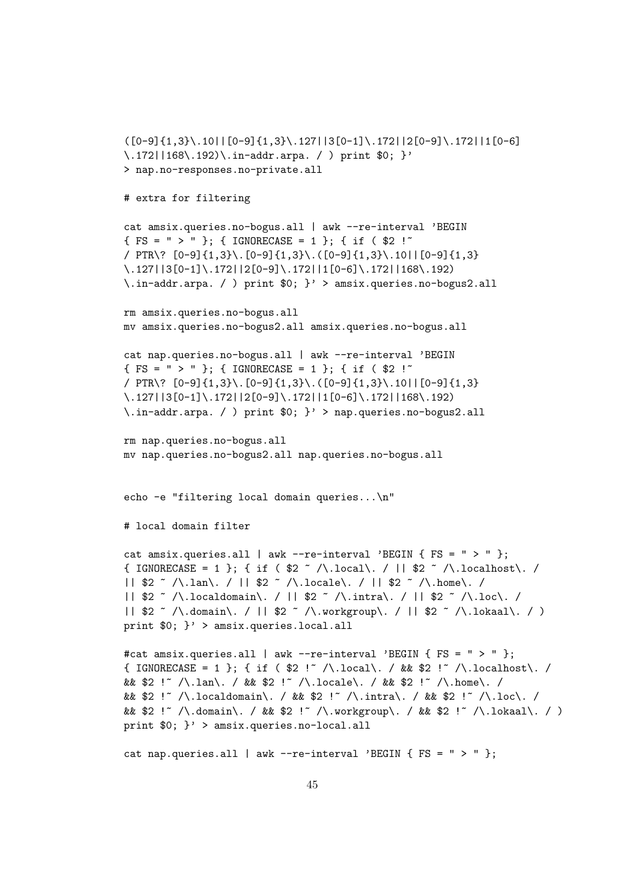```
([0-9]{1,3}\.10||[0-9]{1,3}\.127||3[0-1]\.172||2[0-9]\.172||1[0-6]
\.172||168\.192)\.in-addr.arpa. / ) print $0; }'
> nap.no-responses.no-private.all

# extra for filtering

cat amsix.queries.no-bogus.all | awk --re-interval 'BEGIN
{ FS = " > " }; { IGNORECASE = 1 }; { if ( $2 !~
/ PTR\? [0-9]{1,3}\.[0-9]{1,3}\.([0-9]{1,3}\.10||[0-9]{1,3}
\.127||3[0-1]\.172||2[0-9]\.172||1[0-6]\.172||168\.192)
\.in-addr.arpa. / ) print $0; }' > amsix.queries.no-bogus2.all

rm amsix.queries.no-bogus.all
mv amsix.queries.no-bogus2.all amsix.queries.no-bogus.all

cat nap.queries.no-bogus.all | awk --re-interval 'BEGIN
{ FS = " > " }; { IGNORECASE = 1 }; { if ( $2 !~
/ PTR\? [0-9]{1,3}\.[0-9]{1,3}\.([0-9]{1,3}\.10||[0-9]{1,3}
\.127||3[0-1]\.172||2[0-9]\.172||1[0-6]\.172||168\.192)
\.in-addr.arpa. / ) print $0; }' > nap.queries.no-bogus2.all

rm nap.queries.no-bogus.all
mv nap.queries.no-bogus2.all nap.queries.no-bogus.all


echo -e "filtering local domain queries...\n"

# local domain filter

cat amsix.queries.all | awk --re-interval 'BEGIN { FS = " > " };
{ IGNORECASE = 1 }; { if ( $2 ~ /\.local\. / || $2 ~ /\.localhost\. /
|| $2 ~ /\.lan\. / || $2 ~ /\.locale\. / || $2 ~ /\.home\. /
|| $2 ~ /\.localdomain\. / || $2 ~ /\.intra\. / || $2 ~ /\.loc\. /
|| $2 ~ /\.domain\. / || $2 ~ /\.workgroup\. / || $2 ~ /\.lokaal\. / )
print $0; }' > amsix.queries.local.all

#cat amsix.queries.all | awk --re-interval 'BEGIN { FS = " > " };
{ IGNORECASE = 1 }; { if ( $2 !~ /\.local\. / && $2 !~ /\.localhost\. /
&& $2 !~ /\.lan\. / && $2 !~ /\.locale\. / && $2 !~ /\.home\. /
&& $2 !~ /\.localdomain\. / && $2 !~ /\.intra\. / && $2 !~ /\.loc\. /
&& $2 !~ /\.domain\. / && $2 !~ /\.workgroup\. / && $2 !~ /\.lokaal\. / )
print $0; }' > amsix.queries.no-local.all

cat nap.queries.all | awk --re-interval 'BEGIN { FS = " > " };
```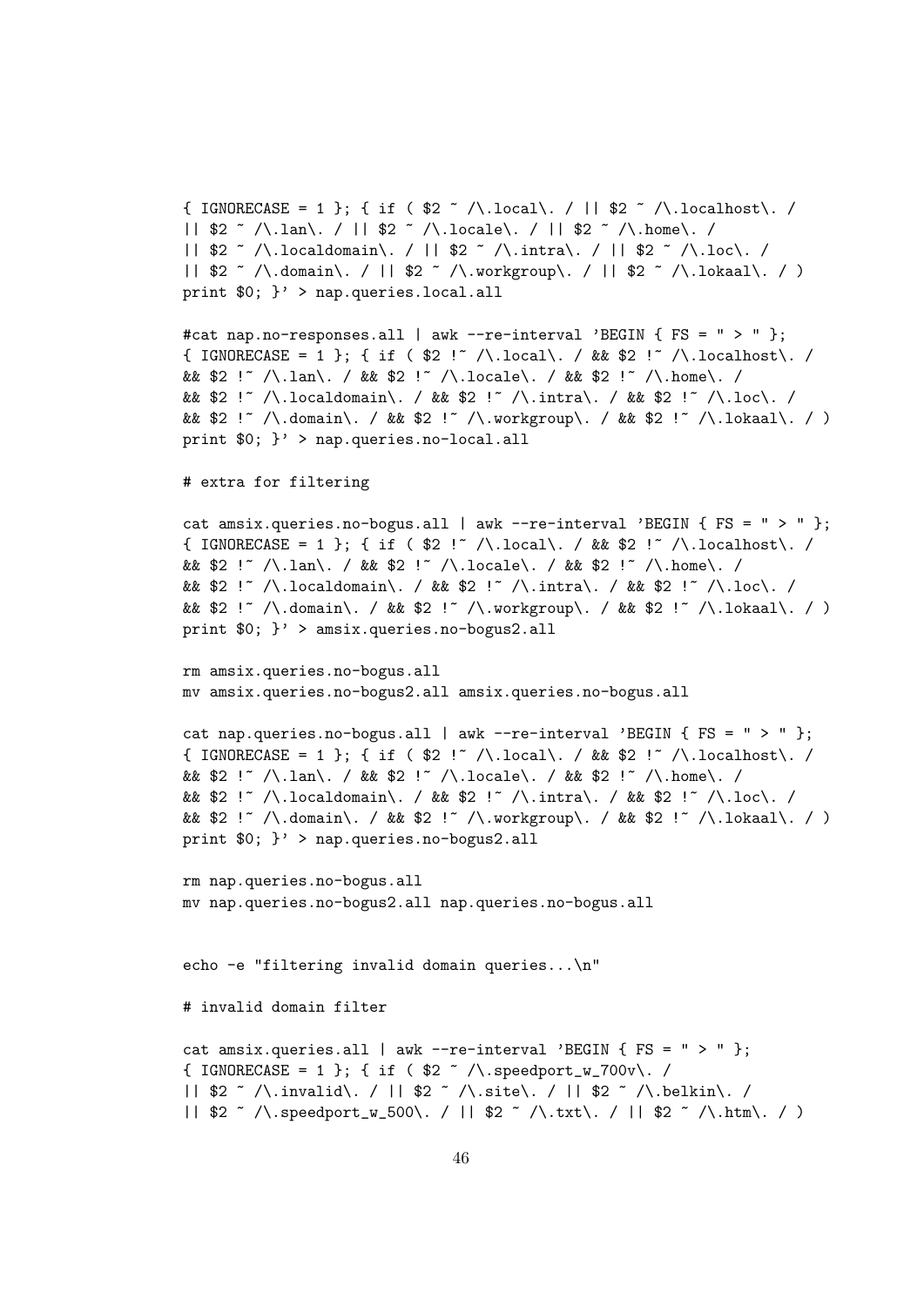```
{ IGNORECASE = 1 }; { if ( $2 ~ /\.local\. / || $2 ~ /\.localhost\. /
|| $2 ~ /\.lan\. / || $2 ~ /\.locale\. / || $2 ~ /\.home\. /
|| $2 ~ /\.localdomain\. / || $2 ~ /\.intra\. / || $2 ~ /\.loc\. /
|| $2 ~ /\.domain\. / || $2 ~ /\.workgroup\. / || $2 ~ /\.lokaal\. / )
print $0; }' > nap.queries.local.all

#cat nap.no-responses.all | awk --re-interval 'BEGIN { FS = " > " };
{ IGNORECASE = 1 }; { if ( $2 !~ /\.local\. / && $2 !~ /\.localhost\. /
&& $2 !~ /\.lan\. / && $2 !~ /\.locale\. / && $2 !~ /\.home\. /
&& $2 !~ /\.localdomain\. / && $2 !~ /\.intra\. / && $2 !~ /\.loc\. /
&& $2 !~ /\.domain\. / && $2 !~ /\.workgroup\. / && $2 !~ /\.lokaal\. / )
print $0; }' > nap.queries.no-local.all

# extra for filtering

cat amsix.queries.no-bogus.all | awk --re-interval 'BEGIN { FS = " > " };
{ IGNORECASE = 1 }; { if ( $2 !~ /\.local\. / && $2 !~ /\.localhost\. /
&& $2 !~ /\.lan\. / && $2 !~ /\.locale\. / && $2 !~ /\.home\. /
&& $2 !~ /\.localdomain\. / && $2 !~ /\.intra\. / && $2 !~ /\.loc\. /
&& $2 !~ /\.domain\. / && $2 !~ /\.workgroup\. / && $2 !~ /\.lokaal\. / )
print $0; }' > amsix.queries.no-bogus2.all

rm amsix.queries.no-bogus.all
mv amsix.queries.no-bogus2.all amsix.queries.no-bogus.all

cat nap.queries.no-bogus.all | awk --re-interval 'BEGIN { FS = " > " };
{ IGNORECASE = 1 }; { if ( $2 !~ /\.local\. / && $2 !~ /\.localhost\. /
&& $2 !~ /\.lan\. / && $2 !~ /\.locale\. / && $2 !~ /\.home\. /
&& $2 !~ /\.localdomain\. / && $2 !~ /\.intra\. / && $2 !~ /\.loc\. /
&& $2 !~ /\.domain\. / && $2 !~ /\.workgroup\. / && $2 !~ /\.lokaal\. / )
print $0; }' > nap.queries.no-bogus2.all

rm nap.queries.no-bogus.all
mv nap.queries.no-bogus2.all nap.queries.no-bogus.all


echo -e "filtering invalid domain queries...\n"

# invalid domain filter

cat amsix.queries.all | awk --re-interval 'BEGIN { FS = " > " };
{ IGNORECASE = 1 }; { if ( $2 ~ /\.speedport_w_700v\. /
|| $2 ~ /\.invalid\. / || $2 ~ /\.site\. / || $2 ~ /\.belkin\. /
|| $2 ~ /\.speedport_w_500\. / || $2 ~ /\.txt\. / || $2 ~ /\.htm\. / )
```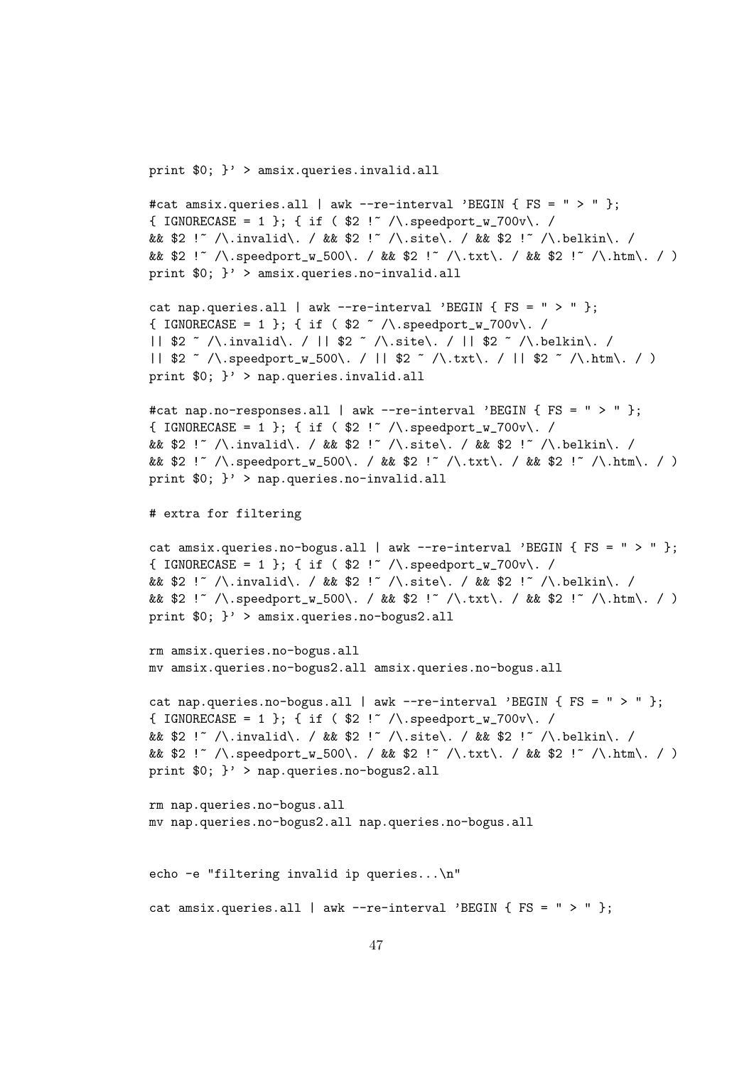```
print $0; }' > amsix.queries.invalid.all

#cat amsix.queries.all | awk --re-interval 'BEGIN { FS = " > " };
{ IGNORECASE = 1 }; { if ( $2 !~ /\.speedport_w_700v\. /
&& $2 !~ /\.invalid\. / && $2 !~ /\.site\. / && $2 !~ /\.belkin\. /
&& $2 !~ /\.speedport_w_500\. / && $2 !~ /\.txt\. / && $2 !~ /\.htm\. / )
print $0; }' > amsix.queries.no-invalid.all

cat nap.queries.all | awk --re-interval 'BEGIN { FS = " > " };
{ IGNORECASE = 1 }; { if ( $2 ~ /\.speedport_w_700v\. /
|| $2 ~ /\.invalid\. / || $2 ~ /\.site\. / || $2 ~ /\.belkin\. /
|| $2 ~ /\.speedport_w_500\. / || $2 ~ /\.txt\. / || $2 ~ /\.htm\. / )
print $0; }' > nap.queries.invalid.all

#cat nap.no-responses.all | awk --re-interval 'BEGIN { FS = " > " };
{ IGNORECASE = 1 }; { if ( $2 !~ /\.speedport_w_700v\. /
&& $2 !~ /\.invalid\. / && $2 !~ /\.site\. / && $2 !~ /\.belkin\. /
&& $2 !~ /\.speedport_w_500\. / && $2 !~ /\.txt\. / && $2 !~ /\.htm\. / )
print $0; }' > nap.queries.no-invalid.all

# extra for filtering

cat amsix.queries.no-bogus.all | awk --re-interval 'BEGIN { FS = " > " };
{ IGNORECASE = 1 }; { if ( $2 !~ /\.speedport_w_700v\. /
&& $2 !~ /\.invalid\. / && $2 !~ /\.site\. / && $2 !~ /\.belkin\. /
&& $2 !~ /\.speedport_w_500\. / && $2 !~ /\.txt\. / && $2 !~ /\.htm\. / )
print $0; }' > amsix.queries.no-bogus2.all

rm amsix.queries.no-bogus.all
mv amsix.queries.no-bogus2.all amsix.queries.no-bogus.all

cat nap.queries.no-bogus.all | awk --re-interval 'BEGIN { FS = " > " };
{ IGNORECASE = 1 }; { if ( $2 !~ /\.speedport_w_700v\. /
&& $2 !~ /\.invalid\. / && $2 !~ /\.site\. / && $2 !~ /\.belkin\. /
&& $2 !~ /\.speedport_w_500\. / && $2 !~ /\.txt\. / && $2 !~ /\.htm\. / )
print $0; }' > nap.queries.no-bogus2.all

rm nap.queries.no-bogus.all
mv nap.queries.no-bogus2.all nap.queries.no-bogus.all


echo -e "filtering invalid ip queries...\n"

cat amsix.queries.all | awk --re-interval 'BEGIN { FS = " > " };
```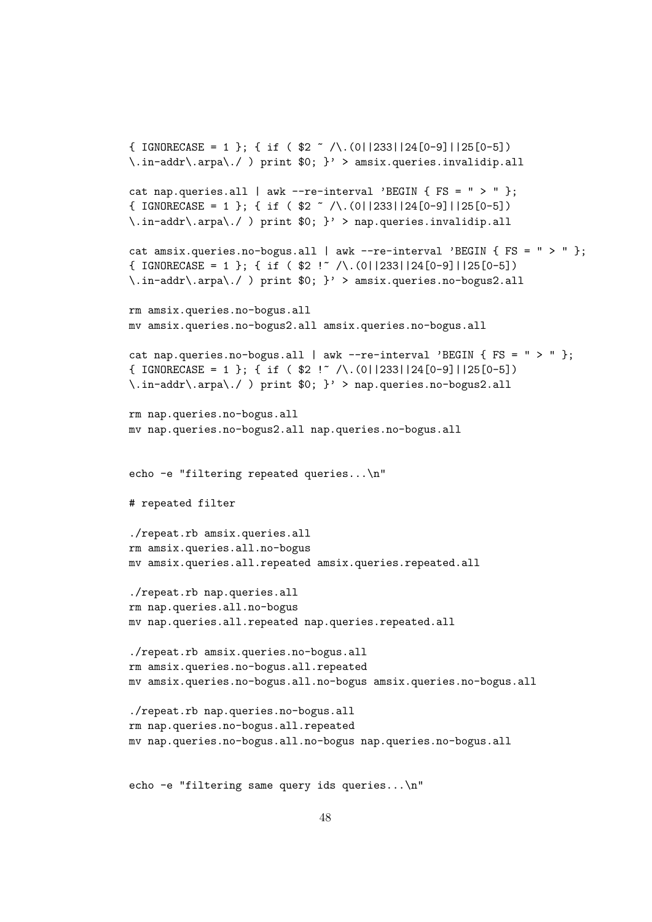```
{ IGNORECASE = 1 }; { if ( $2 ~ /\.(0||233||24[0-9]||25[0-5])
\.in-addr\.arpa\./ ) print $0; }' > amsix.queries.invalidip.all

cat nap.queries.all | awk --re-interval 'BEGIN { FS = " > " };
{ IGNORECASE = 1 }; { if ( $2 ~ /\.(0||233||24[0-9]||25[0-5])
\.in-addr\.arpa\./ ) print $0; }' > nap.queries.invalidip.all

cat amsix.queries.no-bogus.all | awk --re-interval 'BEGIN { FS = " > " };
{ IGNORECASE = 1 }; { if ( $2 !~ /\.(0||233||24[0-9]||25[0-5])
\.in-addr\.arpa\./ ) print $0; }' > amsix.queries.no-bogus2.all

rm amsix.queries.no-bogus.all
mv amsix.queries.no-bogus2.all amsix.queries.no-bogus.all

cat nap.queries.no-bogus.all | awk --re-interval 'BEGIN { FS = " > " };
{ IGNORECASE = 1 }; { if ( $2 !~ /\.(0||233||24[0-9]||25[0-5])
\.in-addr\.arpa\./ ) print $0; }' > nap.queries.no-bogus2.all

rm nap.queries.no-bogus.all
mv nap.queries.no-bogus2.all nap.queries.no-bogus.all


echo -e "filtering repeated queries...\n"

# repeated filter

./repeat.rb amsix.queries.all
rm amsix.queries.all.no-bogus
mv amsix.queries.all.repeated amsix.queries.repeated.all

./repeat.rb nap.queries.all
rm nap.queries.all.no-bogus
mv nap.queries.all.repeated nap.queries.repeated.all

./repeat.rb amsix.queries.no-bogus.all
rm amsix.queries.no-bogus.all.repeated
mv amsix.queries.no-bogus.all.no-bogus amsix.queries.no-bogus.all

./repeat.rb nap.queries.no-bogus.all
rm nap.queries.no-bogus.all.repeated
mv nap.queries.no-bogus.all.no-bogus nap.queries.no-bogus.all


echo -e "filtering same query ids queries...\n"
```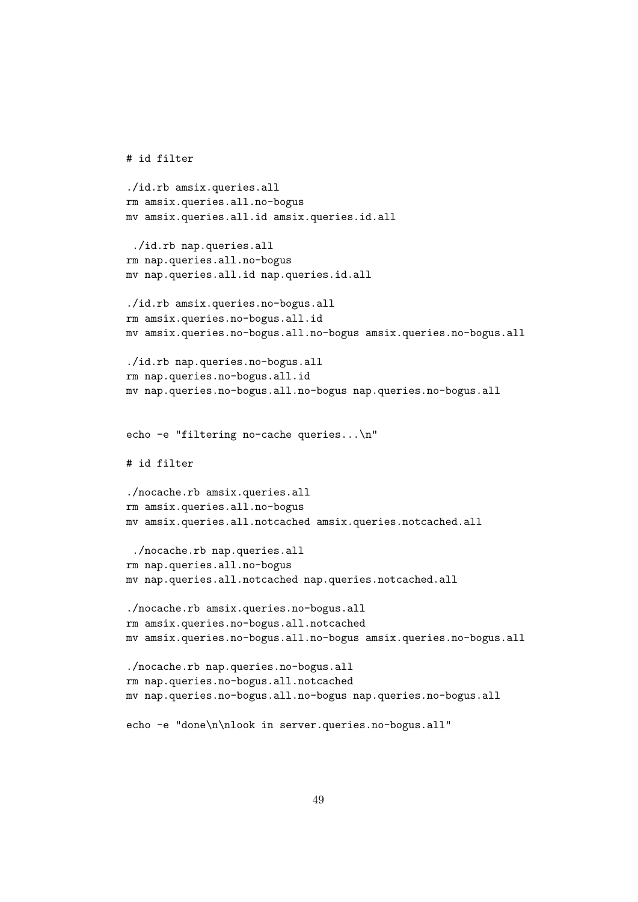```
# id filter

./id.rb amsix.queries.all
rm amsix.queries.all.no-bogus
mv amsix.queries.all.id amsix.queries.id.all

 ./id.rb nap.queries.all
rm nap.queries.all.no-bogus
mv nap.queries.all.id nap.queries.id.all

./id.rb amsix.queries.no-bogus.all
rm amsix.queries.no-bogus.all.id
mv amsix.queries.no-bogus.all.no-bogus amsix.queries.no-bogus.all

./id.rb nap.queries.no-bogus.all
rm nap.queries.no-bogus.all.id
mv nap.queries.no-bogus.all.no-bogus nap.queries.no-bogus.all


echo -e "filtering no-cache queries...\n"

# id filter

./nocache.rb amsix.queries.all
rm amsix.queries.all.no-bogus
mv amsix.queries.all.notcached amsix.queries.notcached.all

 ./nocache.rb nap.queries.all
rm nap.queries.all.no-bogus
mv nap.queries.all.notcached nap.queries.notcached.all

./nocache.rb amsix.queries.no-bogus.all
rm amsix.queries.no-bogus.all.notcached
mv amsix.queries.no-bogus.all.no-bogus amsix.queries.no-bogus.all

./nocache.rb nap.queries.no-bogus.all
rm nap.queries.no-bogus.all.notcached
mv nap.queries.no-bogus.all.no-bogus nap.queries.no-bogus.all

echo -e "done\n\nlook in server.queries.no-bogus.all"
```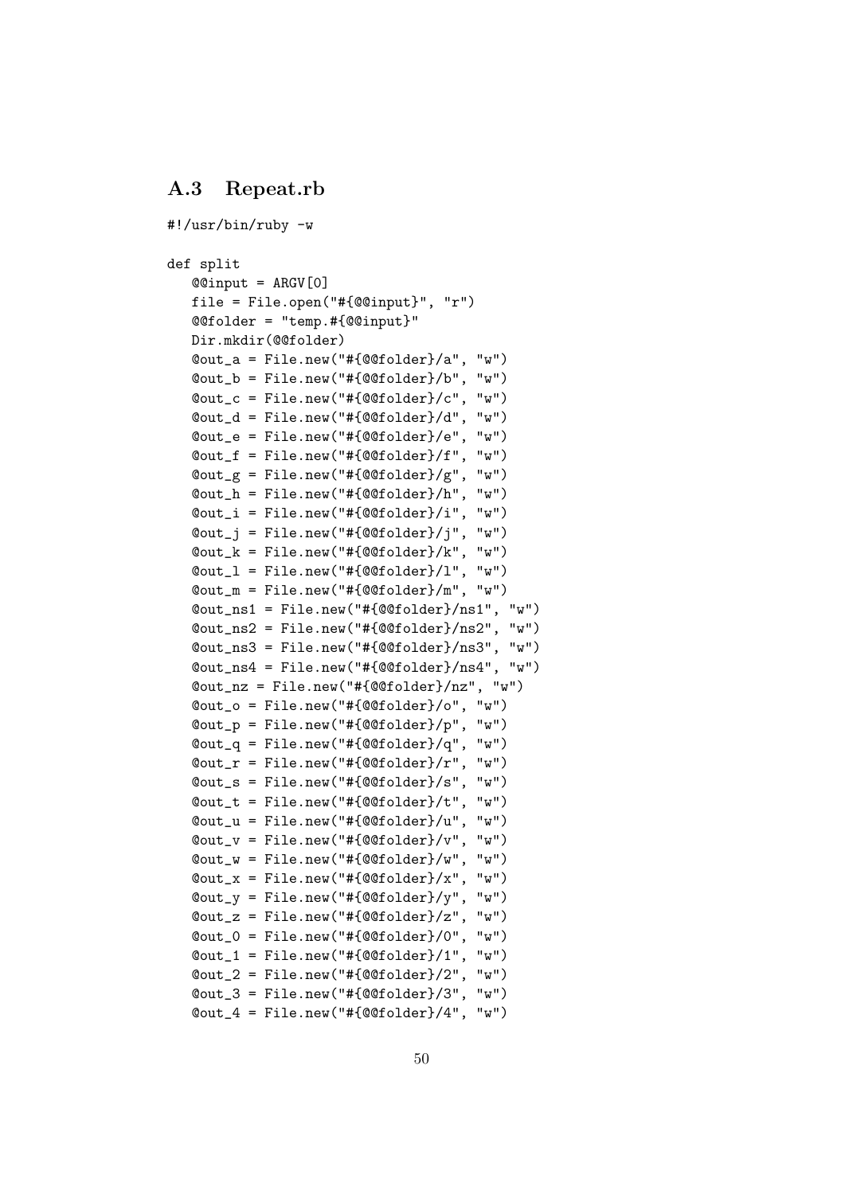## A.3 Repeat.rb

```
#!/usr/bin/ruby -w

def split
   @@input = ARGV[0]
   file = File.open("#{@@input}", "r")
   @@folder = "temp.#{@@input}"
   Dir.mkdir(@@folder)
   @out_a = File.new("#{@@folder}/a", "w")
   @out_b = File.new("#{@@folder}/b", "w")
   @out_c = File.new("#{@@folder}/c", "w")
   @out_d = File.new("#{@@folder}/d", "w")
   @out_e = File.new("#{@@folder}/e", "w")
   @out_f = File.new("#{@@folder}/f", "w")
   @out_g = File.new("#{@@folder}/g", "w")
   @out_h = File.new("#{@@folder}/h", "w")
   @out_i = File.new("#{@@folder}/i", "w")
   @out_j = File.new("#{@@folder}/j", "w")
   @out_k = File.new("#{@@folder}/k", "w")
   @out_l = File.new("#{@@folder}/l", "w")
   @out_m = File.new("#{@@folder}/m", "w")
   @out_ns1 = File.new("#{@@folder}/ns1", "w")
   @out_ns2 = File.new("#{@@folder}/ns2", "w")
   @out_ns3 = File.new("#{@@folder}/ns3", "w")
   @out_ns4 = File.new("#{@@folder}/ns4", "w")
   @out_nz = File.new("#{@@folder}/nz", "w")
   @out_o = File.new("#{@@folder}/o", "w")
   @out_p = File.new("#{@@folder}/p", "w")
   @out_q = File.new("#{@@folder}/q", "w")
   @out_r = File.new("#{@@folder}/r", "w")
   @out_s = File.new("#{@@folder}/s", "w")
   @out_t = File.new("#{@@folder}/t", "w")
   @out_u = File.new("#{@@folder}/u", "w")
   @out_v = File.new("#{@@folder}/v", "w")
   @out_w = File.new("#{@@folder}/w", "w")
   @out_x = File.new("#{@@folder}/x", "w")
   @out_y = File.new("#{@@folder}/y", "w")
   @out_z = File.new("#{@@folder}/z", "w")
   @out_0 = File.new("#{@@folder}/0", "w")
   @out_1 = File.new("#{@@folder}/1", "w")
   @out_2 = File.new("#{@@folder}/2", "w")
   @out_3 = File.new("#{@@folder}/3", "w")
   @out_4 = File.new("#{@@folder}/4", "w")
```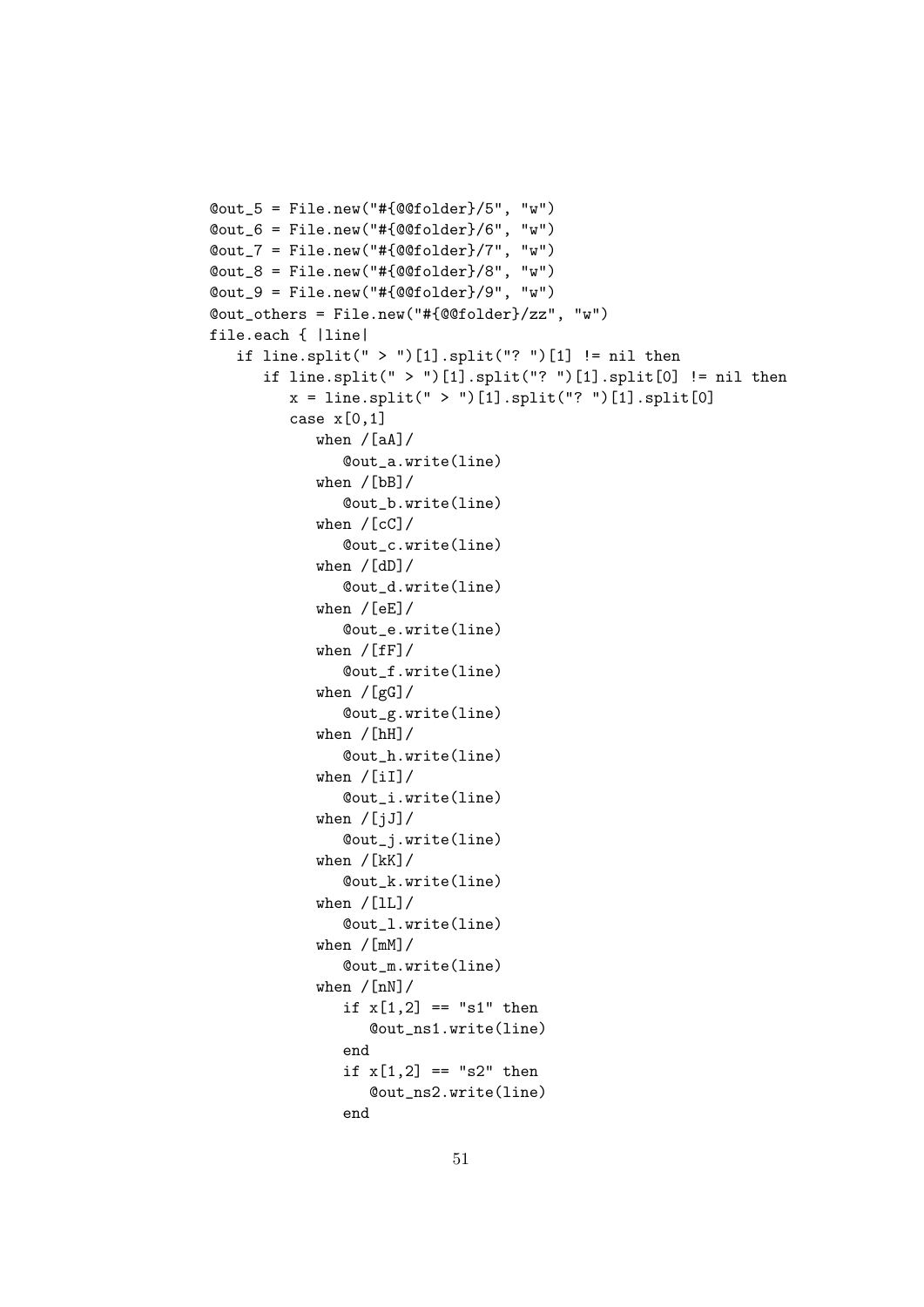```
@out_5 = File.new("#{@@folder}/5", "w")
@out_6 = File.new("#{@@folder}/6", "w")
@out_7 = File.new("#{@@folder}/7", "w")
@out_8 = File.new("#{@@folder}/8", "w")
@out_9 = File.new("#{@@folder}/9", "w")
@out_others = File.new("#{@@folder}/zz", "w")
file.each { |line|
   if line.split(" > ")[1].split("? ")[1] != nil then
      if line.split(" > ")[1].split("? ")[1].split[0] != nil then
         x = line.split(" > ")[1].split("? ")[1].split[0]
         case x[0,1]
            when /[aA]/
               @out_a.write(line)
            when /[bB]/
               @out_b.write(line)
            when /[cC]/
               @out_c.write(line)
            when /[dD]/
               @out_d.write(line)
            when /[eE]/
               @out_e.write(line)
            when /[fF]/
               @out_f.write(line)
            when /[gG]/
               @out_g.write(line)
            when /[hH]/
               @out_h.write(line)
            when /[iI]/
               @out_i.write(line)
            when /[jJ]/
               @out_j.write(line)
            when /[kK]/
               @out_k.write(line)
            when /[lL]/
               @out_l.write(line)
            when /[mM]/
               @out_m.write(line)
            when /[nN]/
               if x[1,2] == "s1" then
                  @out_ns1.write(line)
               end
               if x[1,2] == "s2" then
                  @out_ns2.write(line)
               end
```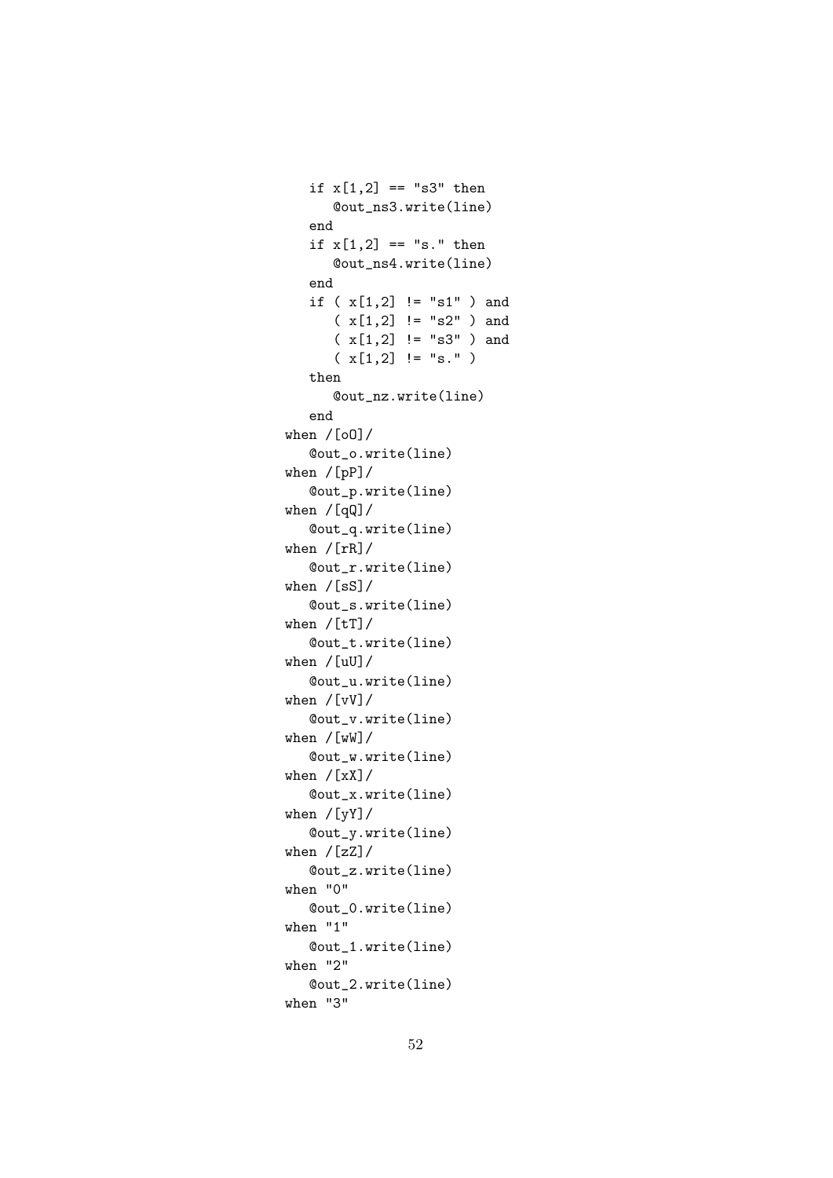```
   if x[1,2] == "s3" then
      @out_ns3.write(line)
   end
   if x[1,2] == "s." then
      @out_ns4.write(line)
   end
   if ( x[1,2] != "s1" ) and
      ( x[1,2] != "s2" ) and
      ( x[1,2] != "s3" ) and
      ( x[1,2] != "s." )
   then
      @out_nz.write(line)
   end
when /[oO]/
   @out_o.write(line)
when /[pP]/
   @out_p.write(line)
when /[qQ]/
   @out_q.write(line)
when /[rR]/
   @out_r.write(line)
when /[sS]/
   @out_s.write(line)
when /[tT]/
   @out_t.write(line)
when /[uU]/
   @out_u.write(line)
when /[vV]/
   @out_v.write(line)
when /[wW]/
   @out_w.write(line)
when /[xX]/
   @out_x.write(line)
when /[yY]/
   @out_y.write(line)
when /[zZ]/
   @out_z.write(line)
when "0"
   @out_0.write(line)
when "1"
   @out_1.write(line)
when "2"
   @out_2.write(line)
when "3"
```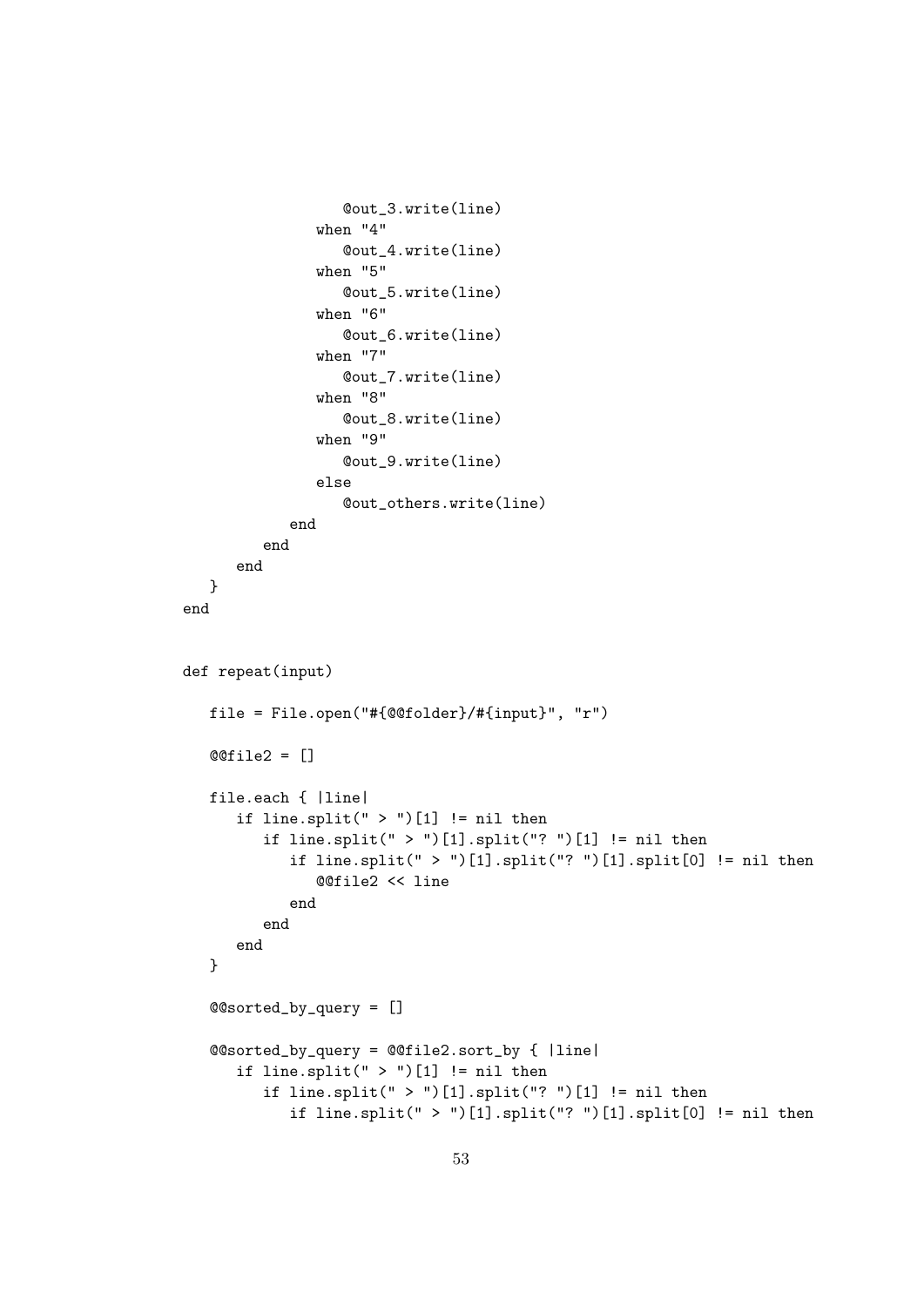```
                @out_3.write(line)
            when "4"
                @out_4.write(line)
            when "5"
                @out_5.write(line)
            when "6"
                @out_6.write(line)
            when "7"
                @out_7.write(line)
            when "8"
                @out_8.write(line)
            when "9"
                @out_9.write(line)
            else
                @out_others.write(line)
            end
        end
    end
  }
end


def repeat(input)

  file = File.open("#{@@folder}/#{input}", "r")

  @@file2 = []

  file.each { |line|
    if line.split(" > ")[1] != nil then
      if line.split(" > ")[1].split("? ")[1] != nil then
        if line.split(" > ")[1].split("? ")[1].split[0] != nil then
          @@file2 << line
        end
      end
    end
  }

  @@sorted_by_query = []

  @@sorted_by_query = @@file2.sort_by { |line|
    if line.split(" > ")[1] != nil then
      if line.split(" > ")[1].split("? ")[1] != nil then
        if line.split(" > ")[1].split("? ")[1].split[0] != nil then
```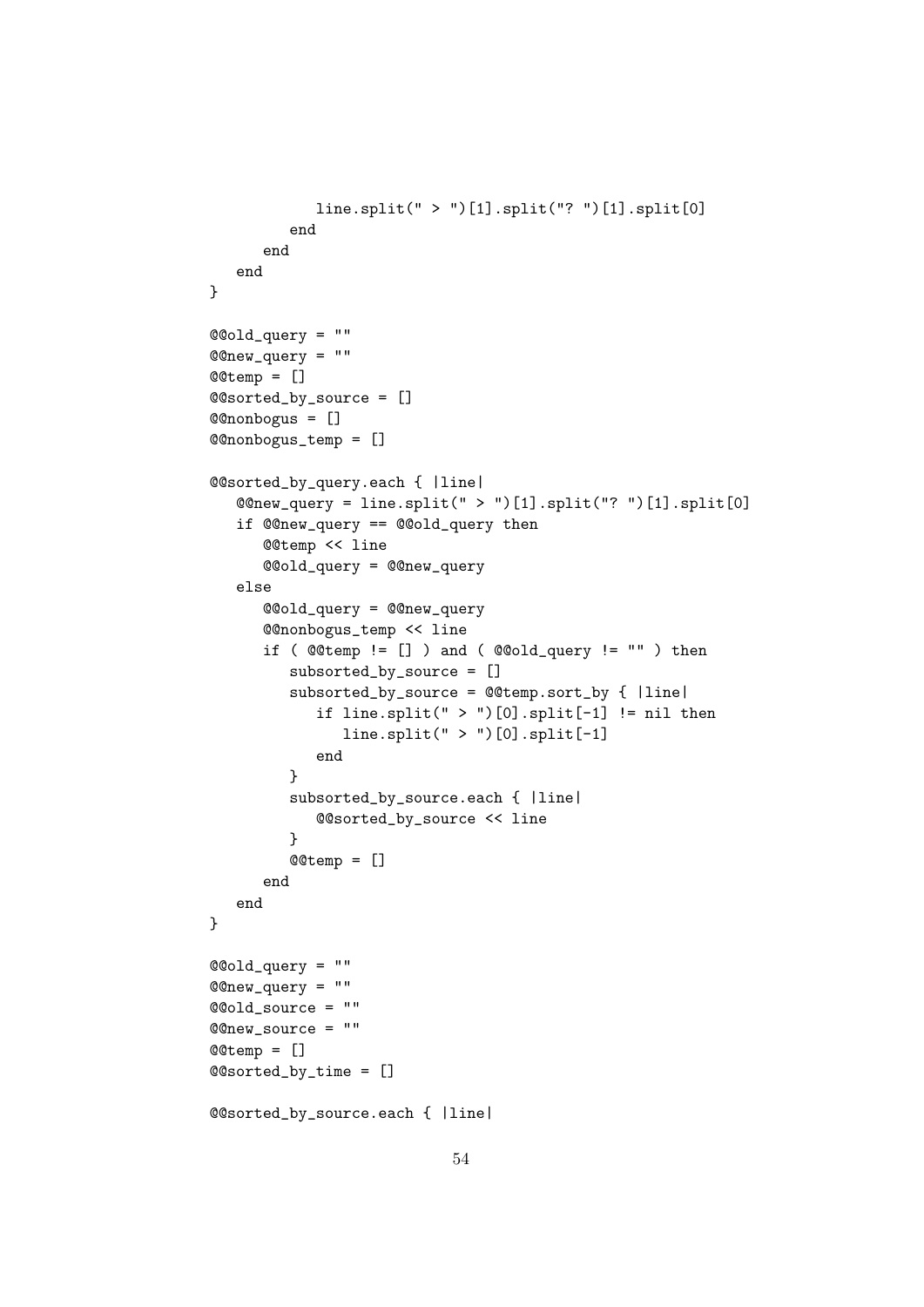```
            line.split(" > ")[1].split("? ")[1].split[0]
         end
      end
   end
}

@@old_query = ""
@@new_query = ""
@@temp = []
@@sorted_by_source = []
@@nonbogus = []
@@nonbogus_temp = []

@@sorted_by_query.each { |line|
   @@new_query = line.split(" > ")[1].split("? ")[1].split[0]
   if @@new_query == @@old_query then
      @@temp << line
      @@old_query = @@new_query
   else
      @@old_query = @@new_query
      @@nonbogus_temp << line
      if ( @@temp != [] ) and ( @@old_query != "" ) then
         subsorted_by_source = []
         subsorted_by_source = @@temp.sort_by { |line|
            if line.split(" > ")[0].split[-1] != nil then
               line.split(" > ")[0].split[-1]
            end
         }
         subsorted_by_source.each { |line|
            @@sorted_by_source << line
         }
         @@temp = []
      end
   end
}

@@old_query = ""
@@new_query = ""
@@old_source = ""
@@new_source = ""
@@temp = []
@@sorted_by_time = []

@@sorted_by_source.each { |line|
```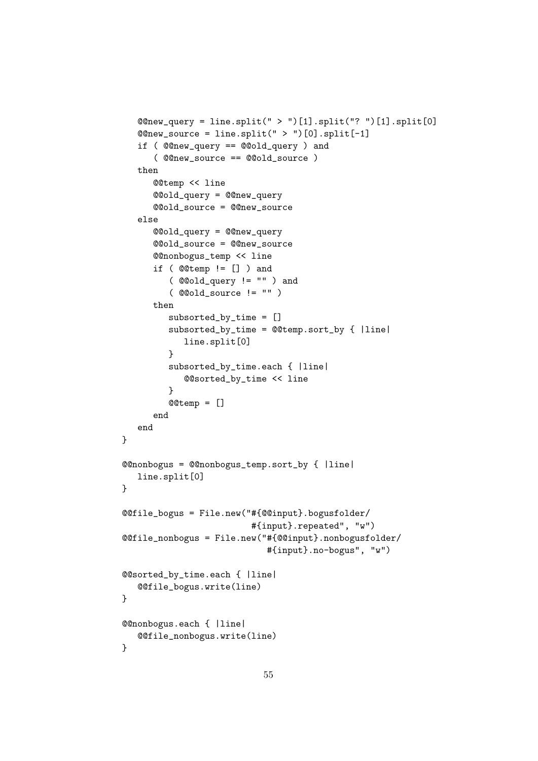```
   @@new_query = line.split(" > ")[1].split("? ")[1].split[0]
   @@new_source = line.split(" > ")[0].split[-1]
   if ( @@new_query == @@old_query ) and
      ( @@new_source == @@old_source )
   then
      @@temp << line
      @@old_query = @@new_query
      @@old_source = @@new_source
   else
      @@old_query = @@new_query
      @@old_source = @@new_source
      @@nonbogus_temp << line
      if ( @@temp != [] ) and
         ( @@old_query != "" ) and
         ( @@old_source != "" )
      then
         subsorted_by_time = []
         subsorted_by_time = @@temp.sort_by { |line|
            line.split[0]
         }
         subsorted_by_time.each { |line|
            @@sorted_by_time << line
         }
         @@temp = []
      end
   end
}

@@nonbogus = @@nonbogus_temp.sort_by { |line|
   line.split[0]
}

@@file_bogus = File.new("#{@@input}.bogusfolder/
                          #{input}.repeated", "w")
@@file_nonbogus = File.new("#{@@input}.nonbogusfolder/
                             #{input}.no-bogus", "w")

@@sorted_by_time.each { |line|
   @@file_bogus.write(line)
}

@@nonbogus.each { |line|
   @@file_nonbogus.write(line)
}
```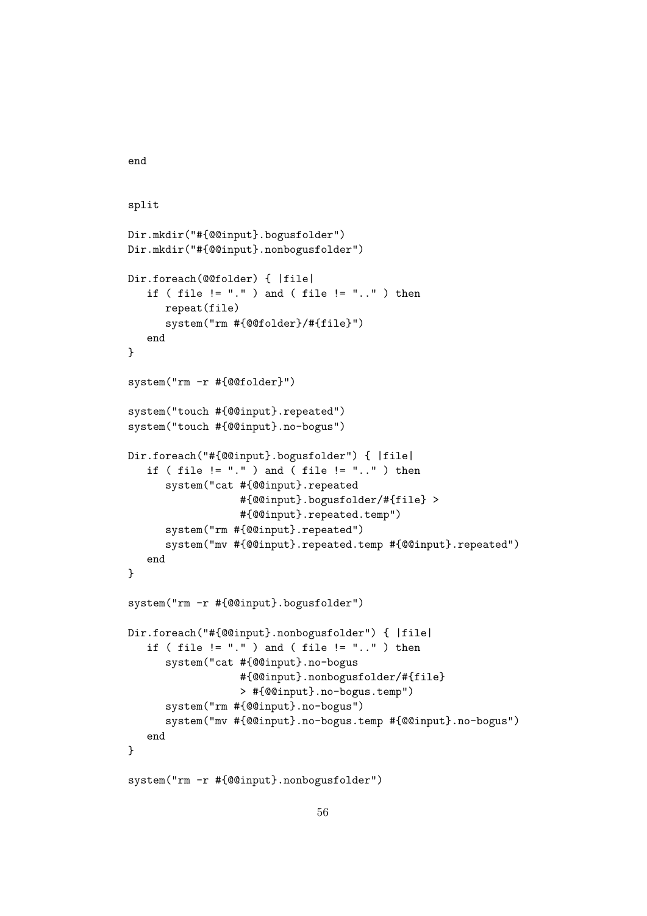```
end


split

Dir.mkdir("#{@@input}.bogusfolder")
Dir.mkdir("#{@@input}.nonbogusfolder")

Dir.foreach(@@folder) { |file|
   if ( file != "." ) and ( file != ".." ) then
      repeat(file)
      system("rm #{@@folder}/#{file}")
   end
}

system("rm -r #{@@folder}")

system("touch #{@@input}.repeated")
system("touch #{@@input}.no-bogus")

Dir.foreach("#{@@input}.bogusfolder") { |file|
   if ( file != "." ) and ( file != ".." ) then
      system("cat #{@@input}.repeated
                  #{@@input}.bogusfolder/#{file} >
                  #{@@input}.repeated.temp")
      system("rm #{@@input}.repeated")
      system("mv #{@@input}.repeated.temp #{@@input}.repeated")
   end
}

system("rm -r #{@@input}.bogusfolder")

Dir.foreach("#{@@input}.nonbogusfolder") { |file|
   if ( file != "." ) and ( file != ".." ) then
      system("cat #{@@input}.no-bogus
                  #{@@input}.nonbogusfolder/#{file}
                  > #{@@input}.no-bogus.temp")
      system("rm #{@@input}.no-bogus")
      system("mv #{@@input}.no-bogus.temp #{@@input}.no-bogus")
   end
}

system("rm -r #{@@input}.nonbogusfolder")
```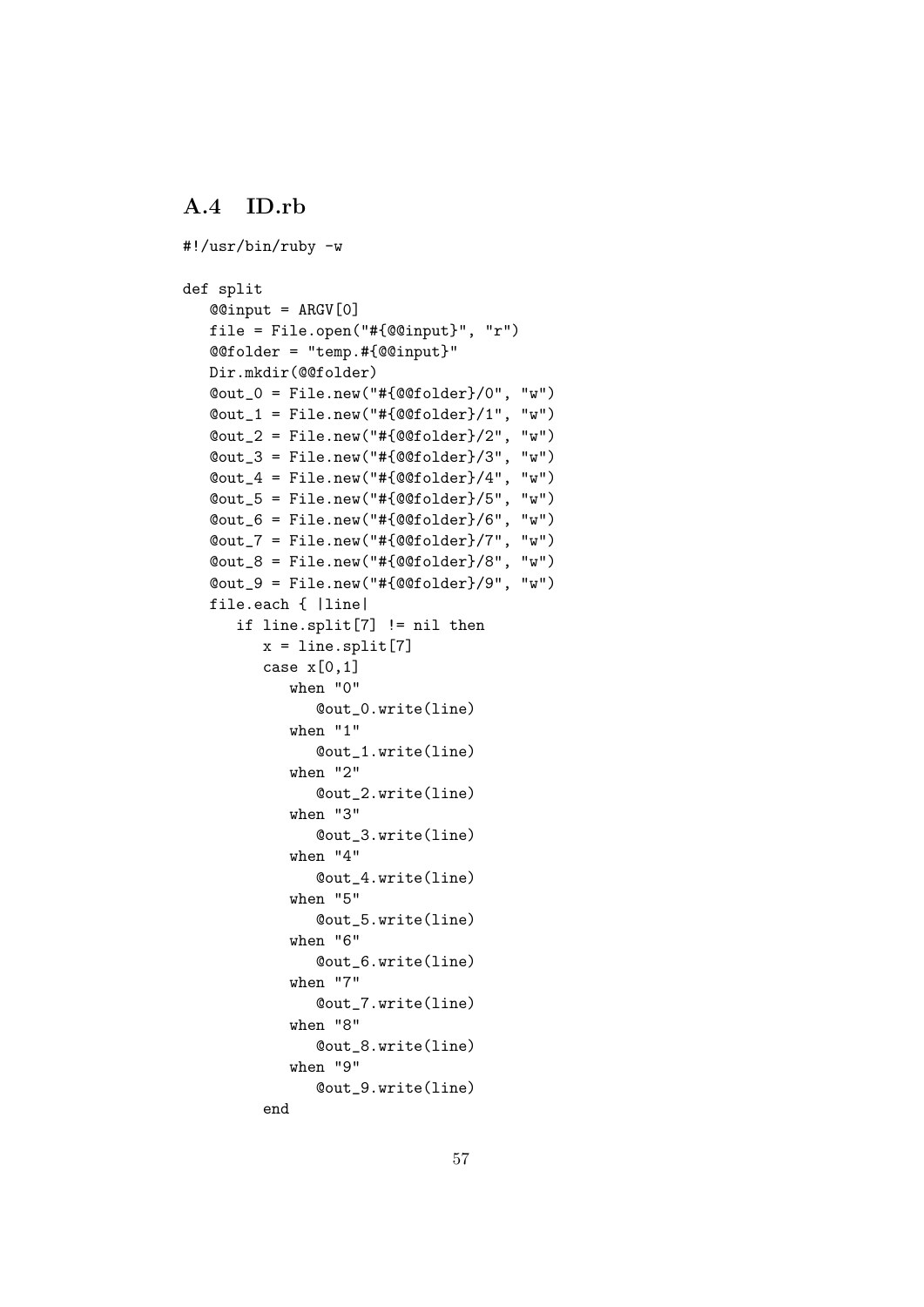## A.4 ID.rb

```
#!/usr/bin/ruby -w

def split
   @@input = ARGV[0]
   file = File.open("#{@@input}", "r")
   @@folder = "temp.#{@@input}"
   Dir.mkdir(@@folder)
   @out_0 = File.new("#{@@folder}/0", "w")
   @out_1 = File.new("#{@@folder}/1", "w")
   @out_2 = File.new("#{@@folder}/2", "w")
   @out_3 = File.new("#{@@folder}/3", "w")
   @out_4 = File.new("#{@@folder}/4", "w")
   @out_5 = File.new("#{@@folder}/5", "w")
   @out_6 = File.new("#{@@folder}/6", "w")
   @out_7 = File.new("#{@@folder}/7", "w")
   @out_8 = File.new("#{@@folder}/8", "w")
   @out_9 = File.new("#{@@folder}/9", "w")
   file.each { |line|
      if line.split[7] != nil then
         x = line.split[7]
         case x[0,1]
            when "0"
               @out_0.write(line)
            when "1"
               @out_1.write(line)
            when "2"
               @out_2.write(line)
            when "3"
               @out_3.write(line)
            when "4"
               @out_4.write(line)
            when "5"
               @out_5.write(line)
            when "6"
               @out_6.write(line)
            when "7"
               @out_7.write(line)
            when "8"
               @out_8.write(line)
            when "9"
               @out_9.write(line)
         end
```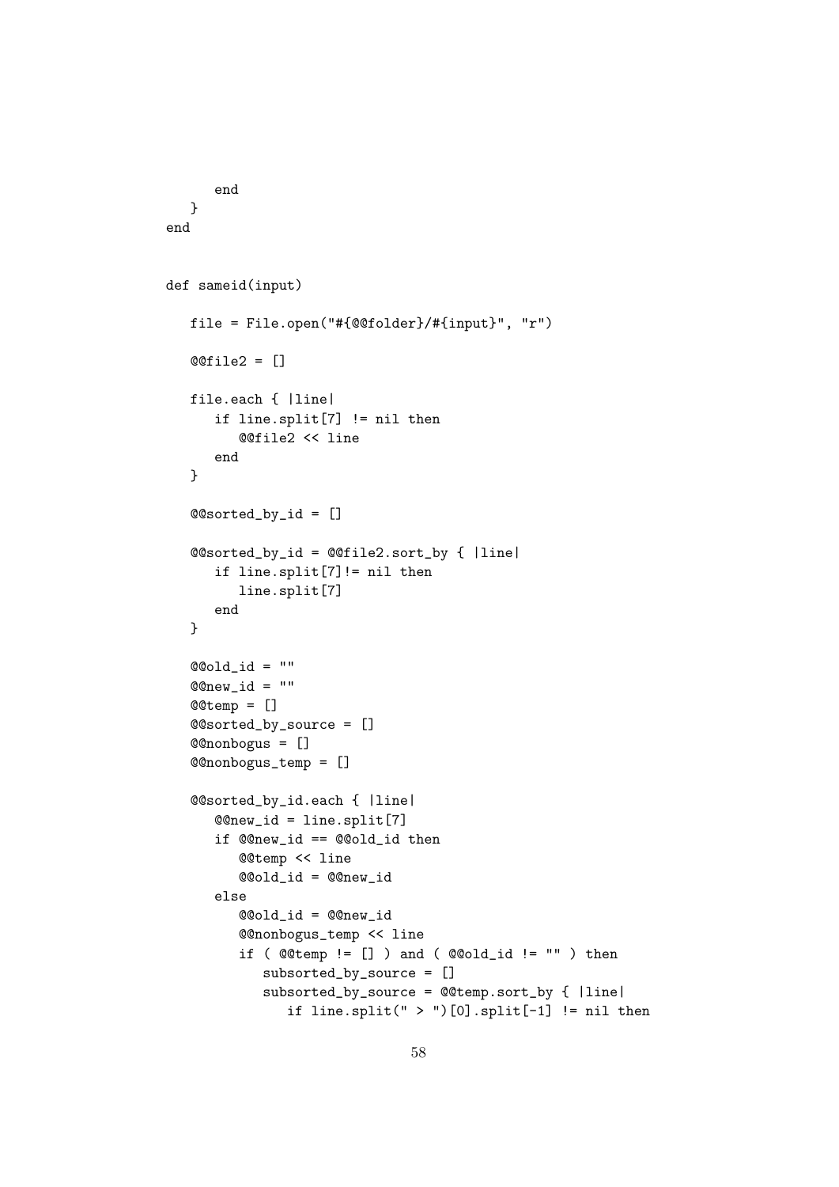```
      end
   }
end


def sameid(input)

   file = File.open("#{@@folder}/#{input}", "r")

   @@file2 = []

   file.each { |line|
      if line.split[7] != nil then
         @@file2 << line
      end
   }

   @@sorted_by_id = []

   @@sorted_by_id = @@file2.sort_by { |line|
      if line.split[7]!= nil then
         line.split[7]
      end
   }

   @@old_id = ""
   @@new_id = ""
   @@temp = []
   @@sorted_by_source = []
   @@nonbogus = []
   @@nonbogus_temp = []

   @@sorted_by_id.each { |line|
      @@new_id = line.split[7]
      if @@new_id == @@old_id then
         @@temp << line
         @@old_id = @@new_id
      else
         @@old_id = @@new_id
         @@nonbogus_temp << line
         if ( @@temp != [] ) and ( @@old_id != "" ) then
            subsorted_by_source = []
            subsorted_by_source = @@temp.sort_by { |line|
               if line.split(" > ")[0].split[-1] != nil then
```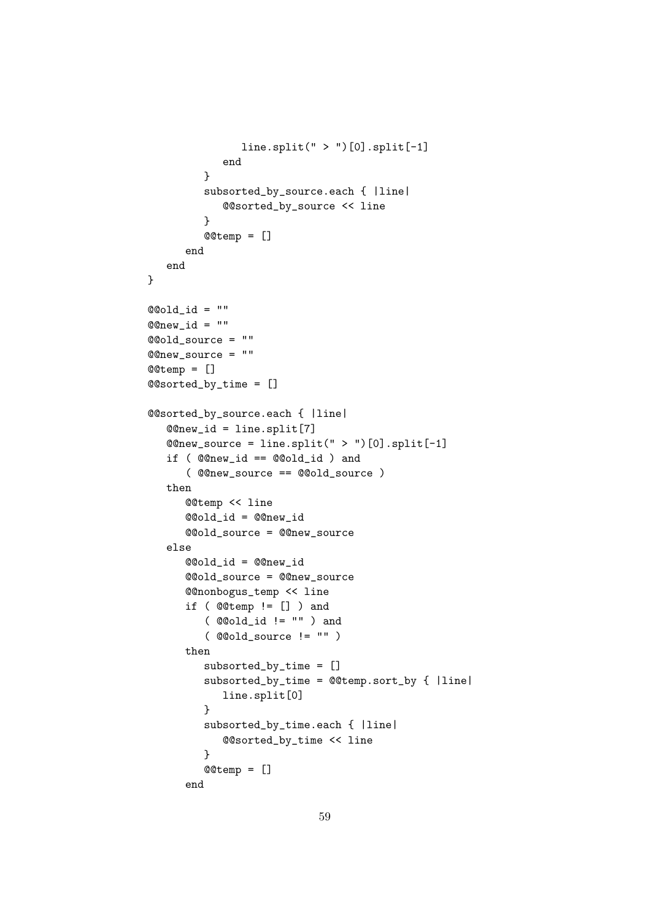```
                line.split(" > ")[0].split[-1]
             end
          }
          subsorted_by_source.each { |line|
             @@sorted_by_source << line
          }
          @@temp = []
       end
    end
 }

 @@old_id = ""
 @@new_id = ""
 @@old_source = ""
 @@new_source = ""
 @@temp = []
 @@sorted_by_time = []

 @@sorted_by_source.each { |line|
    @@new_id = line.split[7]
    @@new_source = line.split(" > ")[0].split[-1]
    if ( @@new_id == @@old_id ) and
       ( @@new_source == @@old_source )
    then
       @@temp << line
       @@old_id = @@new_id
       @@old_source = @@new_source
    else
       @@old_id = @@new_id
       @@old_source = @@new_source
       @@nonbogus_temp << line
       if ( @@temp != [] ) and
          ( @@old_id != "" ) and
          ( @@old_source != "" )
       then
          subsorted_by_time = []
          subsorted_by_time = @@temp.sort_by { |line|
             line.split[0]
          }
          subsorted_by_time.each { |line|
             @@sorted_by_time << line
          }
          @@temp = []
       end
```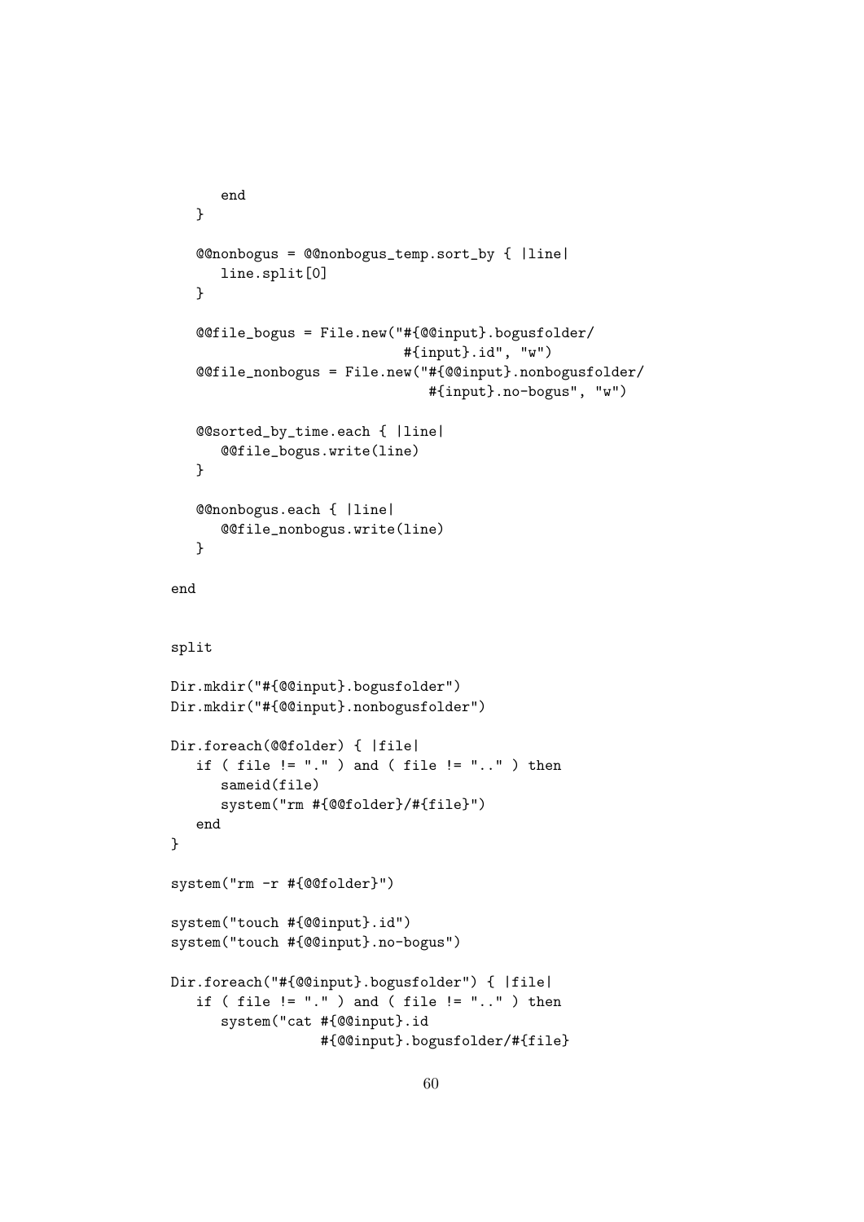```
      end
   }

   @@nonbogus = @@nonbogus_temp.sort_by { |line|
      line.split[0]
   }

   @@file_bogus = File.new("#{@@input}.bogusfolder/
                            #{input}.id", "w")
   @@file_nonbogus = File.new("#{@@input}.nonbogusfolder/
                               #{input}.no-bogus", "w")

   @@sorted_by_time.each { |line|
      @@file_bogus.write(line)
   }

   @@nonbogus.each { |line|
      @@file_nonbogus.write(line)
   }

end


split

Dir.mkdir("#{@@input}.bogusfolder")
Dir.mkdir("#{@@input}.nonbogusfolder")

Dir.foreach(@@folder) { |file|
   if ( file != "." ) and ( file != ".." ) then
      sameid(file)
      system("rm #{@@folder}/#{file}")
   end
}

system("rm -r #{@@folder}")

system("touch #{@@input}.id")
system("touch #{@@input}.no-bogus")

Dir.foreach("#{@@input}.bogusfolder") { |file|
   if ( file != "." ) and ( file != ".." ) then
      system("cat #{@@input}.id
                  #{@@input}.bogusfolder/#{file}
```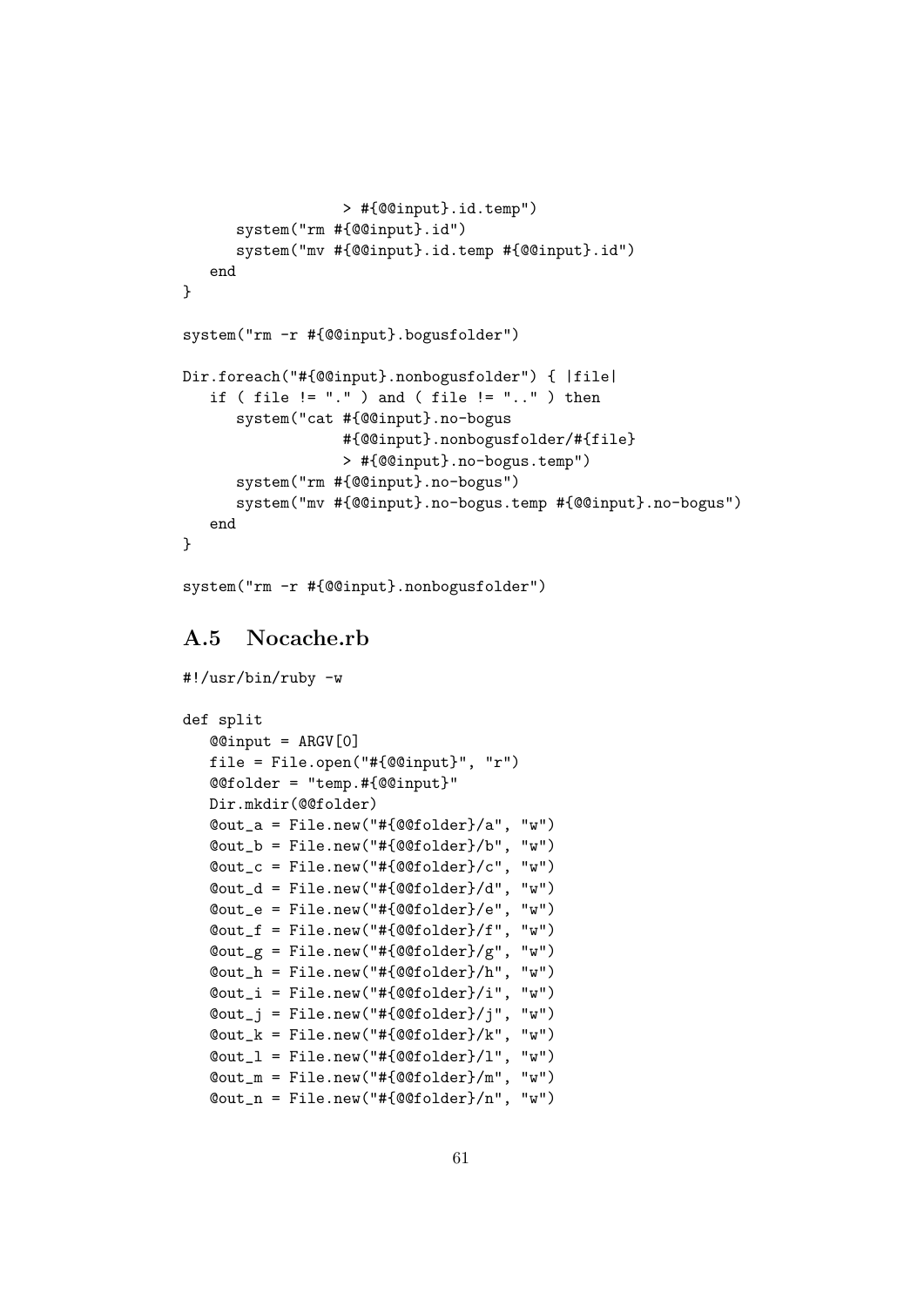```
                  > #{@@input}.id.temp")
      system("rm #{@@input}.id")
      system("mv #{@@input}.id.temp #{@@input}.id")
   end
}

system("rm -r #{@@input}.bogusfolder")

Dir.foreach("#{@@input}.nonbogusfolder") { |file|
   if ( file != "." ) and ( file != ".." ) then
      system("cat #{@@input}.no-bogus
                  #{@@input}.nonbogusfolder/#{file}
                  > #{@@input}.no-bogus.temp")
      system("rm #{@@input}.no-bogus")
      system("mv #{@@input}.no-bogus.temp #{@@input}.no-bogus")
   end
}

system("rm -r #{@@input}.nonbogusfolder")
```

## A.5 Nocache.rb

```
#!/usr/bin/ruby -w

def split
   @@input = ARGV[0]
   file = File.open("#{@@input}", "r")
   @@folder = "temp.#{@@input}"
   Dir.mkdir(@@folder)
   @out_a = File.new("#{@@folder}/a", "w")
   @out_b = File.new("#{@@folder}/b", "w")
   @out_c = File.new("#{@@folder}/c", "w")
   @out_d = File.new("#{@@folder}/d", "w")
   @out_e = File.new("#{@@folder}/e", "w")
   @out_f = File.new("#{@@folder}/f", "w")
   @out_g = File.new("#{@@folder}/g", "w")
   @out_h = File.new("#{@@folder}/h", "w")
   @out_i = File.new("#{@@folder}/i", "w")
   @out_j = File.new("#{@@folder}/j", "w")
   @out_k = File.new("#{@@folder}/k", "w")
   @out_l = File.new("#{@@folder}/l", "w")
   @out_m = File.new("#{@@folder}/m", "w")
   @out_n = File.new("#{@@folder}/n", "w")
```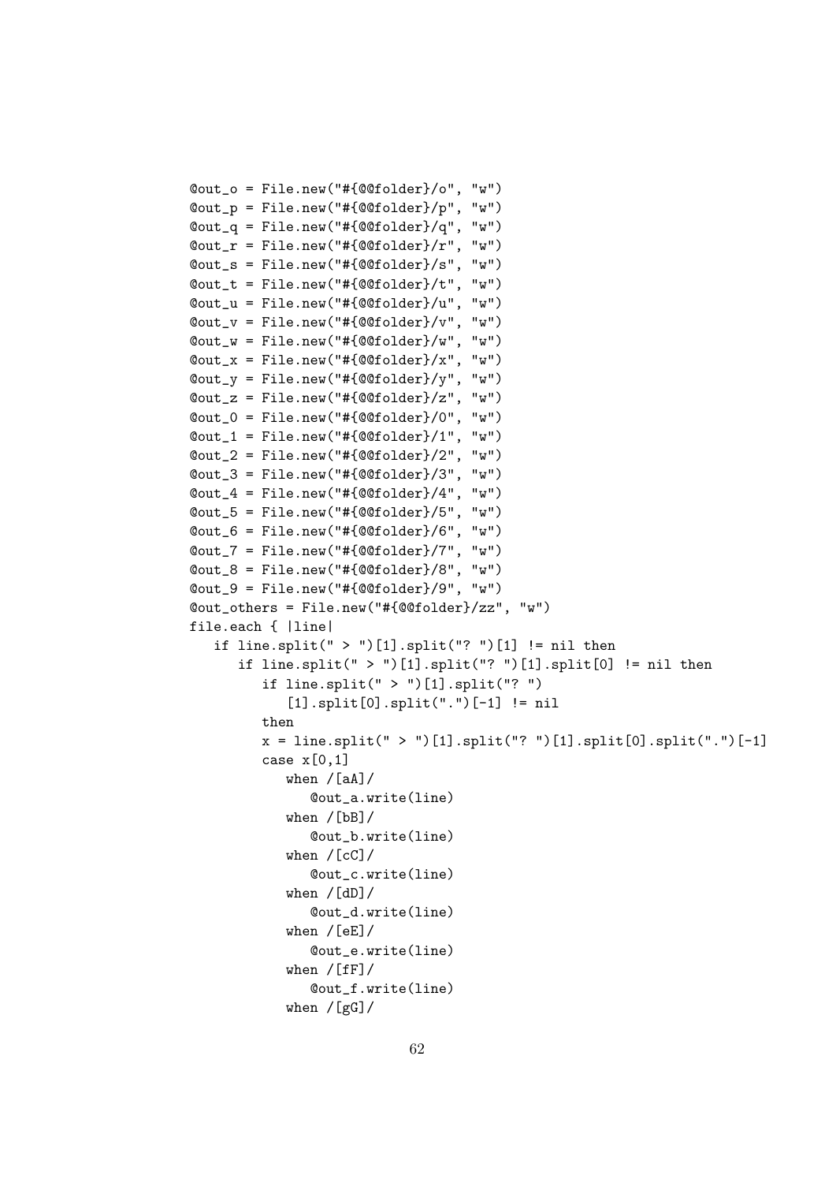```
@out_o = File.new("#{@@folder}/o", "w")
@out_p = File.new("#{@@folder}/p", "w")
@out_q = File.new("#{@@folder}/q", "w")
@out_r = File.new("#{@@folder}/r", "w")
@out_s = File.new("#{@@folder}/s", "w")
@out_t = File.new("#{@@folder}/t", "w")
@out_u = File.new("#{@@folder}/u", "w")
@out_v = File.new("#{@@folder}/v", "w")
@out_w = File.new("#{@@folder}/w", "w")
@out_x = File.new("#{@@folder}/x", "w")
@out_y = File.new("#{@@folder}/y", "w")
@out_z = File.new("#{@@folder}/z", "w")
@out_0 = File.new("#{@@folder}/0", "w")
@out_1 = File.new("#{@@folder}/1", "w")
@out_2 = File.new("#{@@folder}/2", "w")
@out_3 = File.new("#{@@folder}/3", "w")
@out_4 = File.new("#{@@folder}/4", "w")
@out_5 = File.new("#{@@folder}/5", "w")
@out_6 = File.new("#{@@folder}/6", "w")
@out_7 = File.new("#{@@folder}/7", "w")
@out_8 = File.new("#{@@folder}/8", "w")
@out_9 = File.new("#{@@folder}/9", "w")
@out_others = File.new("#{@@folder}/zz", "w")
file.each { |line|
   if line.split(" > ")[1].split("? ")[1] != nil then
      if line.split(" > ")[1].split("? ")[1].split[0] != nil then
         if line.split(" > ")[1].split("? ")
            [1].split[0].split(".")[-1] != nil
         then
         x = line.split(" > ")[1].split("? ")[1].split[0].split(".")[-1]
         case x[0,1]
            when /[aA]/
               @out_a.write(line)
            when /[bB]/
               @out_b.write(line)
            when /[cC]/
               @out_c.write(line)
            when /[dD]/
               @out_d.write(line)
            when /[eE]/
               @out_e.write(line)
            when /[fF]/
               @out_f.write(line)
            when /[gG]/
```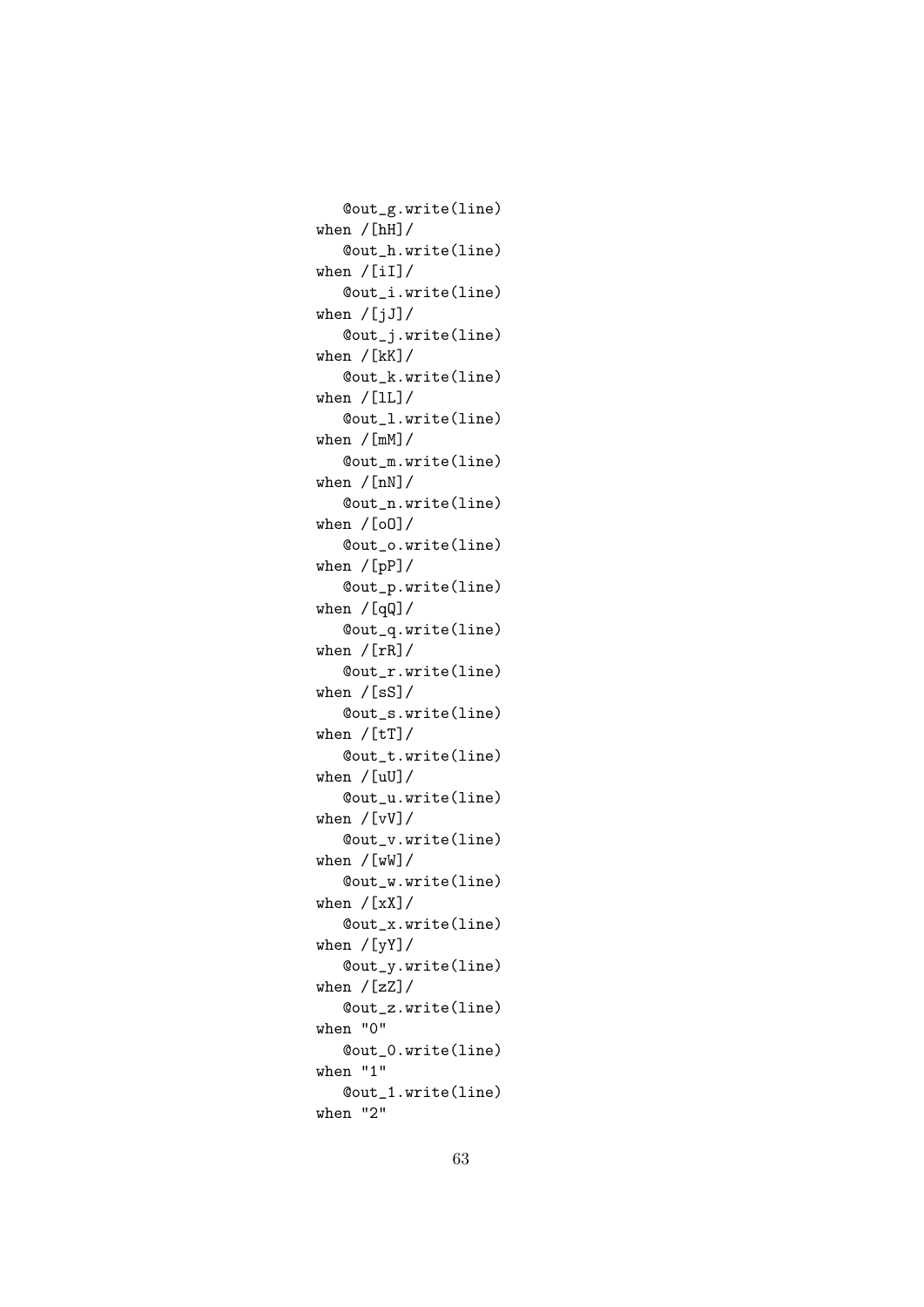```
    @out_g.write(line)
when /[hH]/
    @out_h.write(line)
when /[iI]/
    @out_i.write(line)
when /[jJ]/
    @out_j.write(line)
when /[kK]/
    @out_k.write(line)
when /[lL]/
    @out_l.write(line)
when /[mM]/
    @out_m.write(line)
when /[nN]/
    @out_n.write(line)
when /[oO]/
    @out_o.write(line)
when /[pP]/
    @out_p.write(line)
when /[qQ]/
    @out_q.write(line)
when /[rR]/
    @out_r.write(line)
when /[sS]/
    @out_s.write(line)
when /[tT]/
    @out_t.write(line)
when /[uU]/
    @out_u.write(line)
when /[vV]/
    @out_v.write(line)
when /[wW]/
    @out_w.write(line)
when /[xX]/
    @out_x.write(line)
when /[yY]/
    @out_y.write(line)
when /[zZ]/
    @out_z.write(line)
when "0"
    @out_0.write(line)
when "1"
    @out_1.write(line)
when "2"
```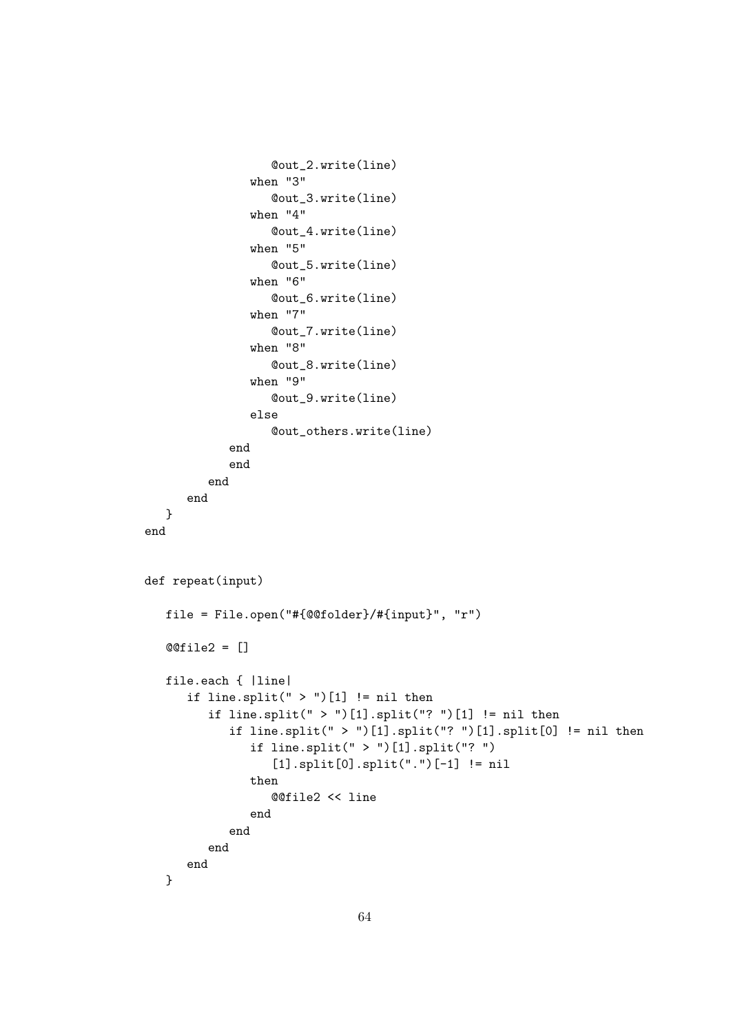```
                @out_2.write(line)
            when "3"
                @out_3.write(line)
            when "4"
                @out_4.write(line)
            when "5"
                @out_5.write(line)
            when "6"
                @out_6.write(line)
            when "7"
                @out_7.write(line)
            when "8"
                @out_8.write(line)
            when "9"
                @out_9.write(line)
            else
                @out_others.write(line)
          end
          end
        end
      end
   }
end


def repeat(input)

   file = File.open("#{@@folder}/#{input}", "r")

   @@file2 = []

   file.each { |line|
      if line.split(" > ")[1] != nil then
         if line.split(" > ")[1].split("? ")[1] != nil then
            if line.split(" > ")[1].split("? ")[1].split[0] != nil then
               if line.split(" > ")[1].split("? ")
                  [1].split[0].split(".")[-1] != nil
               then
                  @@file2 << line
               end
            end
         end
      end
   }
```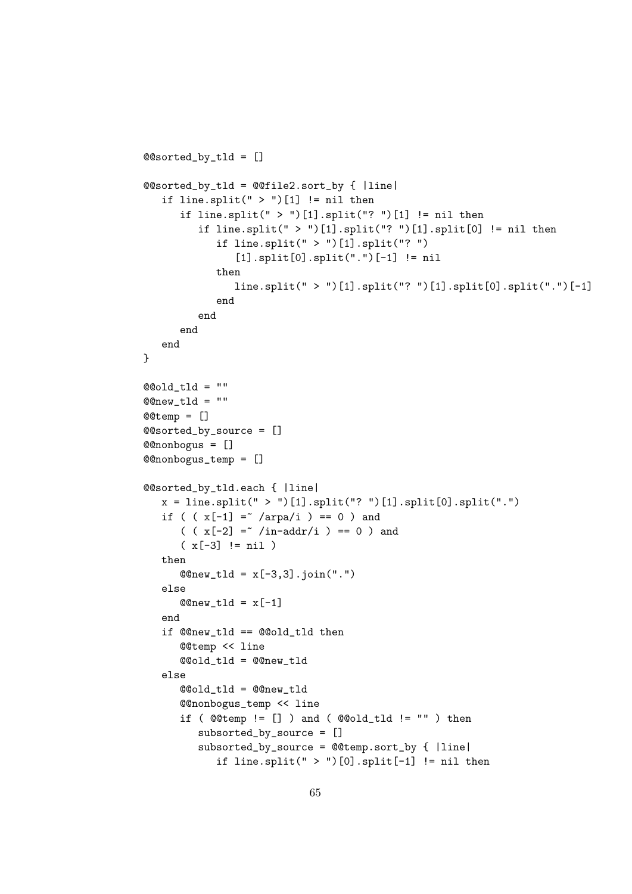```
@@sorted_by_tld = []

@@sorted_by_tld = @@file2.sort_by { |line|
   if line.split(" > ")[1] != nil then
      if line.split(" > ")[1].split("? ")[1] != nil then
         if line.split(" > ")[1].split("? ")[1].split[0] != nil then
            if line.split(" > ")[1].split("? ")
               [1].split[0].split(".")[-1] != nil
            then
               line.split(" > ")[1].split("? ")[1].split[0].split(".")[-1]
            end
         end
      end
   end
}

@@old_tld = ""
@@new_tld = ""
@@temp = []
@@sorted_by_source = []
@@nonbogus = []
@@nonbogus_temp = []

@@sorted_by_tld.each { |line|
   x = line.split(" > ")[1].split("? ")[1].split[0].split(".")
   if ( ( x[-1] =~ /arpa/i ) == 0 ) and
      ( ( x[-2] =~ /in-addr/i ) == 0 ) and
      ( x[-3] != nil )
   then
      @@new_tld = x[-3,3].join(".")
   else
      @@new_tld = x[-1]
   end
   if @@new_tld == @@old_tld then
      @@temp << line
      @@old_tld = @@new_tld
   else
      @@old_tld = @@new_tld
      @@nonbogus_temp << line
      if ( @@temp != [] ) and ( @@old_tld != "" ) then
         subsorted_by_source = []
         subsorted_by_source = @@temp.sort_by { |line|
            if line.split(" > ")[0].split[-1] != nil then
```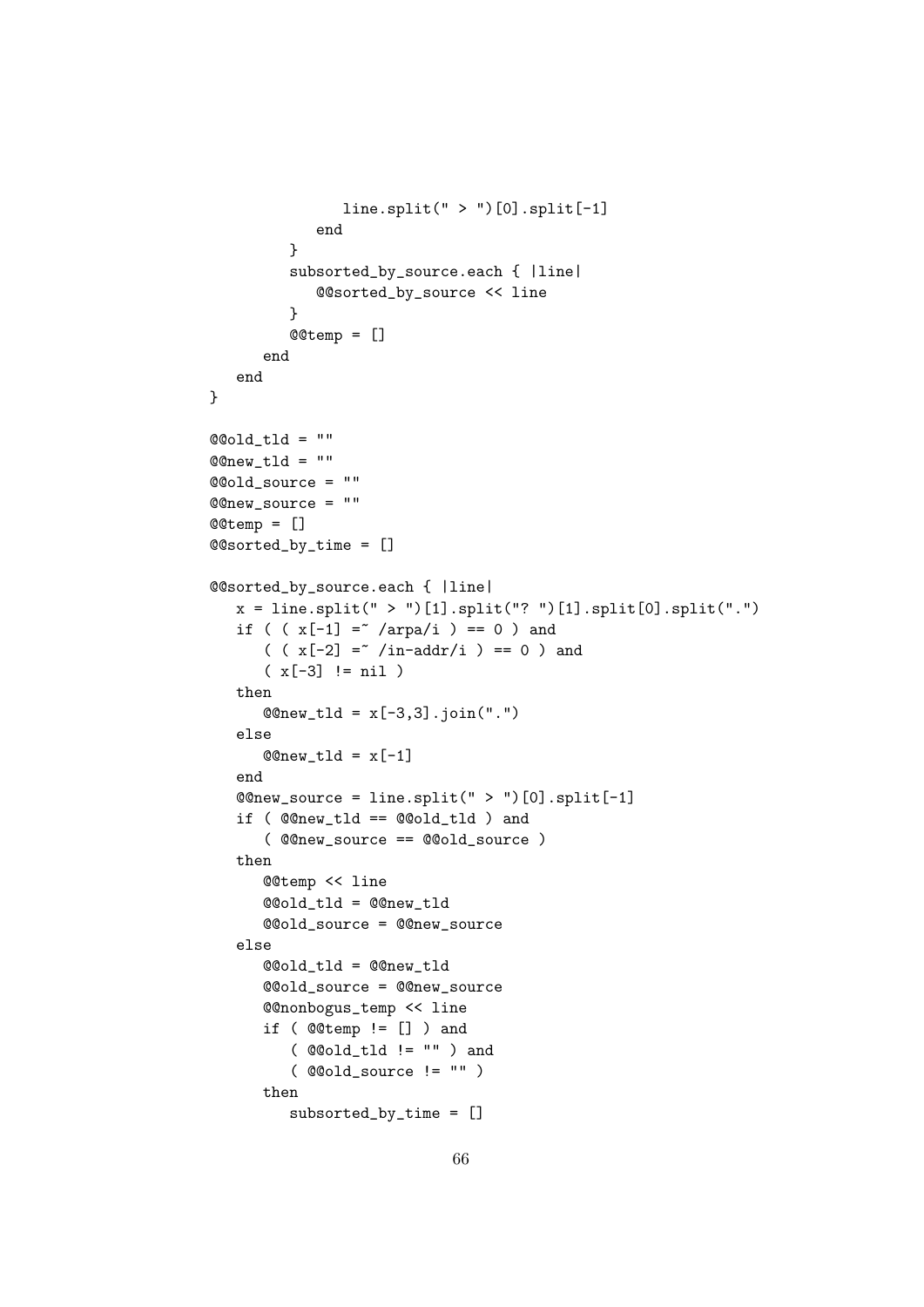```
               line.split(" > ")[0].split[-1]
            end
         }
         subsorted_by_source.each { |line|
            @@sorted_by_source << line
         }
         @@temp = []
      end
   end
}

@@old_tld = ""
@@new_tld = ""
@@old_source = ""
@@new_source = ""
@@temp = []
@@sorted_by_time = []

@@sorted_by_source.each { |line|
   x = line.split(" > ")[1].split("? ")[1].split[0].split(".")
   if ( ( x[-1] =~ /arpa/i ) == 0 ) and
      ( ( x[-2] =~ /in-addr/i ) == 0 ) and
      ( x[-3] != nil )
   then
      @@new_tld = x[-3,3].join(".")
   else
      @@new_tld = x[-1]
   end
   @@new_source = line.split(" > ")[0].split[-1]
   if ( @@new_tld == @@old_tld ) and
      ( @@new_source == @@old_source )
   then
      @@temp << line
      @@old_tld = @@new_tld
      @@old_source = @@new_source
   else
      @@old_tld = @@new_tld
      @@old_source = @@new_source
      @@nonbogus_temp << line
      if ( @@temp != [] ) and
         ( @@old_tld != "" ) and
         ( @@old_source != "" )
      then
         subsorted_by_time = []
```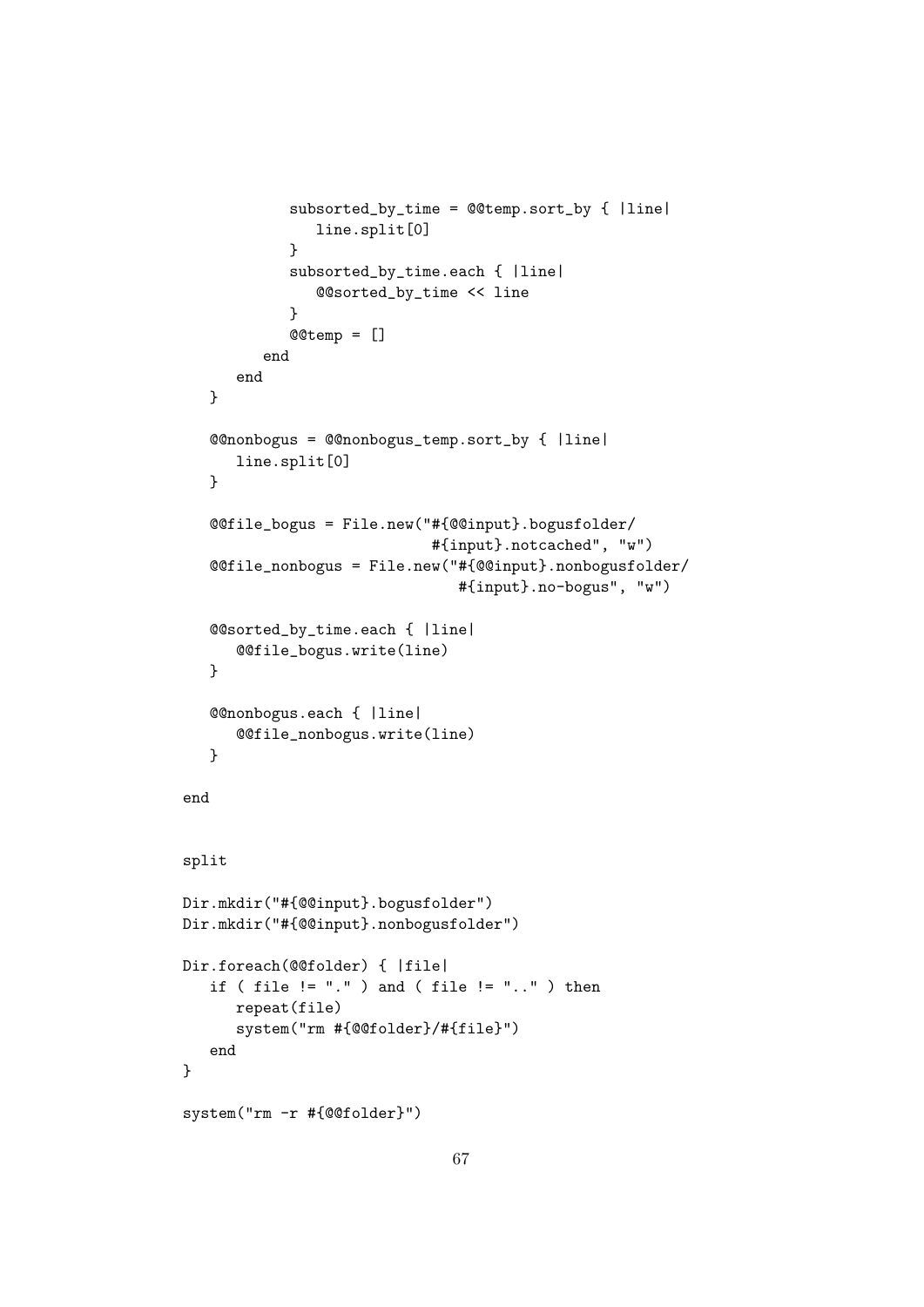```
            subsorted_by_time = @@temp.sort_by { |line|
               line.split[0]
            }
            subsorted_by_time.each { |line|
               @@sorted_by_time << line
            }
            @@temp = []
         end
      end
   }

   @@nonbogus = @@nonbogus_temp.sort_by { |line|
      line.split[0]
   }

   @@file_bogus = File.new("#{@@input}.bogusfolder/
                           #{input}.notcached", "w")
   @@file_nonbogus = File.new("#{@@input}.nonbogusfolder/
                              #{input}.no-bogus", "w")

   @@sorted_by_time.each { |line|
      @@file_bogus.write(line)
   }

   @@nonbogus.each { |line|
      @@file_nonbogus.write(line)
   }

end


split

Dir.mkdir("#{@@input}.bogusfolder")
Dir.mkdir("#{@@input}.nonbogusfolder")

Dir.foreach(@@folder) { |file|
   if ( file != "." ) and ( file != ".." ) then
      repeat(file)
      system("rm #{@@folder}/#{file}")
   end
}

system("rm -r #{@@folder}")
```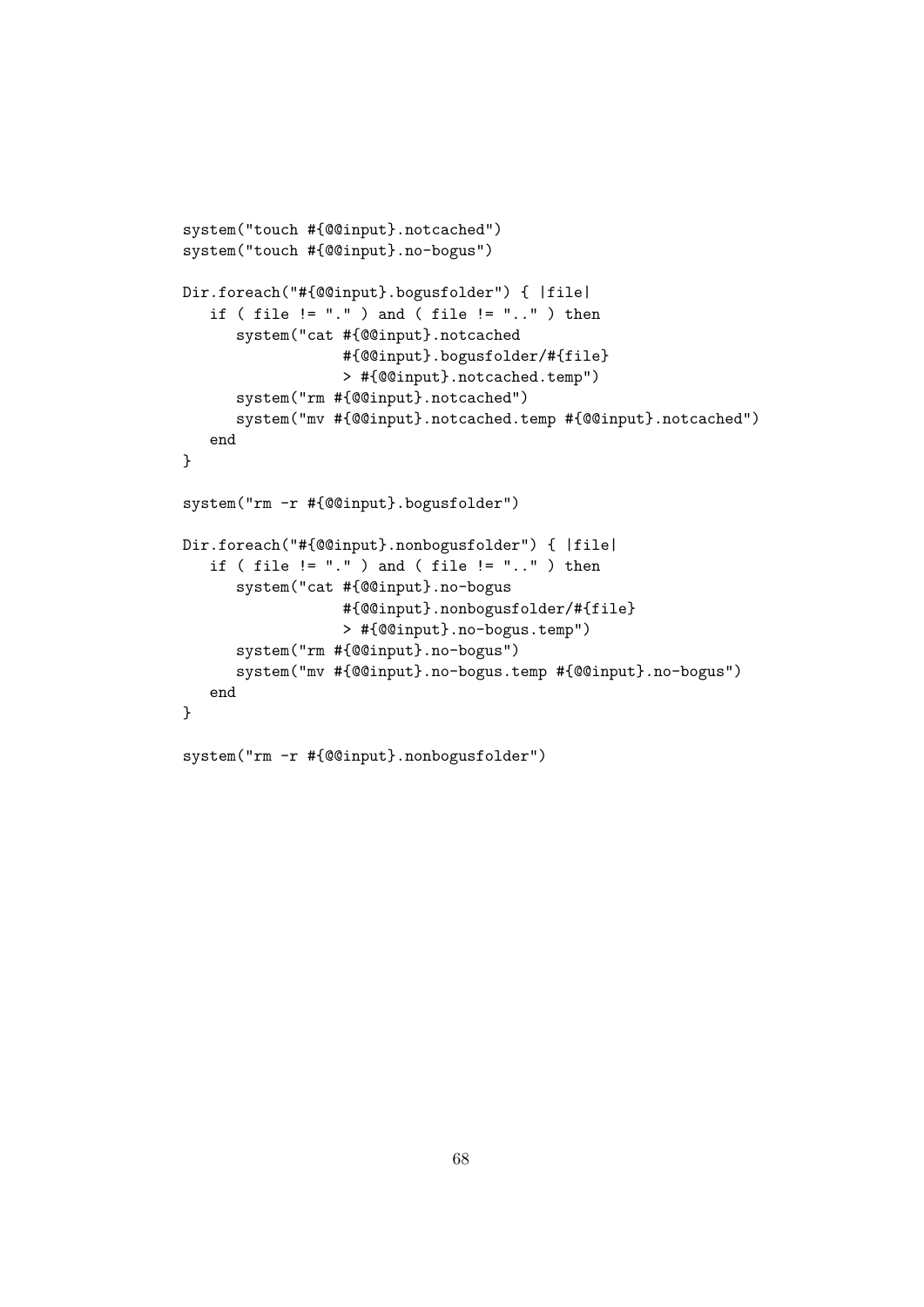```
system("touch #{@@input}.notcached")
system("touch #{@@input}.no-bogus")

Dir.foreach("#{@@input}.bogusfolder") { |file|
   if ( file != "." ) and ( file != ".." ) then
      system("cat #{@@input}.notcached
                  #{@@input}.bogusfolder/#{file}
                  > #{@@input}.notcached.temp")
      system("rm #{@@input}.notcached")
      system("mv #{@@input}.notcached.temp #{@@input}.notcached")
   end
}

system("rm -r #{@@input}.bogusfolder")

Dir.foreach("#{@@input}.nonbogusfolder") { |file|
   if ( file != "." ) and ( file != ".." ) then
      system("cat #{@@input}.no-bogus
                  #{@@input}.nonbogusfolder/#{file}
                  > #{@@input}.no-bogus.temp")
      system("rm #{@@input}.no-bogus")
      system("mv #{@@input}.no-bogus.temp #{@@input}.no-bogus")
   end
}

system("rm -r #{@@input}.nonbogusfolder")
```